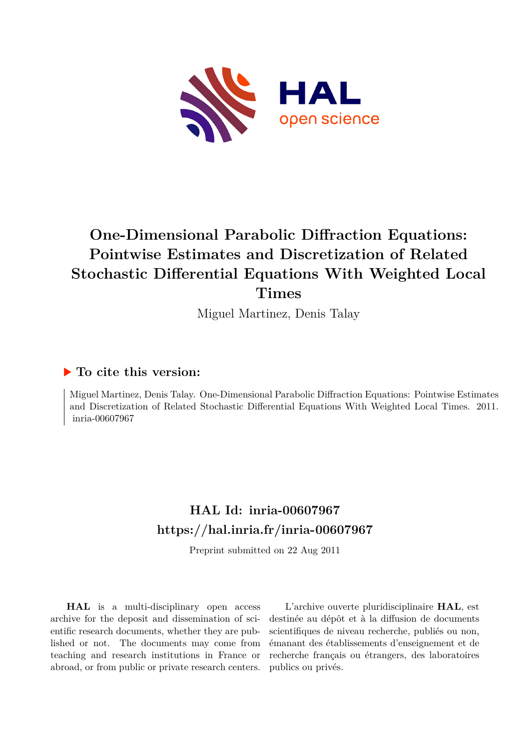# One-Dimensional Parabolic Diffraction Equations: Pointwise Estimates and Discretization of Related Stochastic Differential Equations With Weighted Local Times

Miguel Martinez, Denis Talay

## ▶ To cite this version:

Miguel Martinez, Denis Talay. One-Dimensional Parabolic Diffraction Equations: Pointwise Estimates and Discretization of Related Stochastic Differential Equations With Weighted Local Times. 2011. inria-00607967

## HAL Id: inria-00607967
## https://hal.inria.fr/inria-00607967

Preprint submitted on 22 Aug 2011

**HAL** is a multi-disciplinary open access archive for the deposit and dissemination of scientific research documents, whether they are published or not. The documents may come from teaching and research institutions in France or abroad, or from public or private research centers.

L'archive ouverte pluridisciplinaire **HAL**, est destinée au dépôt et à la diffusion de documents scientifiques de niveau recherche, publiés ou non, émanant des établissements d'enseignement et de recherche français ou étrangers, des laboratoires publics ou privés.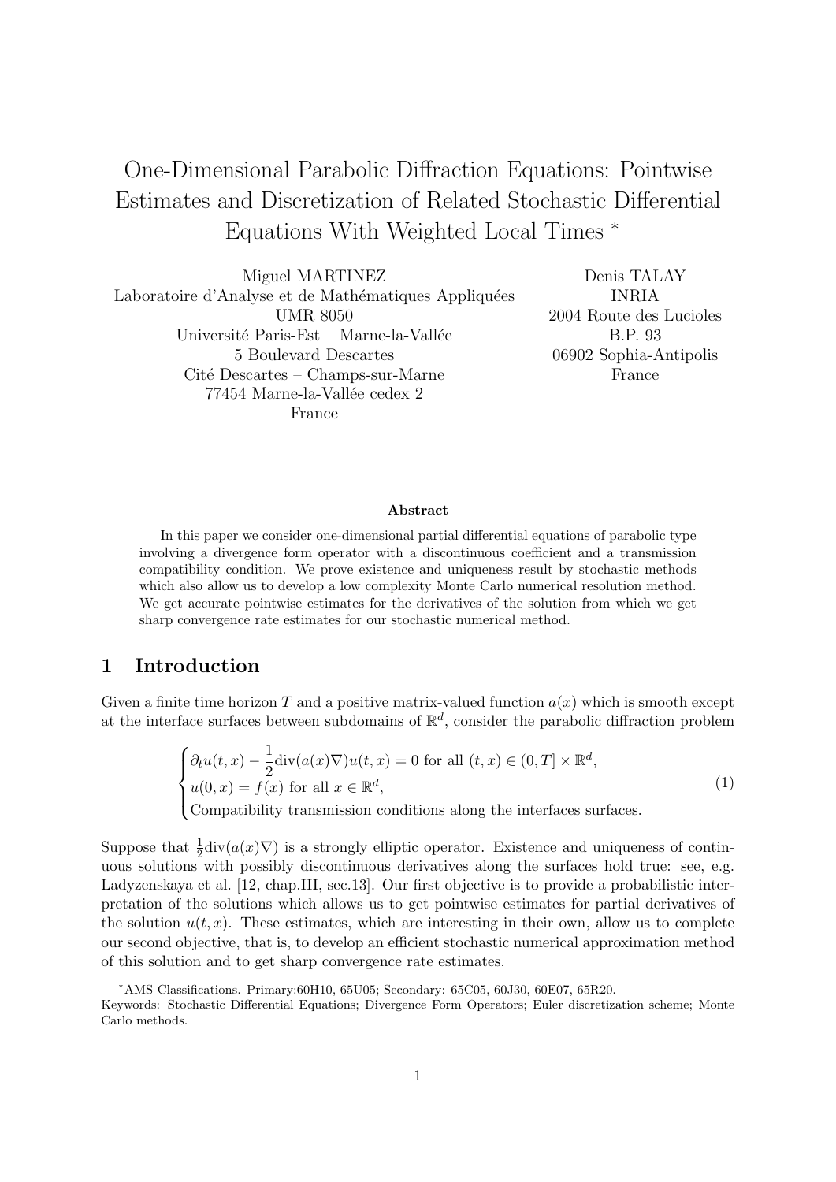# One-Dimensional Parabolic Diffraction Equations: Pointwise Estimates and Discretization of Related Stochastic Differential Equations With Weighted Local Times *

Miguel MARTINEZ
Laboratoire d'Analyse et de Mathématiques Appliquées
UMR 8050
Université Paris-Est – Marne-la-Vallée
5 Boulevard Descartes
Cité Descartes – Champs-sur-Marne
77454 Marne-la-Vallée cedex 2
France

Denis TALAY
INRIA
2004 Route des Lucioles
B.P. 93
06902 Sophia-Antipolis
France

### Abstract

In this paper we consider one-dimensional partial differential equations of parabolic type involving a divergence form operator with a discontinuous coefficient and a transmission compatibility condition. We prove existence and uniqueness result by stochastic methods which also allow us to develop a low complexity Monte Carlo numerical resolution method. We get accurate pointwise estimates for the derivatives of the solution from which we get sharp convergence rate estimates for our stochastic numerical method.

## 1 Introduction

Given a finite time horizon $T$ and a positive matrix-valued function $a(x)$ which is smooth except at the interface surfaces between subdomains of $\mathbb{R}^d$, consider the parabolic diffraction problem

$$\begin{cases} \partial_t u(t,x) - \dfrac{1}{2}\mathrm{div}(a(x)\nabla)u(t,x) = 0 \text{ for all } (t,x) \in (0,T] \times \mathbb{R}^d, \\ u(0,x) = f(x) \text{ for all } x \in \mathbb{R}^d, \\ \text{Compatibility transmission conditions along the interfaces surfaces.} \end{cases} \tag{1}$$

Suppose that $\frac{1}{2}\mathrm{div}(a(x)\nabla)$ is a strongly elliptic operator. Existence and uniqueness of continuous solutions with possibly discontinuous derivatives along the surfaces hold true: see, e.g. Ladyzenskaya et al. [12, chap.III, sec.13]. Our first objective is to provide a probabilistic interpretation of the solutions which allows us to get pointwise estimates for partial derivatives of the solution $u(t,x)$. These estimates, which are interesting in their own, allow us to complete our second objective, that is, to develop an efficient stochastic numerical approximation method of this solution and to get sharp convergence rate estimates.

*AMS Classifications. Primary:60H10, 65U05; Secondary: 65C05, 60J30, 60E07, 65R20.
Keywords: Stochastic Differential Equations; Divergence Form Operators; Euler discretization scheme; Monte Carlo methods.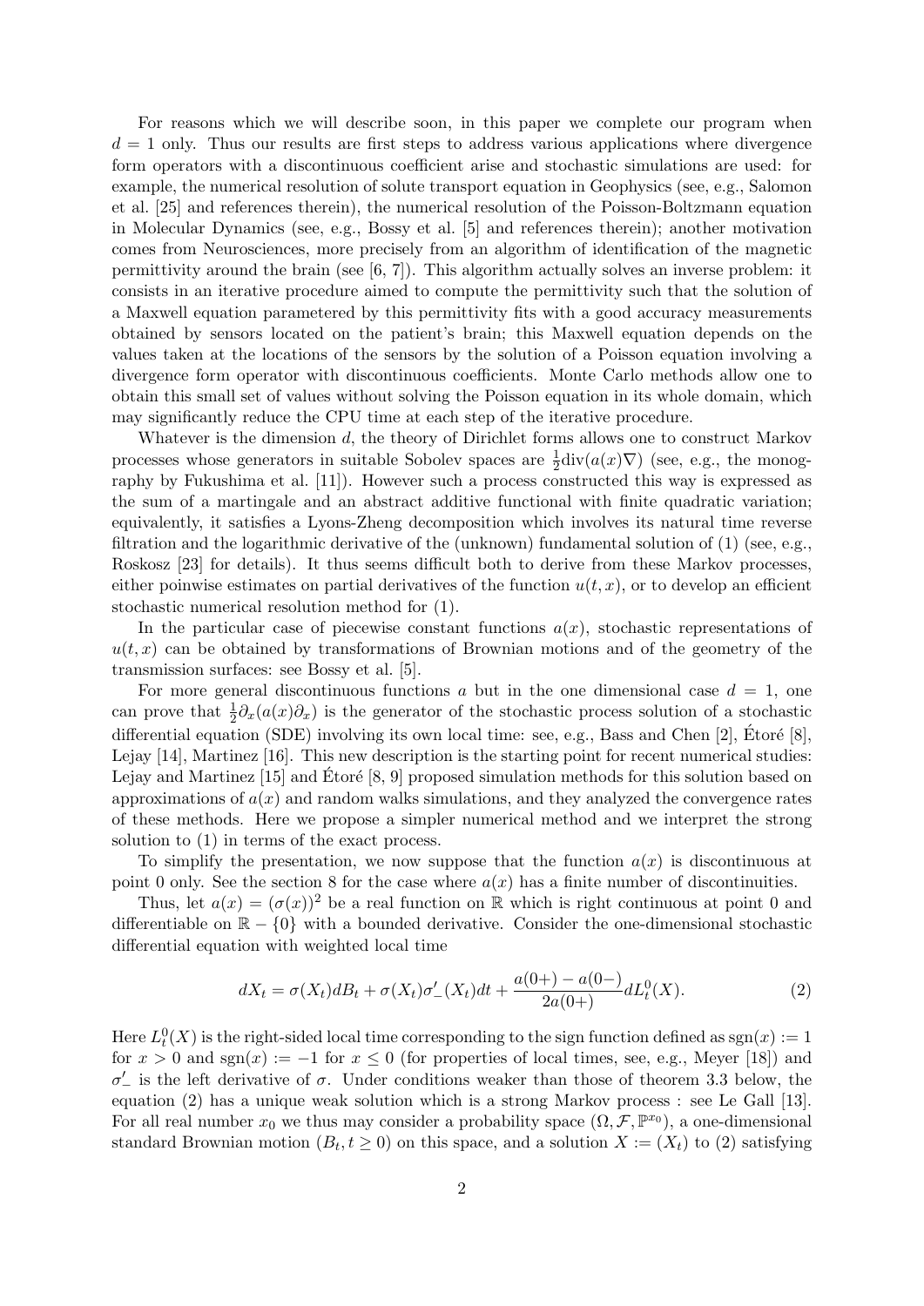For reasons which we will describe soon, in this paper we complete our program when $d = 1$ only. Thus our results are first steps to address various applications where divergence form operators with a discontinuous coefficient arise and stochastic simulations are used: for example, the numerical resolution of solute transport equation in Geophysics (see, e.g., Salomon et al. [25] and references therein), the numerical resolution of the Poisson-Boltzmann equation in Molecular Dynamics (see, e.g., Bossy et al. [5] and references therein); another motivation comes from Neurosciences, more precisely from an algorithm of identification of the magnetic permittivity around the brain (see [6, 7]). This algorithm actually solves an inverse problem: it consists in an iterative procedure aimed to compute the permittivity such that the solution of a Maxwell equation parametered by this permittivity fits with a good accuracy measurements obtained by sensors located on the patient's brain; this Maxwell equation depends on the values taken at the locations of the sensors by the solution of a Poisson equation involving a divergence form operator with discontinuous coefficients. Monte Carlo methods allow one to obtain this small set of values without solving the Poisson equation in its whole domain, which may significantly reduce the CPU time at each step of the iterative procedure.

Whatever is the dimension $d$, the theory of Dirichlet forms allows one to construct Markov processes whose generators in suitable Sobolev spaces are $\frac{1}{2}\text{div}(a(x)\nabla)$ (see, e.g., the monography by Fukushima et al. [11]). However such a process constructed this way is expressed as the sum of a martingale and an abstract additive functional with finite quadratic variation; equivalently, it satisfies a Lyons-Zheng decomposition which involves its natural time reverse filtration and the logarithmic derivative of the (unknown) fundamental solution of (1) (see, e.g., Roskosz [23] for details). It thus seems difficult both to derive from these Markov processes, either poinwise estimates on partial derivatives of the function $u(t, x)$, or to develop an efficient stochastic numerical resolution method for (1).

In the particular case of piecewise constant functions $a(x)$, stochastic representations of $u(t, x)$ can be obtained by transformations of Brownian motions and of the geometry of the transmission surfaces: see Bossy et al. [5].

For more general discontinuous functions $a$ but in the one dimensional case $d = 1$, one can prove that $\frac{1}{2}\partial_x(a(x)\partial_x)$ is the generator of the stochastic process solution of a stochastic differential equation (SDE) involving its own local time: see, e.g., Bass and Chen [2], Étoré [8], Lejay [14], Martinez [16]. This new description is the starting point for recent numerical studies: Lejay and Martinez [15] and Étoré [8, 9] proposed simulation methods for this solution based on approximations of $a(x)$ and random walks simulations, and they analyzed the convergence rates of these methods. Here we propose a simpler numerical method and we interpret the strong solution to (1) in terms of the exact process.

To simplify the presentation, we now suppose that the function $a(x)$ is discontinuous at point 0 only. See the section 8 for the case where $a(x)$ has a finite number of discontinuities.

Thus, let $a(x) = (\sigma(x))^2$ be a real function on $\mathbb{R}$ which is right continuous at point 0 and differentiable on $\mathbb{R} - \{0\}$ with a bounded derivative. Consider the one-dimensional stochastic differential equation with weighted local time

$$dX_t = \sigma(X_t)dB_t + \sigma(X_t)\sigma'_-(X_t)dt + \frac{a(0+) - a(0-)}{2a(0+)}dL^0_t(X). \tag{2}$$

Here $L^0_t(X)$ is the right-sided local time corresponding to the sign function defined as $\text{sgn}(x) := 1$ for $x > 0$ and $\text{sgn}(x) := -1$ for $x \leq 0$ (for properties of local times, see, e.g., Meyer [18]) and $\sigma'_-$ is the left derivative of $\sigma$. Under conditions weaker than those of theorem 3.3 below, the equation (2) has a unique weak solution which is a strong Markov process : see Le Gall [13]. For all real number $x_0$ we thus may consider a probability space $(\Omega, \mathcal{F}, \mathbb{P}^{x_0})$, a one-dimensional standard Brownian motion $(B_t, t \geq 0)$ on this space, and a solution $X := (X_t)$ to (2) satisfying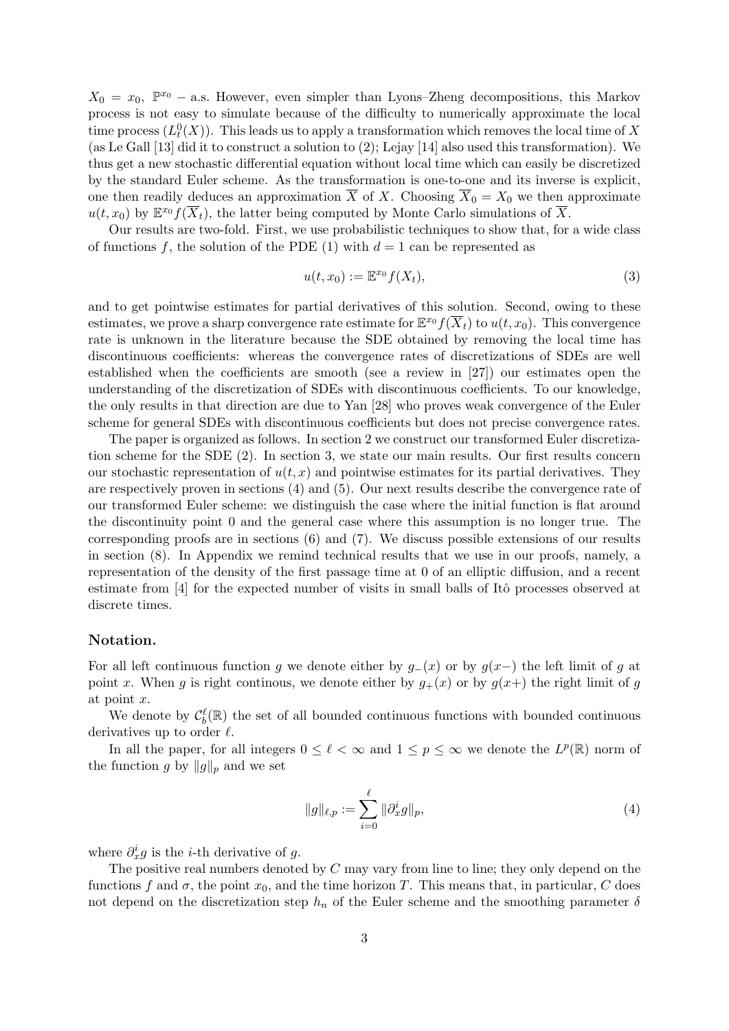$X_0 = x_0$, $\mathbb{P}^{x_0}$ – a.s. However, even simpler than Lyons–Zheng decompositions, this Markov process is not easy to simulate because of the difficulty to numerically approximate the local time process $(L_t^0(X))$. This leads us to apply a transformation which removes the local time of $X$ (as Le Gall [13] did it to construct a solution to (2); Lejay [14] also used this transformation). We thus get a new stochastic differential equation without local time which can easily be discretized by the standard Euler scheme. As the transformation is one-to-one and its inverse is explicit, one then readily deduces an approximation $\overline{X}$ of $X$. Choosing $\overline{X}_0 = X_0$ we then approximate $u(t, x_0)$ by $\mathbb{E}^{x_0} f(\overline{X}_t)$, the latter being computed by Monte Carlo simulations of $\overline{X}$.

Our results are two-fold. First, we use probabilistic techniques to show that, for a wide class of functions $f$, the solution of the PDE (1) with $d = 1$ can be represented as

$$u(t, x_0) := \mathbb{E}^{x_0} f(X_t), \tag{3}$$

and to get pointwise estimates for partial derivatives of this solution. Second, owing to these estimates, we prove a sharp convergence rate estimate for $\mathbb{E}^{x_0} f(\overline{X}_t)$ to $u(t, x_0)$. This convergence rate is unknown in the literature because the SDE obtained by removing the local time has discontinuous coefficients: whereas the convergence rates of discretizations of SDEs are well established when the coefficients are smooth (see a review in [27]) our estimates open the understanding of the discretization of SDEs with discontinuous coefficients. To our knowledge, the only results in that direction are due to Yan [28] who proves weak convergence of the Euler scheme for general SDEs with discontinuous coefficients but does not precise convergence rates.

The paper is organized as follows. In section 2 we construct our transformed Euler discretization scheme for the SDE (2). In section 3, we state our main results. Our first results concern our stochastic representation of $u(t, x)$ and pointwise estimates for its partial derivatives. They are respectively proven in sections (4) and (5). Our next results describe the convergence rate of our transformed Euler scheme: we distinguish the case where the initial function is flat around the discontinuity point 0 and the general case where this assumption is no longer true. The corresponding proofs are in sections (6) and (7). We discuss possible extensions of our results in section (8). In Appendix we remind technical results that we use in our proofs, namely, a representation of the density of the first passage time at 0 of an elliptic diffusion, and a recent estimate from [4] for the expected number of visits in small balls of Itô processes observed at discrete times.

## Notation.

For all left continuous function $g$ we denote either by $g_-(x)$ or by $g(x-)$ the left limit of $g$ at point $x$. When $g$ is right continous, we denote either by $g_+(x)$ or by $g(x+)$ the right limit of $g$ at point $x$.

We denote by $\mathcal{C}_b^\ell(\mathbb{R})$ the set of all bounded continuous functions with bounded continuous derivatives up to order $\ell$.

In all the paper, for all integers $0 \le \ell < \infty$ and $1 \le p \le \infty$ we denote the $L^p(\mathbb{R})$ norm of the function $g$ by $\|g\|_p$ and we set

$$\|g\|_{\ell,p} := \sum_{i=0}^{\ell} \|\partial_x^i g\|_p, \tag{4}$$

where $\partial_x^i g$ is the $i$-th derivative of $g$.

The positive real numbers denoted by $C$ may vary from line to line; they only depend on the functions $f$ and $\sigma$, the point $x_0$, and the time horizon $T$. This means that, in particular, $C$ does not depend on the discretization step $h_n$ of the Euler scheme and the smoothing parameter $\delta$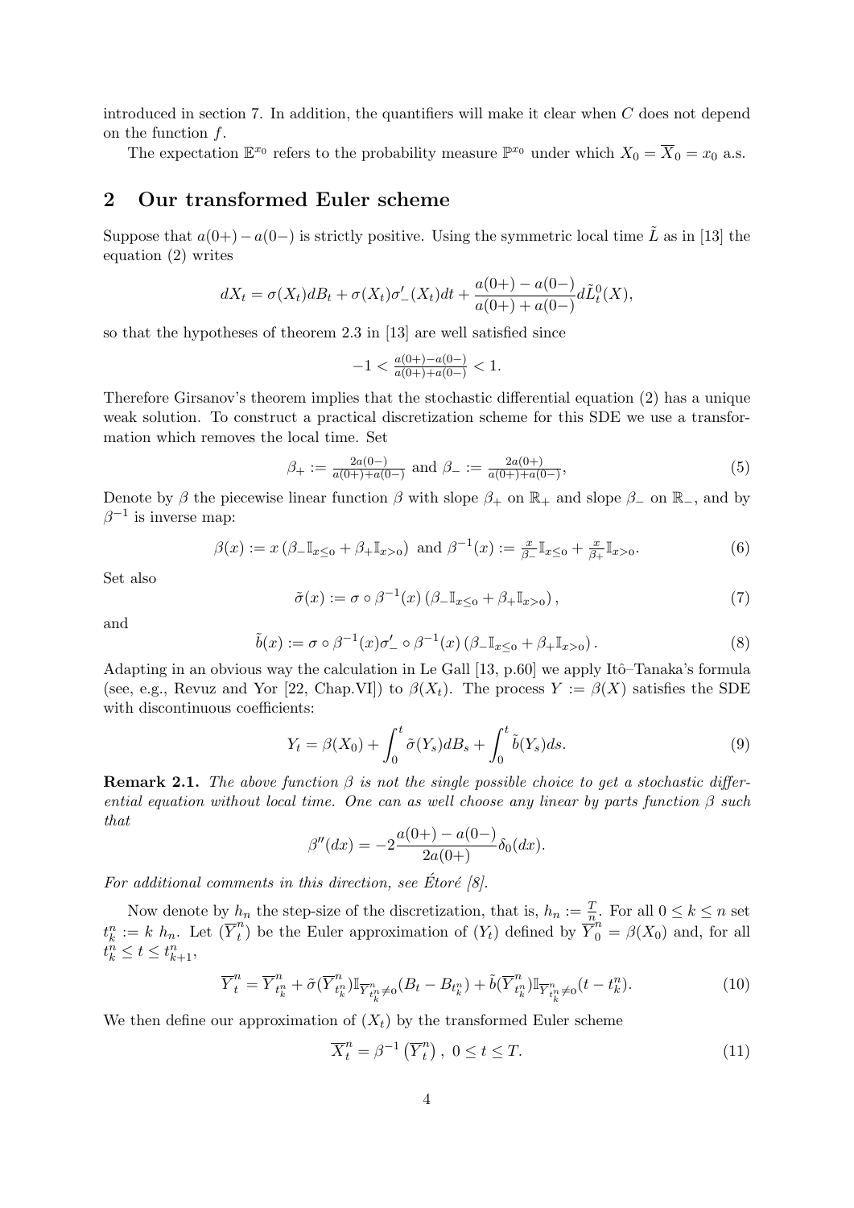introduced in section 7. In addition, the quantifiers will make it clear when $C$ does not depend on the function $f$.

The expectation $\mathbb{E}^{x_0}$ refers to the probability measure $\mathbb{P}^{x_0}$ under which $X_0 = \overline{X}_0 = x_0$ a.s.

## 2 Our transformed Euler scheme

Suppose that $a(0+) - a(0-)$ is strictly positive. Using the symmetric local time $\tilde{L}$ as in [13] the equation (2) writes

$$dX_t = \sigma(X_t)dB_t + \sigma(X_t)\sigma'_-(X_t)dt + \frac{a(0+) - a(0-)}{a(0+) + a(0-)}d\tilde{L}^0_t(X),$$

so that the hypotheses of theorem 2.3 in [13] are well satisfied since

$$-1 < \tfrac{a(0+)-a(0-)}{a(0+)+a(0-)} < 1.$$

Therefore Girsanov's theorem implies that the stochastic differential equation (2) has a unique weak solution. To construct a practical discretization scheme for this SDE we use a transformation which removes the local time. Set

$$\beta_+ := \tfrac{2a(0-)}{a(0+)+a(0-)} \text{ and } \beta_- := \tfrac{2a(0+)}{a(0+)+a(0-)}, \tag{5}$$

Denote by $\beta$ the piecewise linear function $\beta$ with slope $\beta_+$ on $\mathbb{R}_+$ and slope $\beta_-$ on $\mathbb{R}_-$, and by $\beta^{-1}$ is inverse map:

$$\beta(x) := x\left(\beta_- \mathbb{I}_{x\leq 0} + \beta_+ \mathbb{I}_{x>0}\right) \text{ and } \beta^{-1}(x) := \tfrac{x}{\beta_-}\mathbb{I}_{x\leq 0} + \tfrac{x}{\beta_+}\mathbb{I}_{x>0}. \tag{6}$$

Set also

$$\tilde{\sigma}(x) := \sigma \circ \beta^{-1}(x)\left(\beta_- \mathbb{I}_{x\leq 0} + \beta_+ \mathbb{I}_{x>0}\right), \tag{7}$$

and

$$\tilde{b}(x) := \sigma \circ \beta^{-1}(x)\sigma'_- \circ \beta^{-1}(x)\left(\beta_- \mathbb{I}_{x\leq 0} + \beta_+ \mathbb{I}_{x>0}\right). \tag{8}$$

Adapting in an obvious way the calculation in Le Gall [13, p.60] we apply Itô–Tanaka's formula (see, e.g., Revuz and Yor [22, Chap.VI]) to $\beta(X_t)$. The process $Y := \beta(X)$ satisfies the SDE with discontinuous coefficients:

$$Y_t = \beta(X_0) + \int_0^t \tilde{\sigma}(Y_s)dB_s + \int_0^t \tilde{b}(Y_s)ds. \tag{9}$$

**Remark 2.1.** *The above function $\beta$ is not the single possible choice to get a stochastic differential equation without local time. One can as well choose any linear by parts function $\beta$ such that*

$$\beta''(dx) = -2\frac{a(0+) - a(0-)}{2a(0+)}\delta_0(dx).$$

*For additional comments in this direction, see Étoré [8].*

Now denote by $h_n$ the step-size of the discretization, that is, $h_n := \frac{T}{n}$. For all $0 \leq k \leq n$ set $t^n_k := k\ h_n$. Let $(\overline{Y}^n_t)$ be the Euler approximation of $(Y_t)$ defined by $\overline{Y}^n_0 = \beta(X_0)$ and, for all $t^n_k \leq t \leq t^n_{k+1}$,

$$\overline{Y}^n_t = \overline{Y}^n_{t^n_k} + \tilde{\sigma}(\overline{Y}^n_{t^n_k})\mathbb{I}_{\overline{Y}^n_{t^n_k}\neq 0}(B_t - B_{t^n_k}) + \tilde{b}(\overline{Y}^n_{t^n_k})\mathbb{I}_{\overline{Y}^n_{t^n_k}\neq 0}(t - t^n_k). \tag{10}$$

We then define our approximation of $(X_t)$ by the transformed Euler scheme

$$\overline{X}^n_t = \beta^{-1}\left(\overline{Y}^n_t\right),\ 0 \leq t \leq T. \tag{11}$$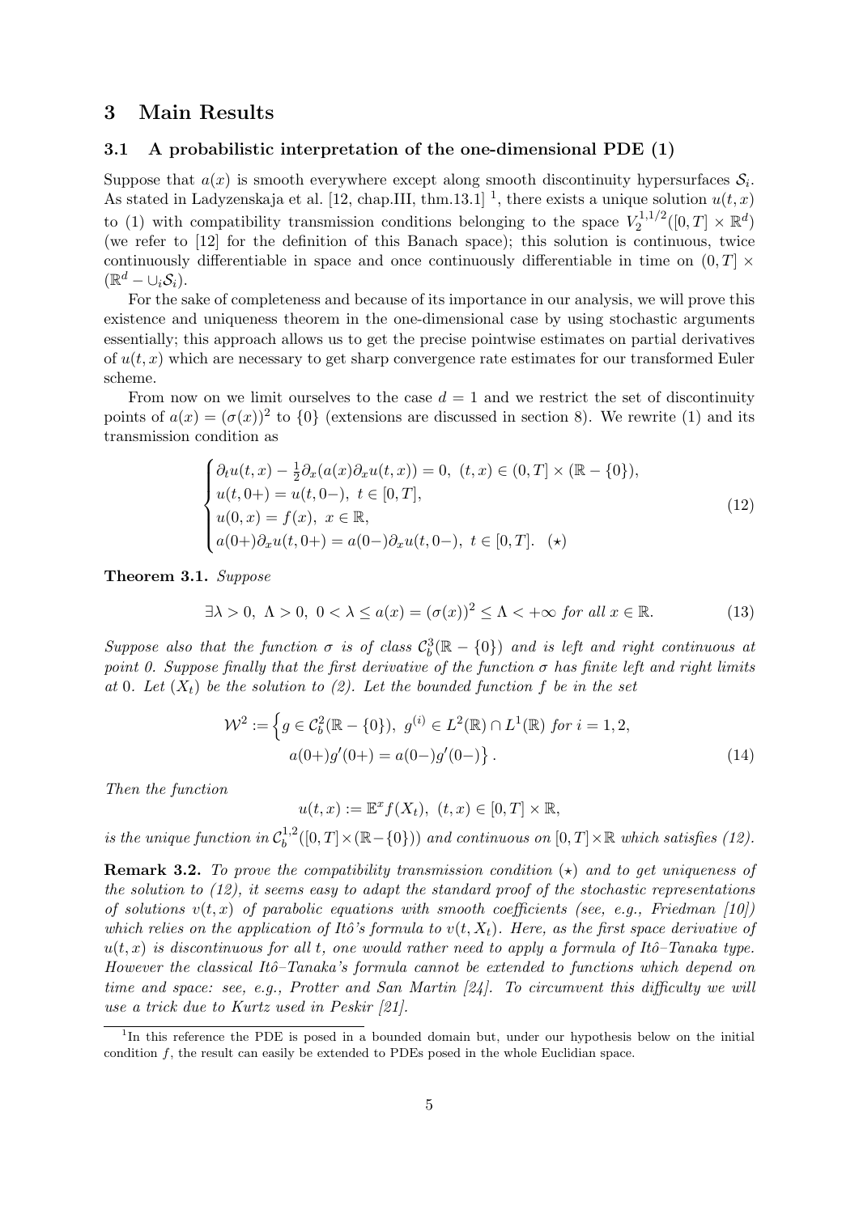## 3 Main Results

### 3.1 A probabilistic interpretation of the one-dimensional PDE (1)

Suppose that $a(x)$ is smooth everywhere except along smooth discontinuity hypersurfaces $\mathcal{S}_i$. As stated in Ladyzenskaja et al. [12, chap.III, thm.13.1] [1], there exists a unique solution $u(t,x)$ to (1) with compatibility transmission conditions belonging to the space $V_2^{1,1/2}([0,T] \times \mathbb{R}^d)$ (we refer to [12] for the definition of this Banach space); this solution is continuous, twice continuously differentiable in space and once continuously differentiable in time on $(0,T] \times (\mathbb{R}^d - \cup_i \mathcal{S}_i)$.

For the sake of completeness and because of its importance in our analysis, we will prove this existence and uniqueness theorem in the one-dimensional case by using stochastic arguments essentially; this approach allows us to get the precise pointwise estimates on partial derivatives of $u(t,x)$ which are necessary to get sharp convergence rate estimates for our transformed Euler scheme.

From now on we limit ourselves to the case $d = 1$ and we restrict the set of discontinuity points of $a(x) = (\sigma(x))^2$ to $\{0\}$ (extensions are discussed in section 8). We rewrite (1) and its transmission condition as

$$
\begin{cases}
\partial_t u(t,x) - \frac{1}{2}\partial_x(a(x)\partial_x u(t,x)) = 0, \ (t,x) \in (0,T] \times (\mathbb{R} - \{0\}), \\
u(t, 0+) = u(t, 0-), \ t \in [0,T], \\
u(0,x) = f(x), \ x \in \mathbb{R}, \\
a(0+)\partial_x u(t, 0+) = a(0-)\partial_x u(t, 0-), \ t \in [0,T]. \quad (\star)
\end{cases}
\tag{12}
$$

**Theorem 3.1.** *Suppose*

$$
\exists \lambda > 0, \ \Lambda > 0, \ 0 < \lambda \leq a(x) = (\sigma(x))^2 \leq \Lambda < +\infty \text{ for all } x \in \mathbb{R}. \tag{13}
$$

*Suppose also that the function $\sigma$ is of class $\mathcal{C}_b^3(\mathbb{R} - \{0\})$ and is left and right continuous at point 0. Suppose finally that the first derivative of the function $\sigma$ has finite left and right limits at 0. Let $(X_t)$ be the solution to (2). Let the bounded function $f$ be in the set*

$$
\begin{aligned}
\mathcal{W}^2 := \Big\{ g \in \mathcal{C}_b^2(\mathbb{R} - \{0\}), \ g^{(i)} \in L^2(\mathbb{R}) \cap L^1(\mathbb{R}) \text{ for } i = 1,2, \\
a(0+)g'(0+) = a(0-)g'(0-) \Big\}.
\end{aligned}
\tag{14}
$$

*Then the function*

$$
u(t,x) := \mathbb{E}^x f(X_t), \ (t,x) \in [0,T] \times \mathbb{R},
$$

*is the unique function in $\mathcal{C}_b^{1,2}([0,T] \times (\mathbb{R} - \{0\}))$ and continuous on $[0,T] \times \mathbb{R}$ which satisfies (12).*

**Remark 3.2.** *To prove the compatibility transmission condition $(\star)$ and to get uniqueness of the solution to (12), it seems easy to adapt the standard proof of the stochastic representations of solutions $v(t,x)$ of parabolic equations with smooth coefficients (see, e.g., Friedman [10]) which relies on the application of Itô's formula to $v(t, X_t)$. Here, as the first space derivative of $u(t,x)$ is discontinuous for all $t$, one would rather need to apply a formula of Itô–Tanaka type. However the classical Itô–Tanaka's formula cannot be extended to functions which depend on time and space: see, e.g., Protter and San Martin [24]. To circumvent this difficulty we will use a trick due to Kurtz used in Peskir [21].*

[1] In this reference the PDE is posed in a bounded domain but, under our hypothesis below on the initial condition $f$, the result can easily be extended to PDEs posed in the whole Euclidian space.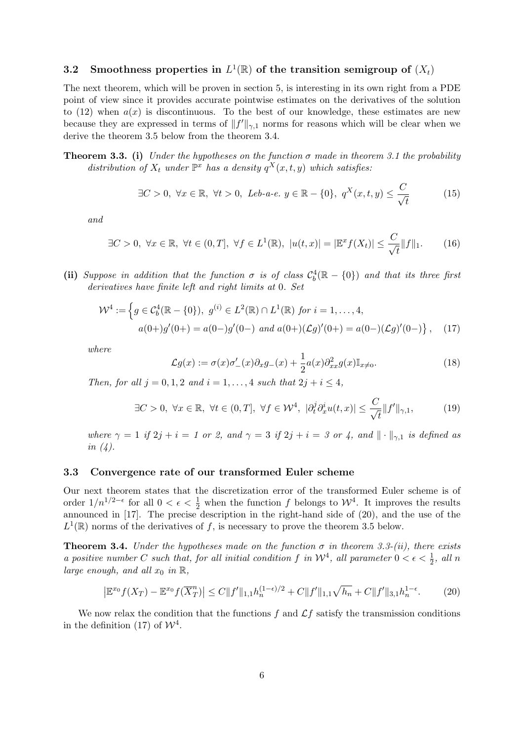### 3.2 Smoothness properties in $L^1(\mathbb{R})$ of the transition semigroup of $(X_t)$

The next theorem, which will be proven in section 5, is interesting in its own right from a PDE point of view since it provides accurate pointwise estimates on the derivatives of the solution to (12) when $a(x)$ is discontinuous. To the best of our knowledge, these estimates are new because they are expressed in terms of $\|f'\|_{\gamma,1}$ norms for reasons which will be clear when we derive the theorem 3.5 below from the theorem 3.4.

**Theorem 3.3.** **(i)** *Under the hypotheses on the function $\sigma$ made in theorem 3.1 the probability distribution of $X_t$ under $\mathbb{P}^x$ has a density $q^X(x,t,y)$ which satisfies:*

$$\exists C > 0,\ \forall x \in \mathbb{R},\ \forall t > 0,\ \text{Leb-a-e. } y \in \mathbb{R} - \{0\},\ q^X(x,t,y) \leq \frac{C}{\sqrt{t}} \tag{15}$$

*and*

$$\exists C > 0,\ \forall x \in \mathbb{R},\ \forall t \in (0,T],\ \forall f \in L^1(\mathbb{R}),\ |u(t,x)| = |\mathbb{E}^x f(X_t)| \leq \frac{C}{\sqrt{t}}\|f\|_1. \tag{16}$$

**(ii)** *Suppose in addition that the function $\sigma$ is of class $\mathcal{C}_b^4(\mathbb{R} - \{0\})$ and that its three first derivatives have finite left and right limits at 0. Set*

$$\mathcal{W}^4 := \Big\{ g \in \mathcal{C}_b^4(\mathbb{R} - \{0\}),\ g^{(i)} \in L^2(\mathbb{R}) \cap L^1(\mathbb{R}) \text{ for } i = 1, \ldots, 4,$$
$$a(0+)g'(0+) = a(0-)g'(0-) \text{ and } a(0+)(\mathcal{L}g)'(0+) = a(0-)(\mathcal{L}g)'(0-)\Big\}, \tag{17}$$

*where*

$$\mathcal{L}g(x) := \sigma(x)\sigma'_-(x)\partial_x g_-(x) + \frac{1}{2}a(x)\partial^2_{xx}g(x)\mathbb{I}_{x\neq 0}. \tag{18}$$

*Then, for all $j = 0, 1, 2$ and $i = 1, \ldots, 4$ such that $2j + i \leq 4$,*

$$\exists C > 0,\ \forall x \in \mathbb{R},\ \forall t \in (0,T],\ \forall f \in \mathcal{W}^4,\ |\partial_t^j \partial_x^i u(t,x)| \leq \frac{C}{\sqrt{t}}\|f'\|_{\gamma,1}, \tag{19}$$

*where $\gamma = 1$ if $2j + i = 1$ or $2$, and $\gamma = 3$ if $2j + i = 3$ or $4$, and $\|\cdot\|_{\gamma,1}$ is defined as in (4).*

### 3.3 Convergence rate of our transformed Euler scheme

Our next theorem states that the discretization error of the transformed Euler scheme is of order $1/n^{1/2-\epsilon}$ for all $0 < \epsilon < \frac{1}{2}$ when the function $f$ belongs to $\mathcal{W}^4$. It improves the results announced in [17]. The precise description in the right-hand side of (20), and the use of the $L^1(\mathbb{R})$ norms of the derivatives of $f$, is necessary to prove the theorem 3.5 below.

**Theorem 3.4.** *Under the hypotheses made on the function $\sigma$ in theorem 3.3-(ii), there exists a positive number $C$ such that, for all initial condition $f$ in $\mathcal{W}^4$, all parameter $0 < \epsilon < \frac{1}{2}$, all $n$ large enough, and all $x_0$ in $\mathbb{R}$,*

$$\left|\mathbb{E}^{x_0} f(X_T) - \mathbb{E}^{x_0} f(\overline{X}_T^n)\right| \leq C\|f'\|_{1,1} h_n^{(1-\epsilon)/2} + C\|f'\|_{1,1}\sqrt{h_n} + C\|f'\|_{3,1} h_n^{1-\epsilon}. \tag{20}$$

We now relax the condition that the functions $f$ and $\mathcal{L}f$ satisfy the transmission conditions in the definition (17) of $\mathcal{W}^4$.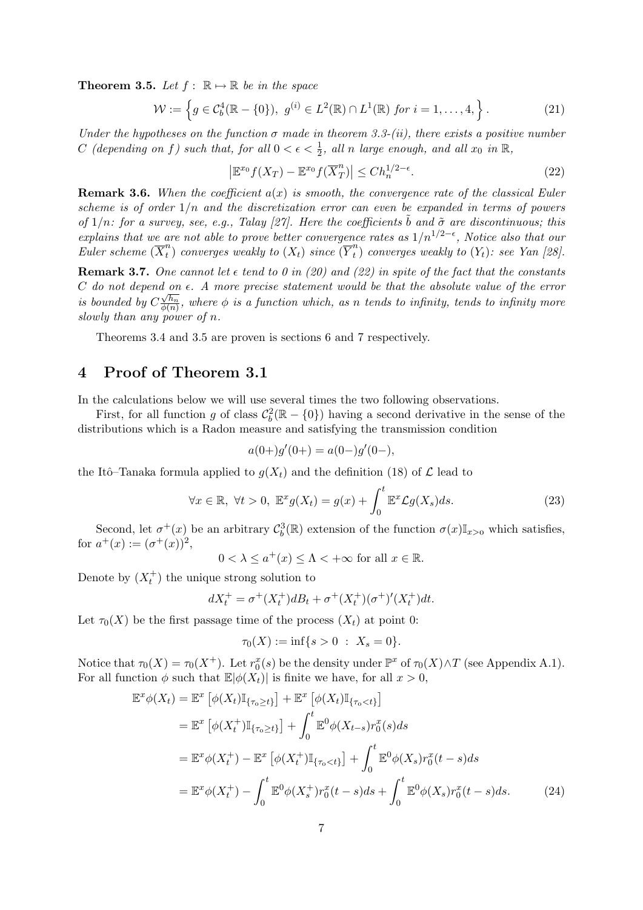**Theorem 3.5.** *Let $f : \mathbb{R} \mapsto \mathbb{R}$ be in the space*

$$\mathcal{W} := \left\{ g \in \mathcal{C}_b^4(\mathbb{R} - \{0\}),\ g^{(i)} \in L^2(\mathbb{R}) \cap L^1(\mathbb{R}) \text{ for } i = 1, \ldots, 4, \right\}. \tag{21}$$

*Under the hypotheses on the function $\sigma$ made in theorem 3.3-(ii), there exists a positive number $C$ (depending on $f$) such that, for all $0 < \epsilon < \frac{1}{2}$, all $n$ large enough, and all $x_0$ in $\mathbb{R}$,*

$$\left| \mathbb{E}^{x_0} f(X_T) - \mathbb{E}^{x_0} f(\overline{X}_T^n) \right| \leq C h_n^{1/2 - \epsilon}. \tag{22}$$

**Remark 3.6.** *When the coefficient $a(x)$ is smooth, the convergence rate of the classical Euler scheme is of order $1/n$ and the discretization error can even be expanded in terms of powers of $1/n$: for a survey, see, e.g., Talay [27]. Here the coefficients $\tilde{b}$ and $\tilde{\sigma}$ are discontinuous; this explains that we are not able to prove better convergence rates as $1/n^{1/2-\epsilon}$, Notice also that our Euler scheme $(\overline{X}_t^n)$ converges weakly to $(X_t)$ since $(\overline{Y}_t^n)$ converges weakly to $(Y_t)$: see Yan [28].*

**Remark 3.7.** *One cannot let $\epsilon$ tend to 0 in (20) and (22) in spite of the fact that the constants $C$ do not depend on $\epsilon$. A more precise statement would be that the absolute value of the error is bounded by $C\frac{\sqrt{h_n}}{\phi(n)}$, where $\phi$ is a function which, as $n$ tends to infinity, tends to infinity more slowly than any power of $n$.*

Theorems 3.4 and 3.5 are proven is sections 6 and 7 respectively.

# 4 Proof of Theorem 3.1

In the calculations below we will use several times the two following observations.

First, for all function $g$ of class $\mathcal{C}_b^2(\mathbb{R} - \{0\})$ having a second derivative in the sense of the distributions which is a Radon measure and satisfying the transmission condition

$$a(0+)g'(0+) = a(0-)g'(0-),$$

the Itô–Tanaka formula applied to $g(X_t)$ and the definition (18) of $\mathcal{L}$ lead to

$$\forall x \in \mathbb{R},\ \forall t > 0,\ \mathbb{E}^x g(X_t) = g(x) + \int_0^t \mathbb{E}^x \mathcal{L} g(X_s) ds. \tag{23}$$

Second, let $\sigma^+(x)$ be an arbitrary $\mathcal{C}_b^3(\mathbb{R})$ extension of the function $\sigma(x)\mathbb{I}_{x>0}$ which satisfies, for $a^+(x) := (\sigma^+(x))^2$,

$$0 < \lambda \leq a^+(x) \leq \Lambda < +\infty \text{ for all } x \in \mathbb{R}.$$

Denote by $(X_t^+)$ the unique strong solution to

$$dX_t^+ = \sigma^+(X_t^+) dB_t + \sigma^+(X_t^+)(\sigma^+)'(X_t^+) dt.$$

Let $\tau_0(X)$ be the first passage time of the process $(X_t)$ at point 0:

$$\tau_0(X) := \inf\{s > 0 \ :\ X_s = 0\}.$$

Notice that $\tau_0(X) = \tau_0(X^+)$. Let $r_0^x(s)$ be the density under $\mathbb{P}^x$ of $\tau_0(X) \wedge T$ (see Appendix A.1). For all function $\phi$ such that $\mathbb{E}|\phi(X_t)|$ is finite we have, for all $x > 0$,

$$\begin{aligned}
\mathbb{E}^x \phi(X_t) &= \mathbb{E}^x \left[ \phi(X_t) \mathbb{I}_{\{\tau_0 \geq t\}} \right] + \mathbb{E}^x \left[ \phi(X_t) \mathbb{I}_{\{\tau_0 < t\}} \right] \\
&= \mathbb{E}^x \left[ \phi(X_t^+) \mathbb{I}_{\{\tau_0 \geq t\}} \right] + \int_0^t \mathbb{E}^0 \phi(X_{t-s}) r_0^x(s) ds \\
&= \mathbb{E}^x \phi(X_t^+) - \mathbb{E}^x \left[ \phi(X_t^+) \mathbb{I}_{\{\tau_0 < t\}} \right] + \int_0^t \mathbb{E}^0 \phi(X_s) r_0^x(t-s) ds \\
&= \mathbb{E}^x \phi(X_t^+) - \int_0^t \mathbb{E}^0 \phi(X_s^+) r_0^x(t-s) ds + \int_0^t \mathbb{E}^0 \phi(X_s) r_0^x(t-s) ds. \qquad (24)
\end{aligned}$$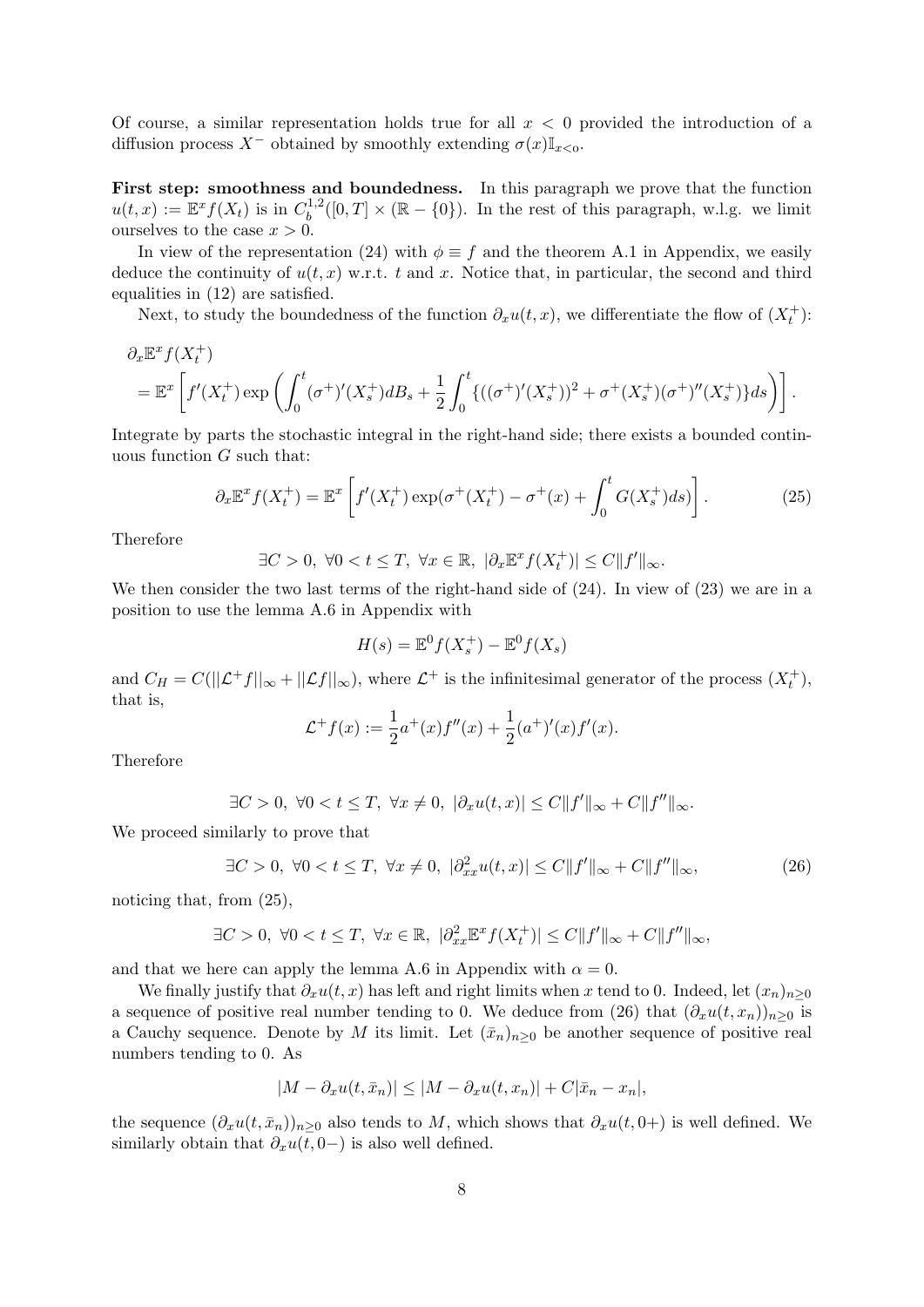Of course, a similar representation holds true for all $x < 0$ provided the introduction of a diffusion process $X^-$ obtained by smoothly extending $\sigma(x)\mathbb{I}_{x<0}$.

**First step: smoothness and boundedness.** In this paragraph we prove that the function $u(t,x) := \mathbb{E}^x f(X_t)$ is in $C_b^{1,2}([0,T] \times (\mathbb{R} - \{0\})$. In the rest of this paragraph, w.l.g. we limit ourselves to the case $x > 0$.

In view of the representation (24) with $\phi \equiv f$ and the theorem A.1 in Appendix, we easily deduce the continuity of $u(t,x)$ w.r.t. $t$ and $x$. Notice that, in particular, the second and third equalities in (12) are satisfied.

Next, to study the boundedness of the function $\partial_x u(t,x)$, we differentiate the flow of $(X_t^+)$:

$$
\begin{aligned}
&\partial_x \mathbb{E}^x f(X_t^+) \\
&= \mathbb{E}^x \left[ f'(X_t^+) \exp\left( \int_0^t (\sigma^+)'(X_s^+) dB_s + \frac{1}{2} \int_0^t \{((\sigma^+)'(X_s^+))^2 + \sigma^+(X_s^+)(\sigma^+)''(X_s^+)\} ds \right) \right].
\end{aligned}
$$

Integrate by parts the stochastic integral in the right-hand side; there exists a bounded continuous function $G$ such that:

$$
\partial_x \mathbb{E}^x f(X_t^+) = \mathbb{E}^x \left[ f'(X_t^+) \exp(\sigma^+(X_t^+) - \sigma^+(x) + \int_0^t G(X_s^+) ds) \right]. \tag{25}
$$

Therefore

$$
\exists C > 0,\ \forall 0 < t \leq T,\ \forall x \in \mathbb{R},\ |\partial_x \mathbb{E}^x f(X_t^+)| \leq C\|f'\|_\infty.
$$

We then consider the two last terms of the right-hand side of (24). In view of (23) we are in a position to use the lemma A.6 in Appendix with

$$
H(s) = \mathbb{E}^0 f(X_s^+) - \mathbb{E}^0 f(X_s)
$$

and $C_H = C(||\mathcal{L}^+ f||_\infty + ||\mathcal{L} f||_\infty)$, where $\mathcal{L}^+$ is the infinitesimal generator of the process $(X_t^+)$, that is,

$$
\mathcal{L}^+ f(x) := \frac{1}{2} a^+(x) f''(x) + \frac{1}{2}(a^+)'(x) f'(x).
$$

Therefore

$$
\exists C > 0,\ \forall 0 < t \leq T,\ \forall x \neq 0,\ |\partial_x u(t,x)| \leq C\|f'\|_\infty + C\|f''\|_\infty.
$$

We proceed similarly to prove that

$$
\exists C > 0,\ \forall 0 < t \leq T,\ \forall x \neq 0,\ |\partial^2_{xx} u(t,x)| \leq C\|f'\|_\infty + C\|f''\|_\infty, \tag{26}
$$

noticing that, from (25),

$$
\exists C > 0,\ \forall 0 < t \leq T,\ \forall x \in \mathbb{R},\ |\partial^2_{xx} \mathbb{E}^x f(X_t^+)| \leq C\|f'\|_\infty + C\|f''\|_\infty,
$$

and that we here can apply the lemma A.6 in Appendix with $\alpha = 0$.

We finally justify that $\partial_x u(t,x)$ has left and right limits when $x$ tend to 0. Indeed, let $(x_n)_{n\geq 0}$ a sequence of positive real number tending to 0. We deduce from (26) that $(\partial_x u(t,x_n))_{n\geq 0}$ is a Cauchy sequence. Denote by $M$ its limit. Let $(\bar{x}_n)_{n\geq 0}$ be another sequence of positive real numbers tending to 0. As

$$
|M - \partial_x u(t,\bar{x}_n)| \leq |M - \partial_x u(t,x_n)| + C|\bar{x}_n - x_n|,
$$

the sequence $(\partial_x u(t,\bar{x}_n))_{n\geq 0}$ also tends to $M$, which shows that $\partial_x u(t,0+)$ is well defined. We similarly obtain that $\partial_x u(t,0-)$ is also well defined.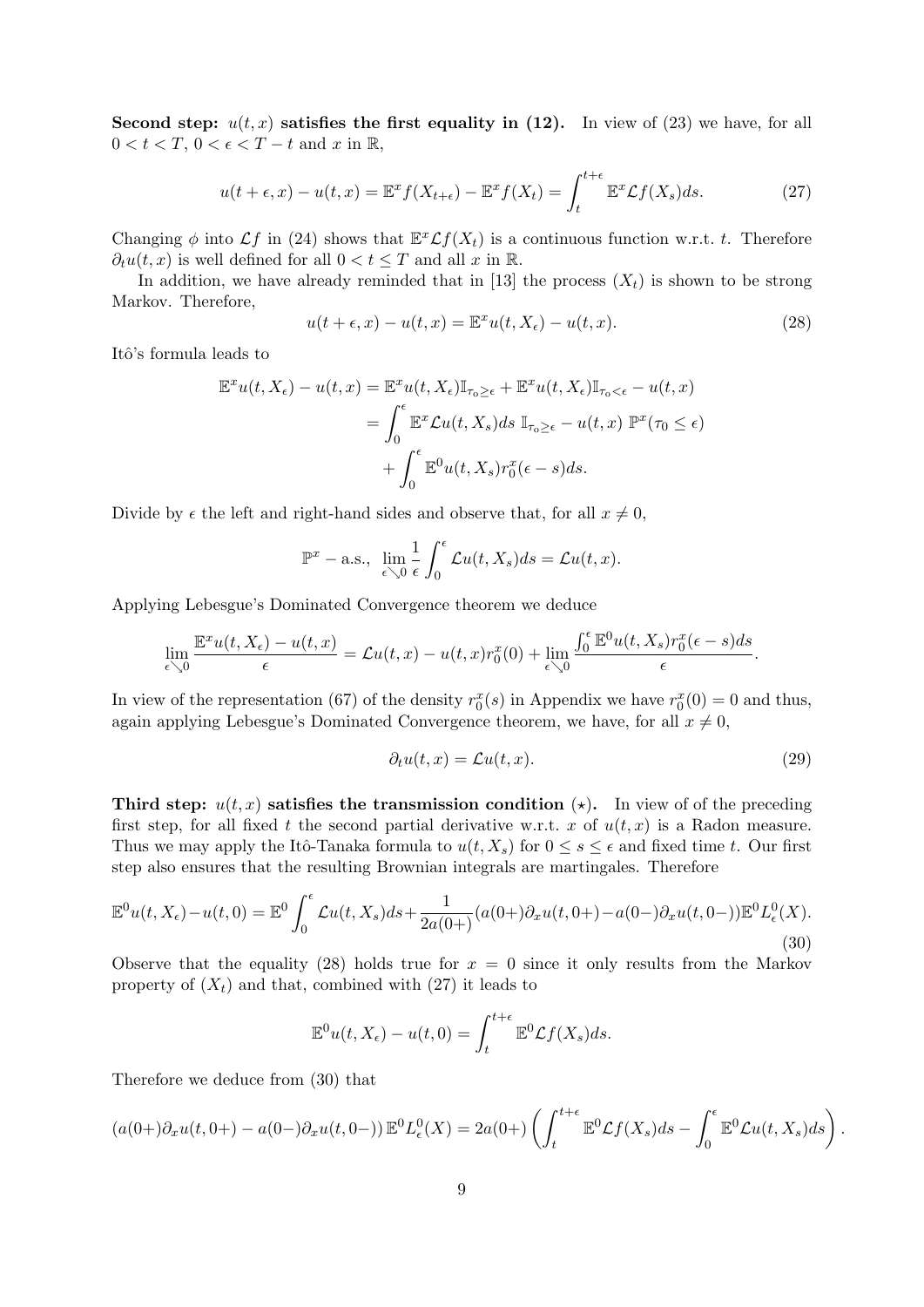**Second step: $u(t,x)$ satisfies the first equality in (12).** In view of (23) we have, for all $0 < t < T$, $0 < \epsilon < T - t$ and $x$ in $\mathbb{R}$,

$$u(t+\epsilon, x) - u(t,x) = \mathbb{E}^x f(X_{t+\epsilon}) - \mathbb{E}^x f(X_t) = \int_t^{t+\epsilon} \mathbb{E}^x \mathcal{L} f(X_s) ds. \tag{27}$$

Changing $\phi$ into $\mathcal{L}f$ in (24) shows that $\mathbb{E}^x \mathcal{L} f(X_t)$ is a continuous function w.r.t. $t$. Therefore $\partial_t u(t,x)$ is well defined for all $0 < t \leq T$ and all $x$ in $\mathbb{R}$.

In addition, we have already reminded that in [13] the process $(X_t)$ is shown to be strong Markov. Therefore,

$$u(t+\epsilon, x) - u(t,x) = \mathbb{E}^x u(t, X_\epsilon) - u(t,x). \tag{28}$$

Itô's formula leads to

$$\begin{aligned}
\mathbb{E}^x u(t, X_\epsilon) - u(t,x) &= \mathbb{E}^x u(t, X_\epsilon) \mathbb{I}_{\tau_0 \geq \epsilon} + \mathbb{E}^x u(t, X_\epsilon) \mathbb{I}_{\tau_0 < \epsilon} - u(t,x) \\
&= \int_0^\epsilon \mathbb{E}^x \mathcal{L} u(t, X_s) ds \ \mathbb{I}_{\tau_0 \geq \epsilon} - u(t,x) \ \mathbb{P}^x(\tau_0 \leq \epsilon) \\
&\quad + \int_0^\epsilon \mathbb{E}^0 u(t, X_s) r_0^x(\epsilon - s) ds.
\end{aligned}$$

Divide by $\epsilon$ the left and right-hand sides and observe that, for all $x \neq 0$,

$$\mathbb{P}^x - \text{a.s.}, \ \lim_{\epsilon \searrow 0} \frac{1}{\epsilon} \int_0^\epsilon \mathcal{L} u(t, X_s) ds = \mathcal{L} u(t,x).$$

Applying Lebesgue's Dominated Convergence theorem we deduce

$$\lim_{\epsilon \searrow 0} \frac{\mathbb{E}^x u(t, X_\epsilon) - u(t,x)}{\epsilon} = \mathcal{L} u(t,x) - u(t,x) r_0^x(0) + \lim_{\epsilon \searrow 0} \frac{\int_0^\epsilon \mathbb{E}^0 u(t, X_s) r_0^x(\epsilon - s) ds}{\epsilon}.$$

In view of the representation (67) of the density $r_0^x(s)$ in Appendix we have $r_0^x(0) = 0$ and thus, again applying Lebesgue's Dominated Convergence theorem, we have, for all $x \neq 0$,

$$\partial_t u(t,x) = \mathcal{L} u(t,x). \tag{29}$$

**Third step: $u(t,x)$ satisfies the transmission condition $(\star)$.** In view of of the preceding first step, for all fixed $t$ the second partial derivative w.r.t. $x$ of $u(t,x)$ is a Radon measure. Thus we may apply the Itô-Tanaka formula to $u(t, X_s)$ for $0 \leq s \leq \epsilon$ and fixed time $t$. Our first step also ensures that the resulting Brownian integrals are martingales. Therefore

$$\mathbb{E}^0 u(t, X_\epsilon) - u(t,0) = \mathbb{E}^0 \int_0^\epsilon \mathcal{L} u(t, X_s) ds + \frac{1}{2a(0+)} (a(0+) \partial_x u(t, 0+) - a(0-) \partial_x u(t, 0-)) \mathbb{E}^0 L_\epsilon^0(X). \tag{30}$$

Observe that the equality (28) holds true for $x = 0$ since it only results from the Markov property of $(X_t)$ and that, combined with (27) it leads to

$$\mathbb{E}^0 u(t, X_\epsilon) - u(t,0) = \int_t^{t+\epsilon} \mathbb{E}^0 \mathcal{L} f(X_s) ds.$$

Therefore we deduce from (30) that

$$(a(0+) \partial_x u(t, 0+) - a(0-) \partial_x u(t, 0-)) \mathbb{E}^0 L_\epsilon^0(X) = 2a(0+) \left( \int_t^{t+\epsilon} \mathbb{E}^0 \mathcal{L} f(X_s) ds - \int_0^\epsilon \mathbb{E}^0 \mathcal{L} u(t, X_s) ds \right).$$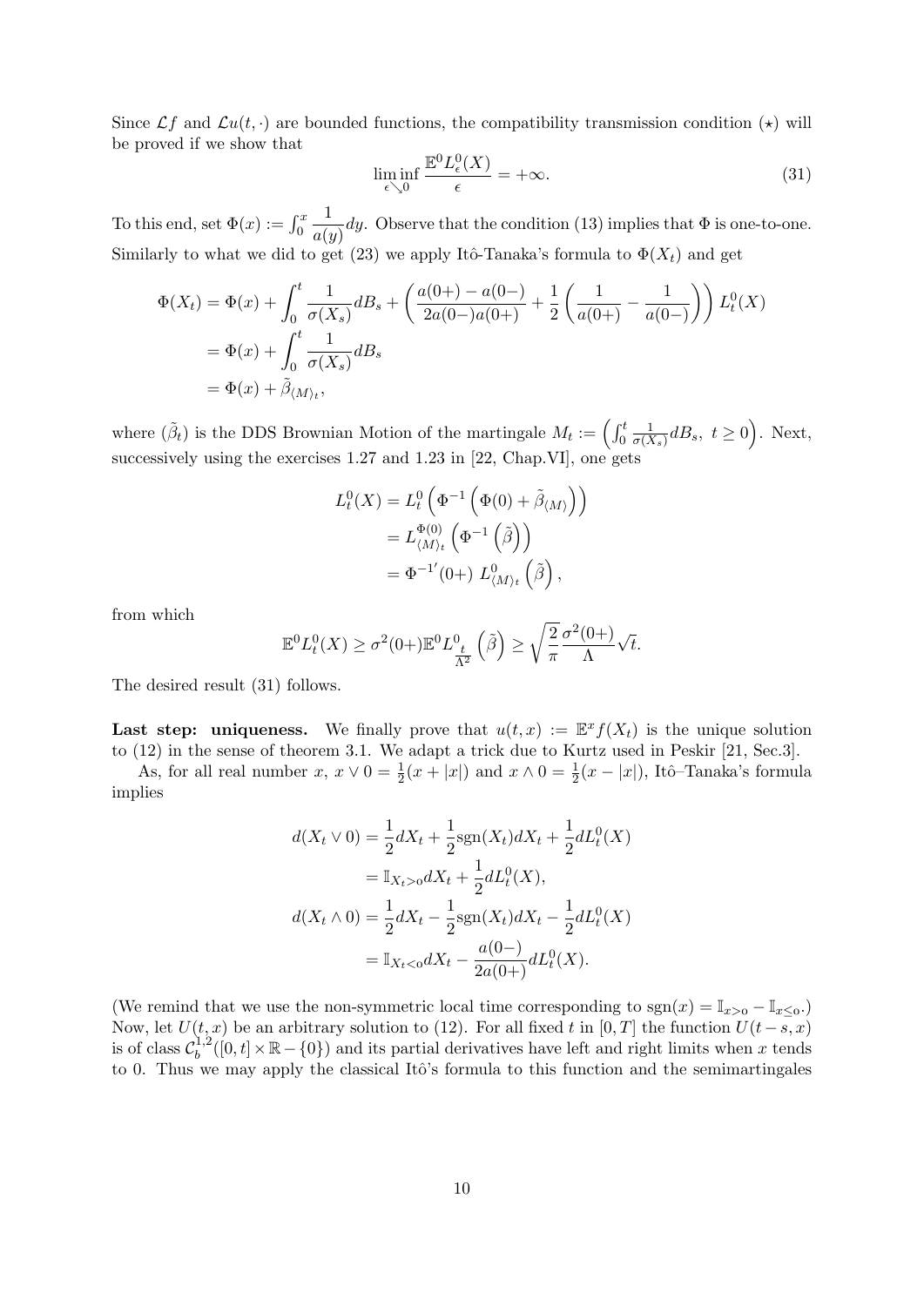Since $\mathcal{L}f$ and $\mathcal{L}u(t,\cdot)$ are bounded functions, the compatibility transmission condition $(\star)$ will be proved if we show that

$$\liminf_{\epsilon \searrow 0} \frac{\mathbb{E}^0 L^0_\epsilon(X)}{\epsilon} = +\infty. \tag{31}$$

To this end, set $\Phi(x) := \int_0^x \dfrac{1}{a(y)}dy$. Observe that the condition (13) implies that $\Phi$ is one-to-one. Similarly to what we did to get (23) we apply Itô-Tanaka's formula to $\Phi(X_t)$ and get

$$\begin{aligned}
\Phi(X_t) &= \Phi(x) + \int_0^t \frac{1}{\sigma(X_s)}dB_s + \left(\frac{a(0+)-a(0-)}{2a(0-)a(0+)} + \frac{1}{2}\left(\frac{1}{a(0+)} - \frac{1}{a(0-)}\right)\right) L^0_t(X) \\
&= \Phi(x) + \int_0^t \frac{1}{\sigma(X_s)}dB_s \\
&= \Phi(x) + \tilde{\beta}_{\langle M \rangle_t},
\end{aligned}$$

where $(\tilde{\beta}_t)$ is the DDS Brownian Motion of the martingale $M_t := \left(\int_0^t \frac{1}{\sigma(X_s)}dB_s,\ t \geq 0\right)$. Next, successively using the exercises 1.27 and 1.23 in [22, Chap.VI], one gets

$$\begin{aligned}
L^0_t(X) &= L^0_t\left(\Phi^{-1}\left(\Phi(0) + \tilde{\beta}_{\langle M \rangle}\right)\right) \\
&= L^{\Phi(0)}_{\langle M \rangle_t}\left(\Phi^{-1}\left(\tilde{\beta}\right)\right) \\
&= {\Phi^{-1}}'(0+)\ L^0_{\langle M \rangle_t}\left(\tilde{\beta}\right),
\end{aligned}$$

from which

$$\mathbb{E}^0 L^0_t(X) \geq \sigma^2(0+)\mathbb{E}^0 L^0_{\frac{t}{\Lambda^2}}\left(\tilde{\beta}\right) \geq \sqrt{\frac{2}{\pi}}\frac{\sigma^2(0+)}{\Lambda}\sqrt{t}.$$

The desired result (31) follows.

**Last step: uniqueness.** We finally prove that $u(t,x) := \mathbb{E}^x f(X_t)$ is the unique solution to (12) in the sense of theorem 3.1. We adapt a trick due to Kurtz used in Peskir [21, Sec.3].

As, for all real number $x$, $x \vee 0 = \frac{1}{2}(x + |x|)$ and $x \wedge 0 = \frac{1}{2}(x - |x|)$, Itô–Tanaka's formula implies

$$\begin{aligned}
d(X_t \vee 0) &= \frac{1}{2}dX_t + \frac{1}{2}\mathrm{sgn}(X_t)dX_t + \frac{1}{2}dL^0_t(X) \\
&= \mathbb{I}_{X_t > 0}dX_t + \frac{1}{2}dL^0_t(X), \\
d(X_t \wedge 0) &= \frac{1}{2}dX_t - \frac{1}{2}\mathrm{sgn}(X_t)dX_t - \frac{1}{2}dL^0_t(X) \\
&= \mathbb{I}_{X_t < 0}dX_t - \frac{a(0-)}{2a(0+)}dL^0_t(X).
\end{aligned}$$

(We remind that we use the non-symmetric local time corresponding to $\mathrm{sgn}(x) = \mathbb{I}_{x>0} - \mathbb{I}_{x\leq 0}$.) Now, let $U(t,x)$ be an arbitrary solution to (12). For all fixed $t$ in $[0,T]$ the function $U(t-s,x)$ is of class $\mathcal{C}^{1,2}_b([0,t] \times \mathbb{R} - \{0\})$ and its partial derivatives have left and right limits when $x$ tends to 0. Thus we may apply the classical Itô's formula to this function and the semimartingales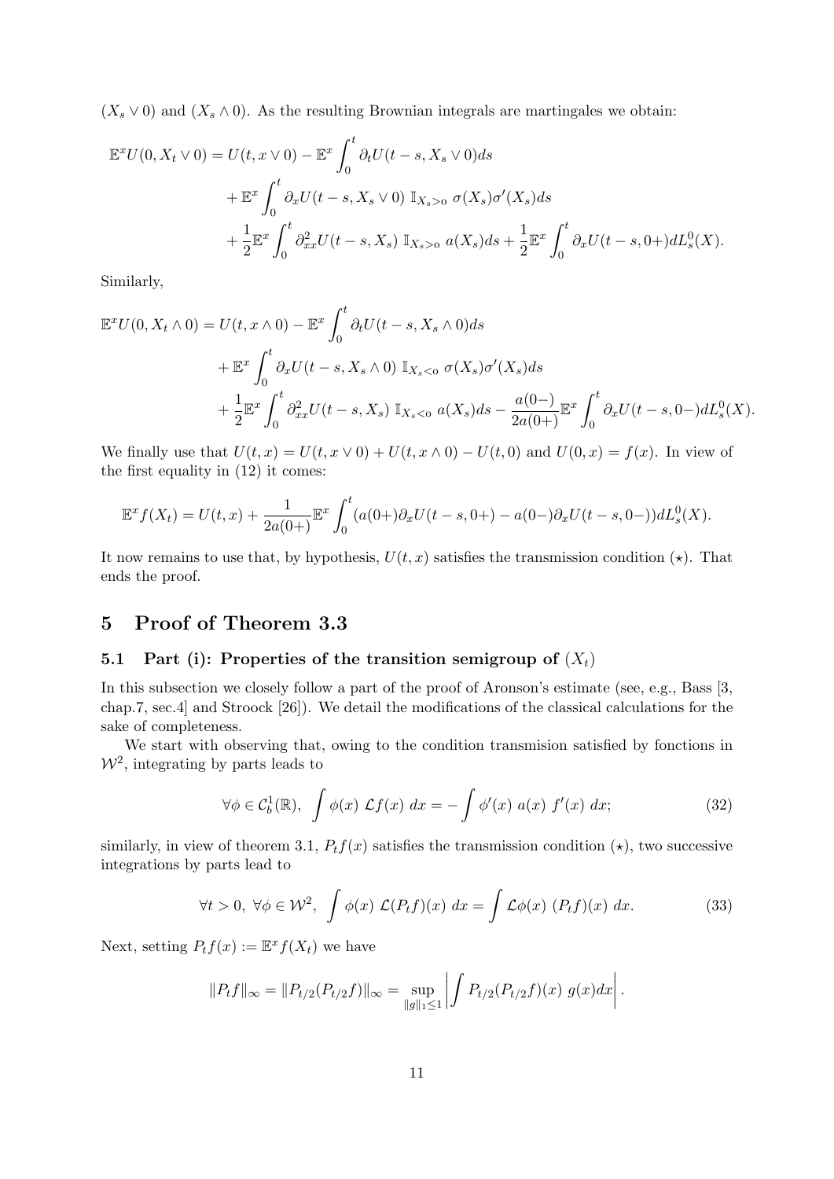$(X_s \vee 0)$ and $(X_s \wedge 0)$. As the resulting Brownian integrals are martingales we obtain:

$$
\begin{aligned}
\mathbb{E}^x U(0, X_t \vee 0) = U(t, x \vee 0) &- \mathbb{E}^x \int_0^t \partial_t U(t-s, X_s \vee 0) ds \\
&+ \mathbb{E}^x \int_0^t \partial_x U(t-s, X_s \vee 0) \, \mathbb{I}_{X_s > 0} \, \sigma(X_s) \sigma'(X_s) ds \\
&+ \frac{1}{2} \mathbb{E}^x \int_0^t \partial_{xx}^2 U(t-s, X_s) \, \mathbb{I}_{X_s > 0} \, a(X_s) ds + \frac{1}{2} \mathbb{E}^x \int_0^t \partial_x U(t-s, 0+) dL_s^0(X).
\end{aligned}
$$

Similarly,

$$
\begin{aligned}
\mathbb{E}^x U(0, X_t \wedge 0) = U(t, x \wedge 0) &- \mathbb{E}^x \int_0^t \partial_t U(t-s, X_s \wedge 0) ds \\
&+ \mathbb{E}^x \int_0^t \partial_x U(t-s, X_s \wedge 0) \, \mathbb{I}_{X_s < 0} \, \sigma(X_s) \sigma'(X_s) ds \\
&+ \frac{1}{2} \mathbb{E}^x \int_0^t \partial_{xx}^2 U(t-s, X_s) \, \mathbb{I}_{X_s < 0} \, a(X_s) ds - \frac{a(0-)}{2a(0+)} \mathbb{E}^x \int_0^t \partial_x U(t-s, 0-) dL_s^0(X).
\end{aligned}
$$

We finally use that $U(t, x) = U(t, x \vee 0) + U(t, x \wedge 0) - U(t, 0)$ and $U(0, x) = f(x)$. In view of the first equality in (12) it comes:

$$
\mathbb{E}^x f(X_t) = U(t, x) + \frac{1}{2a(0+)} \mathbb{E}^x \int_0^t (a(0+) \partial_x U(t-s, 0+) - a(0-) \partial_x U(t-s, 0-)) dL_s^0(X).
$$

It now remains to use that, by hypothesis, $U(t, x)$ satisfies the transmission condition $(\star)$. That ends the proof.

## 5 Proof of Theorem 3.3

### 5.1 Part (i): Properties of the transition semigroup of $(X_t)$

In this subsection we closely follow a part of the proof of Aronson's estimate (see, e.g., Bass [3, chap.7, sec.4] and Stroock [26]). We detail the modifications of the classical calculations for the sake of completeness.

We start with observing that, owing to the condition transmision satisfied by fonctions in $\mathcal{W}^2$, integrating by parts leads to

$$
\forall \phi \in \mathcal{C}_b^1(\mathbb{R}), \; \int \phi(x) \; \mathcal{L} f(x) \; dx = - \int \phi'(x) \; a(x) \; f'(x) \; dx; \tag{32}
$$

similarly, in view of theorem 3.1, $P_t f(x)$ satisfies the transmission condition $(\star)$, two successive integrations by parts lead to

$$
\forall t > 0, \; \forall \phi \in \mathcal{W}^2, \; \int \phi(x) \; \mathcal{L}(P_t f)(x) \; dx = \int \mathcal{L} \phi(x) \; (P_t f)(x) \; dx. \tag{33}
$$

Next, setting $P_t f(x) := \mathbb{E}^x f(X_t)$ we have

$$
\|P_t f\|_\infty = \|P_{t/2}(P_{t/2} f)\|_\infty = \sup_{\|g\|_1 \leq 1} \left| \int P_{t/2}(P_{t/2} f)(x) \; g(x) dx \right|.
$$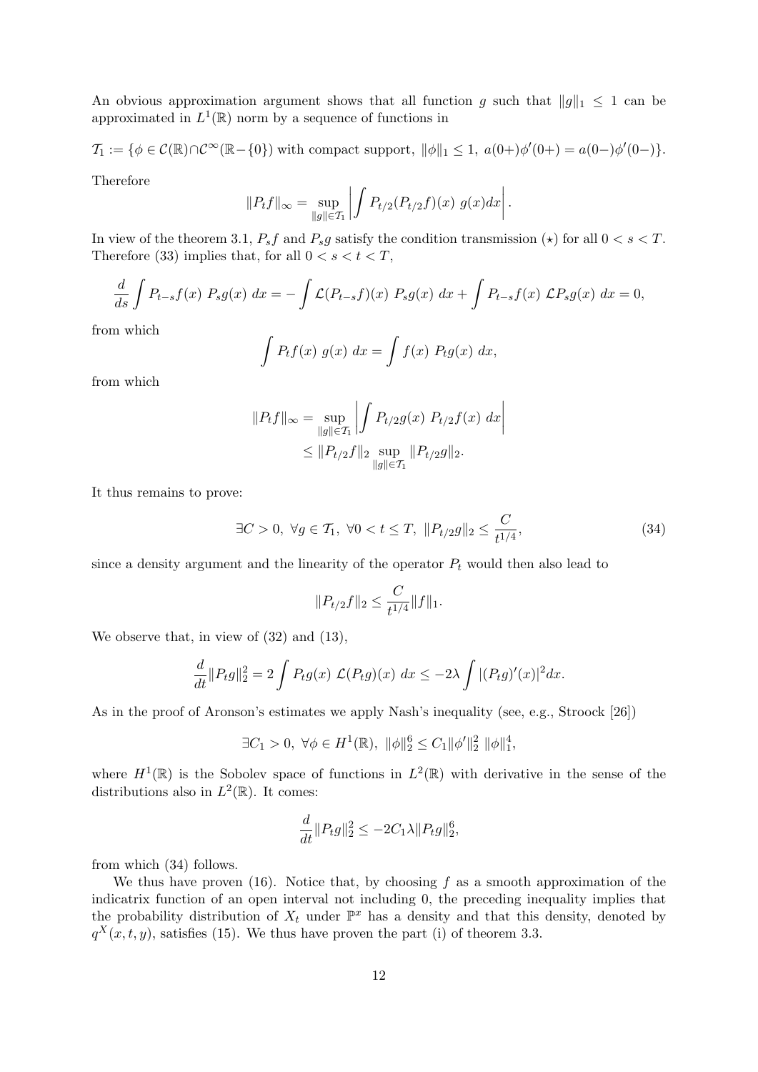An obvious approximation argument shows that all function $g$ such that $\|g\|_1 \leq 1$ can be approximated in $L^1(\mathbb{R})$ norm by a sequence of functions in

$$\mathcal{T}_1 := \{\phi \in \mathcal{C}(\mathbb{R}) \cap \mathcal{C}^\infty(\mathbb{R} - \{0\}) \text{ with compact support, } \|\phi\|_1 \leq 1, \ a(0+)\phi'(0+) = a(0-)\phi'(0-)\}.$$

Therefore

$$\|P_t f\|_\infty = \sup_{\|g\| \in \mathcal{T}_1} \left| \int P_{t/2}(P_{t/2} f)(x) \ g(x) dx \right|.$$

In view of the theorem 3.1, $P_s f$ and $P_s g$ satisfy the condition transmission $(\star)$ for all $0 < s < T$. Therefore (33) implies that, for all $0 < s < t < T$,

$$\frac{d}{ds} \int P_{t-s} f(x) \ P_s g(x) \ dx = - \int \mathcal{L}(P_{t-s} f)(x) \ P_s g(x) \ dx + \int P_{t-s} f(x) \ \mathcal{L} P_s g(x) \ dx = 0,$$

from which

$$\int P_t f(x) \ g(x) \ dx = \int f(x) \ P_t g(x) \ dx,$$

from which

$$\begin{aligned}
\|P_t f\|_\infty &= \sup_{\|g\| \in \mathcal{T}_1} \left| \int P_{t/2} g(x) \ P_{t/2} f(x) \ dx \right| \\
&\leq \|P_{t/2} f\|_2 \sup_{\|g\| \in \mathcal{T}_1} \|P_{t/2} g\|_2.
\end{aligned}$$

It thus remains to prove:

$$\exists C > 0, \ \forall g \in \mathcal{T}_1, \ \forall 0 < t \leq T, \ \|P_{t/2} g\|_2 \leq \frac{C}{t^{1/4}}, \tag{34}$$

since a density argument and the linearity of the operator $P_t$ would then also lead to

$$\|P_{t/2} f\|_2 \leq \frac{C}{t^{1/4}} \|f\|_1.$$

We observe that, in view of (32) and (13),

$$\frac{d}{dt} \|P_t g\|_2^2 = 2 \int P_t g(x) \ \mathcal{L}(P_t g)(x) \ dx \leq -2\lambda \int |(P_t g)'(x)|^2 dx.$$

As in the proof of Aronson's estimates we apply Nash's inequality (see, e.g., Stroock [26])

$$\exists C_1 > 0, \ \forall \phi \in H^1(\mathbb{R}), \ \|\phi\|_2^6 \leq C_1 \|\phi'\|_2^2 \ \|\phi\|_1^4,$$

where $H^1(\mathbb{R})$ is the Sobolev space of functions in $L^2(\mathbb{R})$ with derivative in the sense of the distributions also in $L^2(\mathbb{R})$. It comes:

$$\frac{d}{dt} \|P_t g\|_2^2 \leq -2C_1 \lambda \|P_t g\|_2^6,$$

from which (34) follows.

We thus have proven (16). Notice that, by choosing $f$ as a smooth approximation of the indicatrix function of an open interval not including 0, the preceding inequality implies that the probability distribution of $X_t$ under $\mathbb{P}^x$ has a density and that this density, denoted by $q^X(x, t, y)$, satisfies (15). We thus have proven the part (i) of theorem 3.3.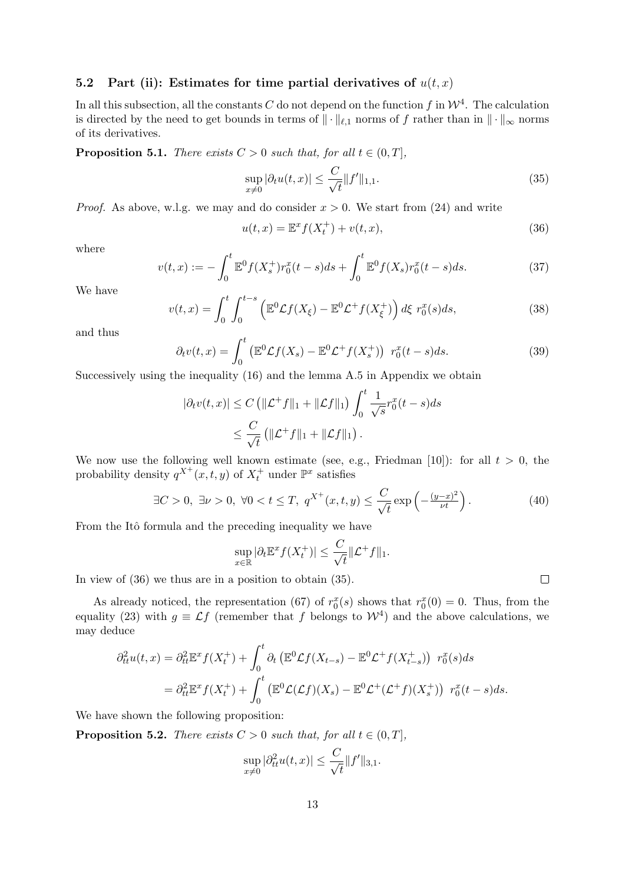### 5.2 Part (ii): Estimates for time partial derivatives of $u(t,x)$

In all this subsection, all the constants $C$ do not depend on the function $f$ in $\mathcal{W}^4$. The calculation is directed by the need to get bounds in terms of $\|\cdot\|_{\ell,1}$ norms of $f$ rather than in $\|\cdot\|_\infty$ norms of its derivatives.

**Proposition 5.1.** *There exists $C > 0$ such that, for all $t \in (0,T]$,*

$$\sup_{x\neq 0} |\partial_t u(t,x)| \leq \frac{C}{\sqrt{t}} \|f'\|_{1,1}. \tag{35}$$

*Proof.* As above, w.l.g. we may and do consider $x > 0$. We start from (24) and write

$$u(t,x) = \mathbb{E}^x f(X_t^+) + v(t,x), \tag{36}$$

where

$$v(t,x) := -\int_0^t \mathbb{E}^0 f(X_s^+) r_0^x(t-s) ds + \int_0^t \mathbb{E}^0 f(X_s) r_0^x(t-s) ds. \tag{37}$$

We have

$$v(t,x) = \int_0^t \int_0^{t-s} \left( \mathbb{E}^0 \mathcal{L} f(X_\xi) - \mathbb{E}^0 \mathcal{L}^+ f(X_\xi^+) \right) d\xi \; r_0^x(s) ds, \tag{38}$$

and thus

$$\partial_t v(t,x) = \int_0^t \left( \mathbb{E}^0 \mathcal{L} f(X_s) - \mathbb{E}^0 \mathcal{L}^+ f(X_s^+) \right) \; r_0^x(t-s) ds. \tag{39}$$

Successively using the inequality (16) and the lemma A.5 in Appendix we obtain

$$\begin{aligned}
|\partial_t v(t,x)| &\leq C \left( \|\mathcal{L}^+ f\|_1 + \|\mathcal{L} f\|_1 \right) \int_0^t \frac{1}{\sqrt{s}} r_0^x(t-s) ds \\
&\leq \frac{C}{\sqrt{t}} \left( \|\mathcal{L}^+ f\|_1 + \|\mathcal{L} f\|_1 \right).
\end{aligned}$$

We now use the following well known estimate (see, e.g., Friedman [10]): for all $t > 0$, the probability density $q^{X^+}(x,t,y)$ of $X_t^+$ under $\mathbb{P}^x$ satisfies

$$\exists C > 0, \; \exists \nu > 0, \; \forall 0 < t \leq T, \; q^{X^+}(x,t,y) \leq \frac{C}{\sqrt{t}} \exp\left( -\frac{(y-x)^2}{\nu t} \right). \tag{40}$$

From the Itô formula and the preceding inequality we have

$$\sup_{x \in \mathbb{R}} |\partial_t \mathbb{E}^x f(X_t^+)| \leq \frac{C}{\sqrt{t}} \|\mathcal{L}^+ f\|_1.$$

In view of (36) we thus are in a position to obtain (35). $\square$

As already noticed, the representation (67) of $r_0^x(s)$ shows that $r_0^x(0) = 0$. Thus, from the equality (23) with $g \equiv \mathcal{L} f$ (remember that $f$ belongs to $\mathcal{W}^4$) and the above calculations, we may deduce

$$\begin{aligned}
\partial_{tt}^2 u(t,x) &= \partial_{tt}^2 \mathbb{E}^x f(X_t^+) + \int_0^t \partial_t \left( \mathbb{E}^0 \mathcal{L} f(X_{t-s}) - \mathbb{E}^0 \mathcal{L}^+ f(X_{t-s}^+) \right) \; r_0^x(s) ds \\
&= \partial_{tt}^2 \mathbb{E}^x f(X_t^+) + \int_0^t \left( \mathbb{E}^0 \mathcal{L}(\mathcal{L} f)(X_s) - \mathbb{E}^0 \mathcal{L}^+(\mathcal{L}^+ f)(X_s^+) \right) \; r_0^x(t-s) ds.
\end{aligned}$$

We have shown the following proposition:

**Proposition 5.2.** *There exists $C > 0$ such that, for all $t \in (0,T]$,*

$$\sup_{x \neq 0} |\partial_{tt}^2 u(t,x)| \leq \frac{C}{\sqrt{t}} \|f'\|_{3,1}.$$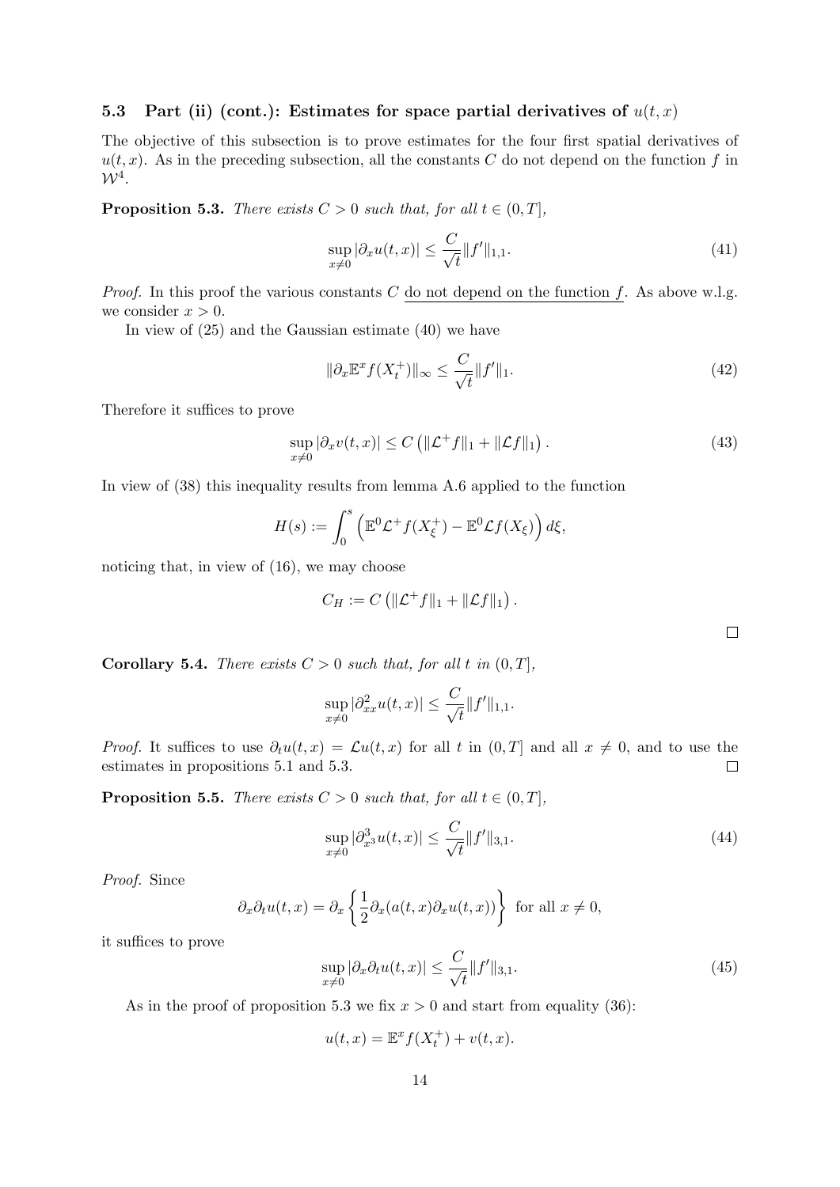### 5.3 Part (ii) (cont.): Estimates for space partial derivatives of $u(t,x)$

The objective of this subsection is to prove estimates for the four first spatial derivatives of $u(t,x)$. As in the preceding subsection, all the constants $C$ do not depend on the function $f$ in $\mathcal{W}^4$.

**Proposition 5.3.** *There exists $C > 0$ such that, for all $t \in (0,T]$,*

$$\sup_{x \neq 0} |\partial_x u(t,x)| \leq \frac{C}{\sqrt{t}} \|f'\|_{1,1}. \tag{41}$$

*Proof.* In this proof the various constants $C$ do not depend on the function $f$. As above w.l.g. we consider $x > 0$.

In view of (25) and the Gaussian estimate (40) we have

$$\|\partial_x \mathbb{E}^x f(X_t^+)\|_\infty \leq \frac{C}{\sqrt{t}} \|f'\|_1. \tag{42}$$

Therefore it suffices to prove

$$\sup_{x \neq 0} |\partial_x v(t,x)| \leq C \left( \|\mathcal{L}^+ f\|_1 + \|\mathcal{L} f\|_1 \right). \tag{43}$$

In view of (38) this inequality results from lemma A.6 applied to the function

$$H(s) := \int_0^s \left( \mathbb{E}^0 \mathcal{L}^+ f(X_\xi^+) - \mathbb{E}^0 \mathcal{L} f(X_\xi) \right) d\xi,$$

noticing that, in view of (16), we may choose

$$C_H := C \left( \|\mathcal{L}^+ f\|_1 + \|\mathcal{L} f\|_1 \right).$$

$\square$

**Corollary 5.4.** *There exists $C > 0$ such that, for all $t$ in $(0,T]$,*

$$\sup_{x \neq 0} |\partial_{xx}^2 u(t,x)| \leq \frac{C}{\sqrt{t}} \|f'\|_{1,1}.$$

*Proof.* It suffices to use $\partial_t u(t,x) = \mathcal{L} u(t,x)$ for all $t$ in $(0,T]$ and all $x \neq 0$, and to use the estimates in propositions 5.1 and 5.3. $\square$

**Proposition 5.5.** *There exists $C > 0$ such that, for all $t \in (0,T]$,*

$$\sup_{x \neq 0} |\partial_{x^3}^3 u(t,x)| \leq \frac{C}{\sqrt{t}} \|f'\|_{3,1}. \tag{44}$$

*Proof.* Since

$$\partial_x \partial_t u(t,x) = \partial_x \left\{ \frac{1}{2} \partial_x (a(t,x) \partial_x u(t,x)) \right\} \text{ for all } x \neq 0,$$

it suffices to prove

$$\sup_{x \neq 0} |\partial_x \partial_t u(t,x)| \leq \frac{C}{\sqrt{t}} \|f'\|_{3,1}. \tag{45}$$

As in the proof of proposition 5.3 we fix $x > 0$ and start from equality (36):

$$u(t,x) = \mathbb{E}^x f(X_t^+) + v(t,x).$$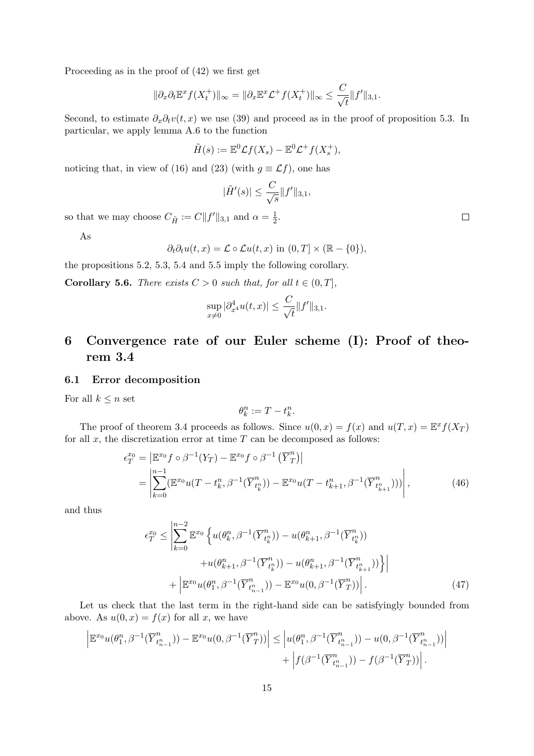Proceeding as in the proof of (42) we first get

$$\|\partial_x \partial_t \mathbb{E}^x f(X_t^+)\|_\infty = \|\partial_x \mathbb{E}^x \mathcal{L}^+ f(X_t^+)\|_\infty \leq \frac{C}{\sqrt{t}} \|f'\|_{3,1}.$$

Second, to estimate $\partial_x \partial_t v(t,x)$ we use (39) and proceed as in the proof of proposition 5.3. In particular, we apply lemma A.6 to the function

$$\tilde{H}(s) := \mathbb{E}^0 \mathcal{L} f(X_s) - \mathbb{E}^0 \mathcal{L}^+ f(X_s^+),$$

noticing that, in view of (16) and (23) (with $g \equiv \mathcal{L}f$), one has

$$|\tilde{H}'(s)| \leq \frac{C}{\sqrt{s}} \|f'\|_{3,1},$$

so that we may choose $C_{\tilde{H}} := C\|f'\|_{3,1}$ and $\alpha = \frac{1}{2}$. □

As

$$\partial_t \partial_t u(t,x) = \mathcal{L} \circ \mathcal{L} u(t,x) \text{ in } (0,T] \times (\mathbb{R} - \{0\}),$$

the propositions 5.2, 5.3, 5.4 and 5.5 imply the following corollary.

**Corollary 5.6.** *There exists $C > 0$ such that, for all $t \in (0,T]$,*

$$\sup_{x \neq 0} |\partial^4_{x^4} u(t,x)| \leq \frac{C}{\sqrt{t}} \|f'\|_{3,1}.$$

# 6 Convergence rate of our Euler scheme (I): Proof of theorem 3.4

## 6.1 Error decomposition

For all $k \leq n$ set

$$\theta_k^n := T - t_k^n.$$

The proof of theorem 3.4 proceeds as follows. Since $u(0,x) = f(x)$ and $u(T,x) = \mathbb{E}^x f(X_T)$ for all $x$, the discretization error at time $T$ can be decomposed as follows:

$$\begin{aligned}
\epsilon_T^{x_0} &= \left|\mathbb{E}^{x_0} f \circ \beta^{-1}(Y_T) - \mathbb{E}^{x_0} f \circ \beta^{-1}\left(\overline{Y}_T^n\right)\right| \\
&= \left|\sum_{k=0}^{n-1} (\mathbb{E}^{x_0} u(T - t_k^n, \beta^{-1}(\overline{Y}_{t_k^n}^n)) - \mathbb{E}^{x_0} u(T - t_{k+1}^n, \beta^{-1}(\overline{Y}_{t_{k+1}^n}^n)))\right|, \qquad (46)
\end{aligned}$$

and thus

$$\begin{aligned}
\epsilon_T^{x_0} \leq & \left|\sum_{k=0}^{n-2} \mathbb{E}^{x_0} \left\{ u(\theta_k^n, \beta^{-1}(\overline{Y}_{t_k^n}^n)) - u(\theta_{k+1}^n, \beta^{-1}(\overline{Y}_{t_k^n}^n)) \right.\right. \\
& \left.\left. + u(\theta_{k+1}^n, \beta^{-1}(\overline{Y}_{t_k^n}^n)) - u(\theta_{k+1}^n, \beta^{-1}(\overline{Y}_{t_{k+1}^n}^n)) \right\}\right| \\
& + \left|\mathbb{E}^{x_0} u(\theta_1^n, \beta^{-1}(\overline{Y}_{t_{n-1}^n}^n)) - \mathbb{E}^{x_0} u(0, \beta^{-1}(\overline{Y}_T^n))\right|. \qquad (47)
\end{aligned}$$

Let us check that the last term in the right-hand side can be satisfyingly bounded from above. As $u(0,x) = f(x)$ for all $x$, we have

$$\begin{aligned}
\left|\mathbb{E}^{x_0} u(\theta_1^n, \beta^{-1}(\overline{Y}_{t_{n-1}^n}^n)) - \mathbb{E}^{x_0} u(0, \beta^{-1}(\overline{Y}_T^n))\right| \leq & \left|u(\theta_1^n, \beta^{-1}(\overline{Y}_{t_{n-1}^n}^n)) - u(0, \beta^{-1}(\overline{Y}_{t_{n-1}^n}^n))\right| \\
& + \left|f(\beta^{-1}(\overline{Y}_{t_{n-1}^n}^n)) - f(\beta^{-1}(\overline{Y}_T^n))\right|.
\end{aligned}$$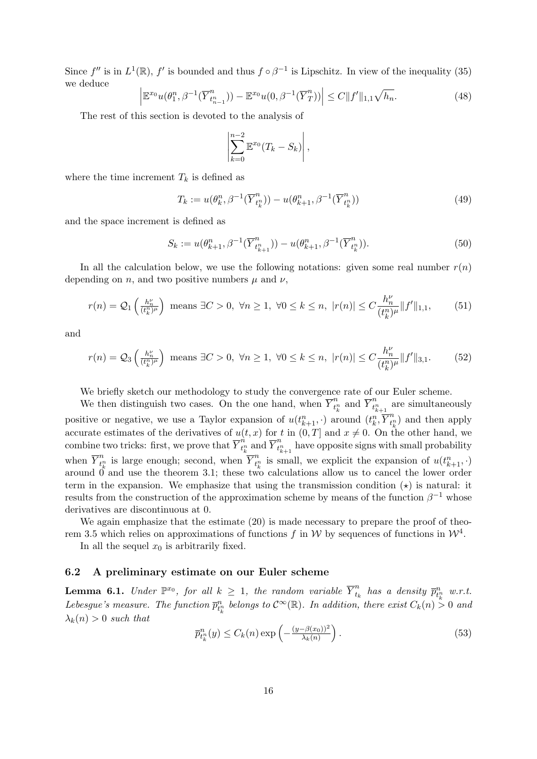Since $f''$ is in $L^1(\mathbb{R})$, $f'$ is bounded and thus $f\circ\beta^{-1}$ is Lipschitz. In view of the inequality (35) we deduce

$$\left|\mathbb{E}^{x_0}u(\theta_1^n,\beta^{-1}(\overline{Y}^n_{t^n_{n-1}}))-\mathbb{E}^{x_0}u(0,\beta^{-1}(\overline{Y}^n_T))\right|\leq C\|f'\|_{1,1}\sqrt{h_n}. \tag{48}$$

The rest of this section is devoted to the analysis of

$$\left|\sum_{k=0}^{n-2}\mathbb{E}^{x_0}(T_k-S_k)\right|,$$

where the time increment $T_k$ is defined as

$$T_k:=u(\theta_k^n,\beta^{-1}(\overline{Y}^n_{t^n_k}))-u(\theta_{k+1}^n,\beta^{-1}(\overline{Y}^n_{t^n_k})) \tag{49}$$

and the space increment is defined as

$$S_k:=u(\theta_{k+1}^n,\beta^{-1}(\overline{Y}^n_{t^n_{k+1}}))-u(\theta_{k+1}^n,\beta^{-1}(\overline{Y}^n_{t^n_k})). \tag{50}$$

In all the calculation below, we use the following notations: given some real number $r(n)$ depending on $n$, and two positive numbers $\mu$ and $\nu$,

$$r(n)=\mathcal{Q}_1\left(\tfrac{h_n^\nu}{(t^n_k)^\mu}\right)\text{ means }\exists C>0,\ \forall n\geq 1,\ \forall 0\leq k\leq n,\ |r(n)|\leq C\frac{h_n^\nu}{(t^n_k)^\mu}\|f'\|_{1,1}, \tag{51}$$

and

$$r(n)=\mathcal{Q}_3\left(\tfrac{h_n^\nu}{(t^n_k)^\mu}\right)\text{ means }\exists C>0,\ \forall n\geq 1,\ \forall 0\leq k\leq n,\ |r(n)|\leq C\frac{h_n^\nu}{(t^n_k)^\mu}\|f'\|_{3,1}. \tag{52}$$

We briefly sketch our methodology to study the convergence rate of our Euler scheme.

We then distinguish two cases. On the one hand, when $\overline{Y}^n_{t^n_k}$ and $\overline{Y}^n_{t^n_{k+1}}$ are simultaneously positive or negative, we use a Taylor expansion of $u(t^n_{k+1},\cdot)$ around $(t^n_k,\overline{Y}^n_{t^n_k})$ and then apply accurate estimates of the derivatives of $u(t,x)$ for $t$ in $(0,T]$ and $x\neq 0$. On the other hand, we combine two tricks: first, we prove that $\overline{Y}^n_{t^n_k}$ and $\overline{Y}^n_{t^n_{k+1}}$ have opposite signs with small probability when $\overline{Y}^n_{t^n_k}$ is large enough; second, when $\overline{Y}^n_{t^n_k}$ is small, we explicit the expansion of $u(t^n_{k+1},\cdot)$ around 0 and use the theorem 3.1; these two calculations allow us to cancel the lower order term in the expansion. We emphasize that using the transmission condition $(\star)$ is natural: it results from the construction of the approximation scheme by means of the function $\beta^{-1}$ whose derivatives are discontinuous at 0.

We again emphasize that the estimate (20) is made necessary to prepare the proof of theorem 3.5 which relies on approximations of functions $f$ in $\mathcal{W}$ by sequences of functions in $\mathcal{W}^4$.

In all the sequel $x_0$ is arbitrarily fixed.

### 6.2 A preliminary estimate on our Euler scheme

**Lemma 6.1.** *Under $\mathbb{P}^{x_0}$, for all $k\geq 1$, the random variable $\overline{Y}^n_{t_k}$ has a density $\overline{p}^n_{t^n_k}$ w.r.t. Lebesgue's measure. The function $\overline{p}^n_{t^n_k}$ belongs to $\mathcal{C}^\infty(\mathbb{R})$. In addition, there exist $C_k(n)>0$ and $\lambda_k(n)>0$ such that*

$$\overline{p}^n_{t^n_k}(y)\leq C_k(n)\exp\left(-\tfrac{(y-\beta(x_0))^2}{\lambda_k(n)}\right). \tag{53}$$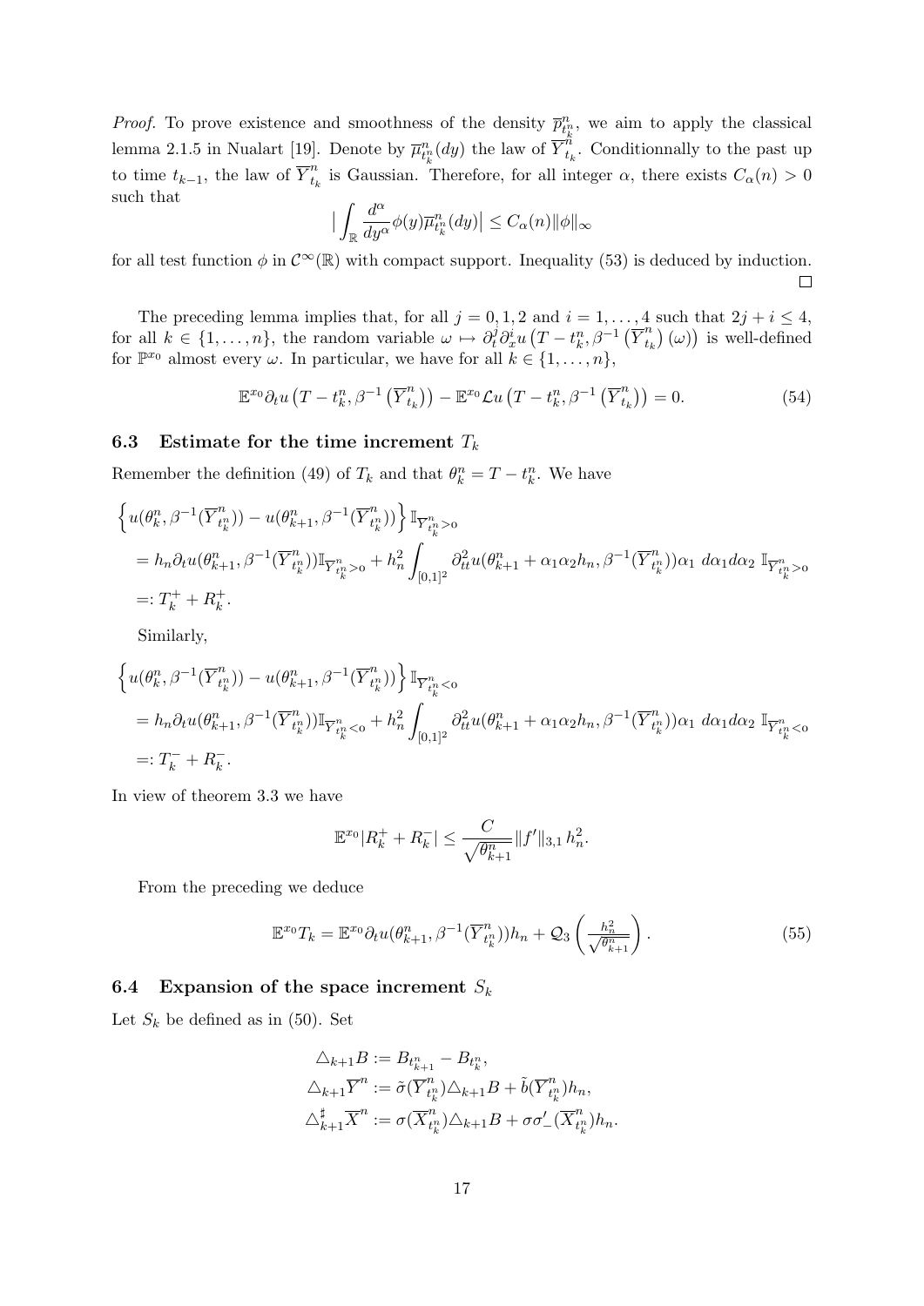*Proof.* To prove existence and smoothness of the density $\overline{p}^n_{t^n_k}$, we aim to apply the classical lemma 2.1.5 in Nualart [19]. Denote by $\overline{\mu}^n_{t^n_k}(dy)$ the law of $\overline{Y}^n_{t_k}$. Conditionnally to the past up to time $t_{k-1}$, the law of $\overline{Y}^n_{t_k}$ is Gaussian. Therefore, for all integer $\alpha$, there exists $C_\alpha(n) > 0$ such that

$$\Big| \int_{\mathbb{R}} \frac{d^\alpha}{dy^\alpha} \phi(y) \overline{\mu}^n_{t^n_k}(dy) \Big| \leq C_\alpha(n) \|\phi\|_\infty$$

for all test function $\phi$ in $\mathcal{C}^\infty(\mathbb{R})$ with compact support. Inequality (53) is deduced by induction. $\square$

The preceding lemma implies that, for all $j = 0, 1, 2$ and $i = 1, \ldots, 4$ such that $2j + i \leq 4$, for all $k \in \{1, \ldots, n\}$, the random variable $\omega \mapsto \partial^j_t \partial^i_x u\left(T - t^n_k, \beta^{-1}\left(\overline{Y}^n_{t_k}\right)(\omega)\right)$ is well-defined for $\mathbb{P}^{x_0}$ almost every $\omega$. In particular, we have for all $k \in \{1, \ldots, n\}$,

$$\mathbb{E}^{x_0} \partial_t u\left(T - t^n_k, \beta^{-1}\left(\overline{Y}^n_{t_k}\right)\right) - \mathbb{E}^{x_0} \mathcal{L} u\left(T - t^n_k, \beta^{-1}\left(\overline{Y}^n_{t_k}\right)\right) = 0. \tag{54}$$

### 6.3 Estimate for the time increment $T_k$

Remember the definition (49) of $T_k$ and that $\theta^n_k = T - t^n_k$. We have

$$\begin{aligned}
&\Big\{ u(\theta^n_k, \beta^{-1}(\overline{Y}^n_{t^n_k})) - u(\theta^n_{k+1}, \beta^{-1}(\overline{Y}^n_{t^n_k})) \Big\} \mathbb{I}_{\overline{Y}^n_{t^n_k} > o} \\
&= h_n \partial_t u(\theta^n_{k+1}, \beta^{-1}(\overline{Y}^n_{t^n_k})) \mathbb{I}_{\overline{Y}^n_{t^n_k} > o} + h_n^2 \int_{[0,1]^2} \partial^2_{tt} u(\theta^n_{k+1} + \alpha_1 \alpha_2 h_n, \beta^{-1}(\overline{Y}^n_{t^n_k})) \alpha_1 \, d\alpha_1 d\alpha_2 \; \mathbb{I}_{\overline{Y}^n_{t^n_k} > o} \\
&=: T^+_k + R^+_k.
\end{aligned}$$

Similarly,

$$\begin{aligned}
&\Big\{ u(\theta^n_k, \beta^{-1}(\overline{Y}^n_{t^n_k})) - u(\theta^n_{k+1}, \beta^{-1}(\overline{Y}^n_{t^n_k})) \Big\} \mathbb{I}_{\overline{Y}^n_{t^n_k} < o} \\
&= h_n \partial_t u(\theta^n_{k+1}, \beta^{-1}(\overline{Y}^n_{t^n_k})) \mathbb{I}_{\overline{Y}^n_{t^n_k} < o} + h_n^2 \int_{[0,1]^2} \partial^2_{tt} u(\theta^n_{k+1} + \alpha_1 \alpha_2 h_n, \beta^{-1}(\overline{Y}^n_{t^n_k})) \alpha_1 \, d\alpha_1 d\alpha_2 \; \mathbb{I}_{\overline{Y}^n_{t^n_k} < o} \\
&=: T^-_k + R^-_k.
\end{aligned}$$

In view of theorem 3.3 we have

$$\mathbb{E}^{x_0} |R^+_k + R^-_k| \leq \frac{C}{\sqrt{\theta^n_{k+1}}} \|f'\|_{3,1} \, h_n^2.$$

From the preceding we deduce

$$\mathbb{E}^{x_0} T_k = \mathbb{E}^{x_0} \partial_t u(\theta^n_{k+1}, \beta^{-1}(\overline{Y}^n_{t^n_k})) h_n + \mathcal{Q}_3\left(\frac{h_n^2}{\sqrt{\theta^n_{k+1}}}\right). \tag{55}$$

### 6.4 Expansion of the space increment $S_k$

Let $S_k$ be defined as in (50). Set

$$\begin{aligned}
\triangle_{k+1} B &:= B_{t^n_{k+1}} - B_{t^n_k}, \\
\triangle_{k+1} \overline{Y}^n &:= \tilde{\sigma}(\overline{Y}^n_{t^n_k}) \triangle_{k+1} B + \tilde{b}(\overline{Y}^n_{t^n_k}) h_n, \\
\triangle^\sharp_{k+1} \overline{X}^n &:= \sigma(\overline{X}^n_{t^n_k}) \triangle_{k+1} B + \sigma\sigma'_-(\overline{X}^n_{t^n_k}) h_n.
\end{aligned}$$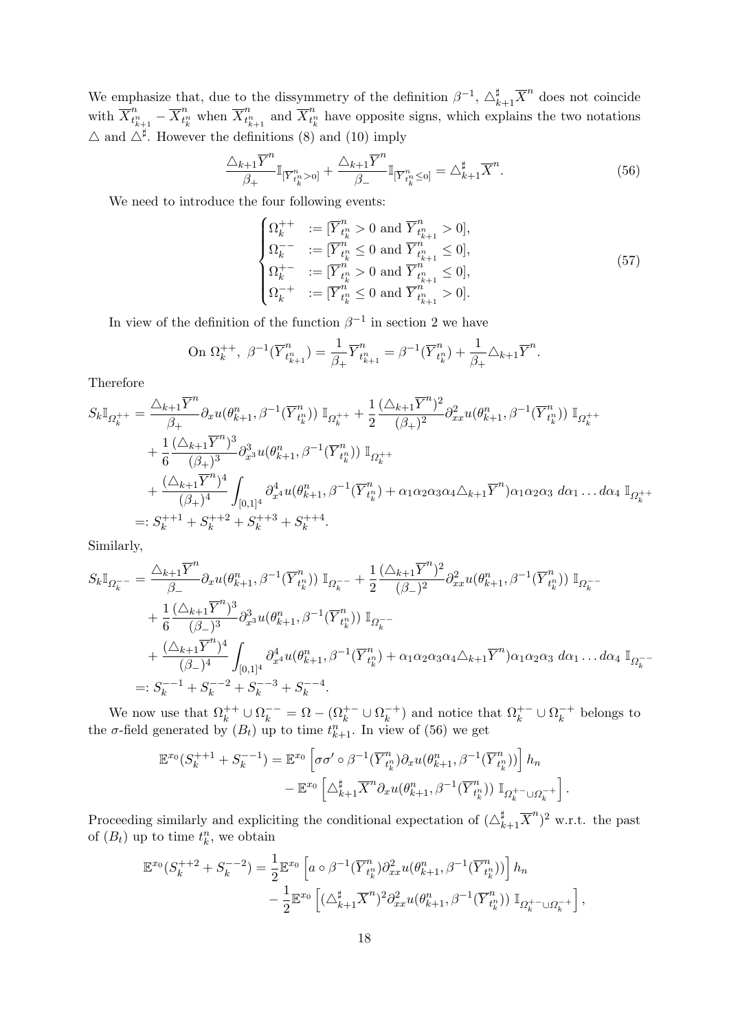We emphasize that, due to the dissymmetry of the definition $\beta^{-1}$, $\triangle^{\sharp}_{k+1}\overline{X}^n$ does not coincide with $\overline{X}^n_{t^n_{k+1}} - \overline{X}^n_{t^n_k}$ when $\overline{X}^n_{t^n_{k+1}}$ and $\overline{X}^n_{t^n_k}$ have opposite signs, which explains the two notations $\triangle$ and $\triangle^{\sharp}$. However the definitions (8) and (10) imply

$$\frac{\triangle_{k+1}\overline{Y}^n}{\beta_+}\mathbb{I}_{[\overline{Y}^n_{t^n_k}>0]} + \frac{\triangle_{k+1}\overline{Y}^n}{\beta_-}\mathbb{I}_{[\overline{Y}^n_{t^n_k}\leq 0]} = \triangle^{\sharp}_{k+1}\overline{X}^n. \tag{56}$$

We need to introduce the four following events:

$$\begin{cases} \Omega^{++}_k & := [\overline{Y}^n_{t^n_k} > 0 \text{ and } \overline{Y}^n_{t^n_{k+1}} > 0], \\ \Omega^{--}_k & := [\overline{Y}^n_{t^n_k} \leq 0 \text{ and } \overline{Y}^n_{t^n_{k+1}} \leq 0], \\ \Omega^{+-}_k & := [\overline{Y}^n_{t^n_k} > 0 \text{ and } \overline{Y}^n_{t^n_{k+1}} \leq 0], \\ \Omega^{-+}_k & := [\overline{Y}^n_{t^n_k} \leq 0 \text{ and } \overline{Y}^n_{t^n_{k+1}} > 0]. \end{cases} \tag{57}$$

In view of the definition of the function $\beta^{-1}$ in section 2 we have

$$\text{On } \Omega^{++}_k,\ \beta^{-1}(\overline{Y}^n_{t^n_{k+1}}) = \frac{1}{\beta_+}\overline{Y}^n_{t^n_{k+1}} = \beta^{-1}(\overline{Y}^n_{t^n_k}) + \frac{1}{\beta_+}\triangle_{k+1}\overline{Y}^n.$$

Therefore

$$\begin{aligned} S_k\mathbb{I}_{\Omega^{++}_k} &= \frac{\triangle_{k+1}\overline{Y}^n}{\beta_+}\partial_x u(\theta^n_{k+1}, \beta^{-1}(\overline{Y}^n_{t^n_k}))\ \mathbb{I}_{\Omega^{++}_k} + \frac{1}{2}\frac{(\triangle_{k+1}\overline{Y}^n)^2}{(\beta_+)^2}\partial^2_{xx}u(\theta^n_{k+1}, \beta^{-1}(\overline{Y}^n_{t^n_k}))\ \mathbb{I}_{\Omega^{++}_k} \\ &+ \frac{1}{6}\frac{(\triangle_{k+1}\overline{Y}^n)^3}{(\beta_+)^3}\partial^3_{x^3}u(\theta^n_{k+1}, \beta^{-1}(\overline{Y}^n_{t^n_k}))\ \mathbb{I}_{\Omega^{++}_k} \\ &+ \frac{(\triangle_{k+1}\overline{Y}^n)^4}{(\beta_+)^4}\int_{[0,1]^4}\partial^4_{x^4}u(\theta^n_{k+1}, \beta^{-1}(\overline{Y}^n_{t^n_k}) + \alpha_1\alpha_2\alpha_3\alpha_4\triangle_{k+1}\overline{Y}^n)\alpha_1\alpha_2\alpha_3\ d\alpha_1\ldots d\alpha_4\ \mathbb{I}_{\Omega^{++}_k} \\ &=: S^{++1}_k + S^{++2}_k + S^{++3}_k + S^{++4}_k. \end{aligned}$$

Similarly,

$$\begin{aligned} S_k\mathbb{I}_{\Omega^{--}_k} &= \frac{\triangle_{k+1}\overline{Y}^n}{\beta_-}\partial_x u(\theta^n_{k+1}, \beta^{-1}(\overline{Y}^n_{t^n_k}))\ \mathbb{I}_{\Omega^{--}_k} + \frac{1}{2}\frac{(\triangle_{k+1}\overline{Y}^n)^2}{(\beta_-)^2}\partial^2_{xx}u(\theta^n_{k+1}, \beta^{-1}(\overline{Y}^n_{t^n_k}))\ \mathbb{I}_{\Omega^{--}_k} \\ &+ \frac{1}{6}\frac{(\triangle_{k+1}\overline{Y}^n)^3}{(\beta_-)^3}\partial^3_{x^3}u(\theta^n_{k+1}, \beta^{-1}(\overline{Y}^n_{t^n_k}))\ \mathbb{I}_{\Omega^{--}_k} \\ &+ \frac{(\triangle_{k+1}\overline{Y}^n)^4}{(\beta_-)^4}\int_{[0,1]^4}\partial^4_{x^4}u(\theta^n_{k+1}, \beta^{-1}(\overline{Y}^n_{t^n_k}) + \alpha_1\alpha_2\alpha_3\alpha_4\triangle_{k+1}\overline{Y}^n)\alpha_1\alpha_2\alpha_3\ d\alpha_1\ldots d\alpha_4\ \mathbb{I}_{\Omega^{--}_k} \\ &=: S^{--1}_k + S^{--2}_k + S^{--3}_k + S^{--4}_k. \end{aligned}$$

We now use that $\Omega^{++}_k \cup \Omega^{--}_k = \Omega - (\Omega^{+-}_k \cup \Omega^{-+}_k)$ and notice that $\Omega^{+-}_k \cup \Omega^{-+}_k$ belongs to the $\sigma$-field generated by $(B_t)$ up to time $t^n_{k+1}$. In view of (56) we get

$$\begin{aligned} \mathbb{E}^{x_0}(S^{++1}_k + S^{--1}_k) &= \mathbb{E}^{x_0}\left[\sigma\sigma' \circ \beta^{-1}(\overline{Y}^n_{t^n_k})\partial_x u(\theta^n_{k+1}, \beta^{-1}(\overline{Y}^n_{t^n_k}))\right] h_n \\ &\quad - \mathbb{E}^{x_0}\left[\triangle^{\sharp}_{k+1}\overline{X}^n\partial_x u(\theta^n_{k+1}, \beta^{-1}(\overline{Y}^n_{t^n_k}))\ \mathbb{I}_{\Omega^{+-}_k \cup \Omega^{-+}_k}\right]. \end{aligned}$$

Proceeding similarly and expliciting the conditional expectation of $(\triangle^{\sharp}_{k+1}\overline{X}^n)^2$ w.r.t. the past of $(B_t)$ up to time $t^n_k$, we obtain

$$\begin{aligned} \mathbb{E}^{x_0}(S^{++2}_k + S^{--2}_k) &= \frac{1}{2}\mathbb{E}^{x_0}\left[a \circ \beta^{-1}(\overline{Y}^n_{t^n_k})\partial^2_{xx}u(\theta^n_{k+1}, \beta^{-1}(\overline{Y}^n_{t^n_k}))\right] h_n \\ &\quad - \frac{1}{2}\mathbb{E}^{x_0}\left[(\triangle^{\sharp}_{k+1}\overline{X}^n)^2\partial^2_{xx}u(\theta^n_{k+1}, \beta^{-1}(\overline{Y}^n_{t^n_k}))\ \mathbb{I}_{\Omega^{+-}_k \cup \Omega^{-+}_k}\right], \end{aligned}$$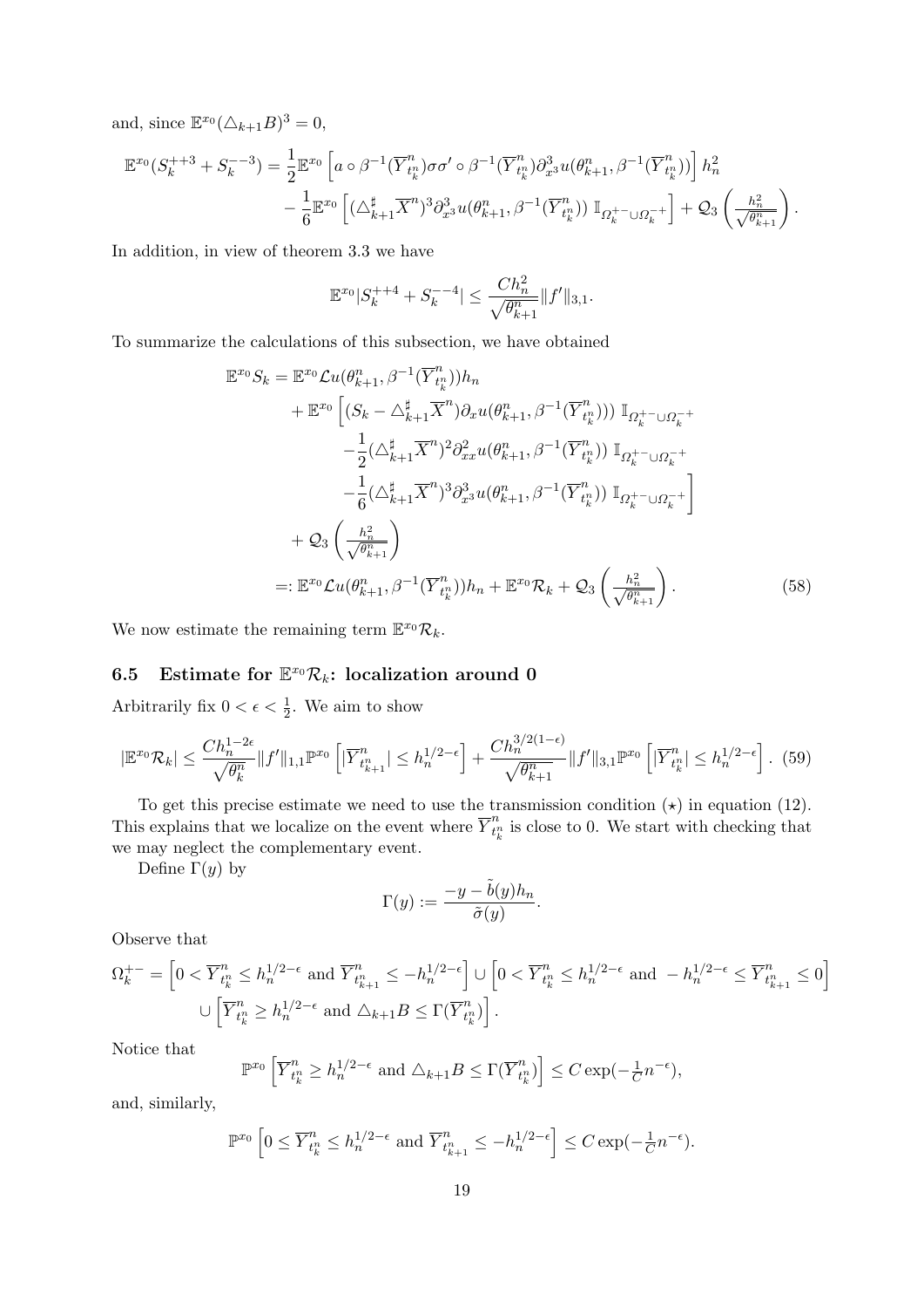and, since $\mathbb{E}^{x_0}(\triangle_{k+1}B)^3 = 0$,

$$
\begin{aligned}
\mathbb{E}^{x_0}(S_k^{++3} + S_k^{--3}) = & \frac{1}{2}\mathbb{E}^{x_0}\left[a \circ \beta^{-1}(\overline{Y}^n_{t_k^n})\sigma\sigma' \circ \beta^{-1}(\overline{Y}^n_{t_k^n})\partial^3_{x^3}u(\theta^n_{k+1}, \beta^{-1}(\overline{Y}^n_{t_k^n}))\right] h_n^2 \\
& - \frac{1}{6}\mathbb{E}^{x_0}\left[(\triangle^\sharp_{k+1}\overline{X}^n)^3\partial^3_{x^3}u(\theta^n_{k+1}, \beta^{-1}(\overline{Y}^n_{t_k^n}))\ \mathbb{I}_{\Omega_k^{+-}\cup\Omega_k^{-+}}\right] + \mathcal{Q}_3\left(\frac{h_n^2}{\sqrt{\theta^n_{k+1}}}\right).
\end{aligned}
$$

In addition, in view of theorem 3.3 we have

$$
\mathbb{E}^{x_0}|S_k^{++4} + S_k^{--4}| \leq \frac{Ch_n^2}{\sqrt{\theta^n_{k+1}}}\|f'\|_{3,1}.
$$

To summarize the calculations of this subsection, we have obtained

$$
\begin{aligned}
\mathbb{E}^{x_0}S_k = & \ \mathbb{E}^{x_0}\mathcal{L}u(\theta^n_{k+1}, \beta^{-1}(\overline{Y}^n_{t_k^n}))h_n \\
& + \mathbb{E}^{x_0}\Big[(S_k - \triangle^\sharp_{k+1}\overline{X}^n)\partial_x u(\theta^n_{k+1}, \beta^{-1}(\overline{Y}^n_{t_k^n})))\ \mathbb{I}_{\Omega_k^{+-}\cup\Omega_k^{-+}} \\
& \quad -\frac{1}{2}(\triangle^\sharp_{k+1}\overline{X}^n)^2\partial^2_{xx}u(\theta^n_{k+1}, \beta^{-1}(\overline{Y}^n_{t_k^n}))\ \mathbb{I}_{\Omega_k^{+-}\cup\Omega_k^{-+}} \\
& \quad -\frac{1}{6}(\triangle^\sharp_{k+1}\overline{X}^n)^3\partial^3_{x^3}u(\theta^n_{k+1}, \beta^{-1}(\overline{Y}^n_{t_k^n}))\ \mathbb{I}_{\Omega_k^{+-}\cup\Omega_k^{-+}}\Big] \\
& + \mathcal{Q}_3\left(\frac{h_n^2}{\sqrt{\theta^n_{k+1}}}\right) \\
=: & \ \mathbb{E}^{x_0}\mathcal{L}u(\theta^n_{k+1}, \beta^{-1}(\overline{Y}^n_{t_k^n}))h_n + \mathbb{E}^{x_0}\mathcal{R}_k + \mathcal{Q}_3\left(\frac{h_n^2}{\sqrt{\theta^n_{k+1}}}\right).
\end{aligned} \tag{58}
$$

We now estimate the remaining term $\mathbb{E}^{x_0}\mathcal{R}_k$.

### 6.5 Estimate for $\mathbb{E}^{x_0}\mathcal{R}_k$: localization around 0

Arbitrarily fix $0 < \epsilon < \frac{1}{2}$. We aim to show

$$
|\mathbb{E}^{x_0}\mathcal{R}_k| \leq \frac{Ch_n^{1-2\epsilon}}{\sqrt{\theta^n_k}}\|f'\|_{1,1}\mathbb{P}^{x_0}\left[|\overline{Y}^n_{t^n_{k+1}}| \leq h_n^{1/2-\epsilon}\right] + \frac{Ch_n^{3/2(1-\epsilon)}}{\sqrt{\theta^n_{k+1}}}\|f'\|_{3,1}\mathbb{P}^{x_0}\left[|\overline{Y}^n_{t_k^n}| \leq h_n^{1/2-\epsilon}\right]. \tag{59}
$$

To get this precise estimate we need to use the transmission condition $(\star)$ in equation (12). This explains that we localize on the event where $\overline{Y}^n_{t_k^n}$ is close to 0. We start with checking that we may neglect the complementary event.

Define $\Gamma(y)$ by

$$
\Gamma(y) := \frac{-y - \tilde{b}(y)h_n}{\tilde{\sigma}(y)}.
$$

Observe that

$$
\begin{aligned}
\Omega_k^{+-} = & \left[0 < \overline{Y}^n_{t_k^n} \leq h_n^{1/2-\epsilon} \text{ and } \overline{Y}^n_{t^n_{k+1}} \leq -h_n^{1/2-\epsilon}\right] \cup \left[0 < \overline{Y}^n_{t_k^n} \leq h_n^{1/2-\epsilon} \text{ and } -h_n^{1/2-\epsilon} \leq \overline{Y}^n_{t^n_{k+1}} \leq 0\right] \\
& \cup \left[\overline{Y}^n_{t_k^n} \geq h_n^{1/2-\epsilon} \text{ and } \triangle_{k+1}B \leq \Gamma(\overline{Y}^n_{t_k^n})\right].
\end{aligned}
$$

Notice that

$$
\mathbb{P}^{x_0}\left[\overline{Y}^n_{t_k^n} \geq h_n^{1/2-\epsilon} \text{ and } \triangle_{k+1}B \leq \Gamma(\overline{Y}^n_{t_k^n})\right] \leq C\exp(-\tfrac{1}{C}n^{-\epsilon}),
$$

and, similarly,

$$
\mathbb{P}^{x_0}\left[0 \leq \overline{Y}^n_{t_k^n} \leq h_n^{1/2-\epsilon} \text{ and } \overline{Y}^n_{t^n_{k+1}} \leq -h_n^{1/2-\epsilon}\right] \leq C\exp(-\tfrac{1}{C}n^{-\epsilon}).
$$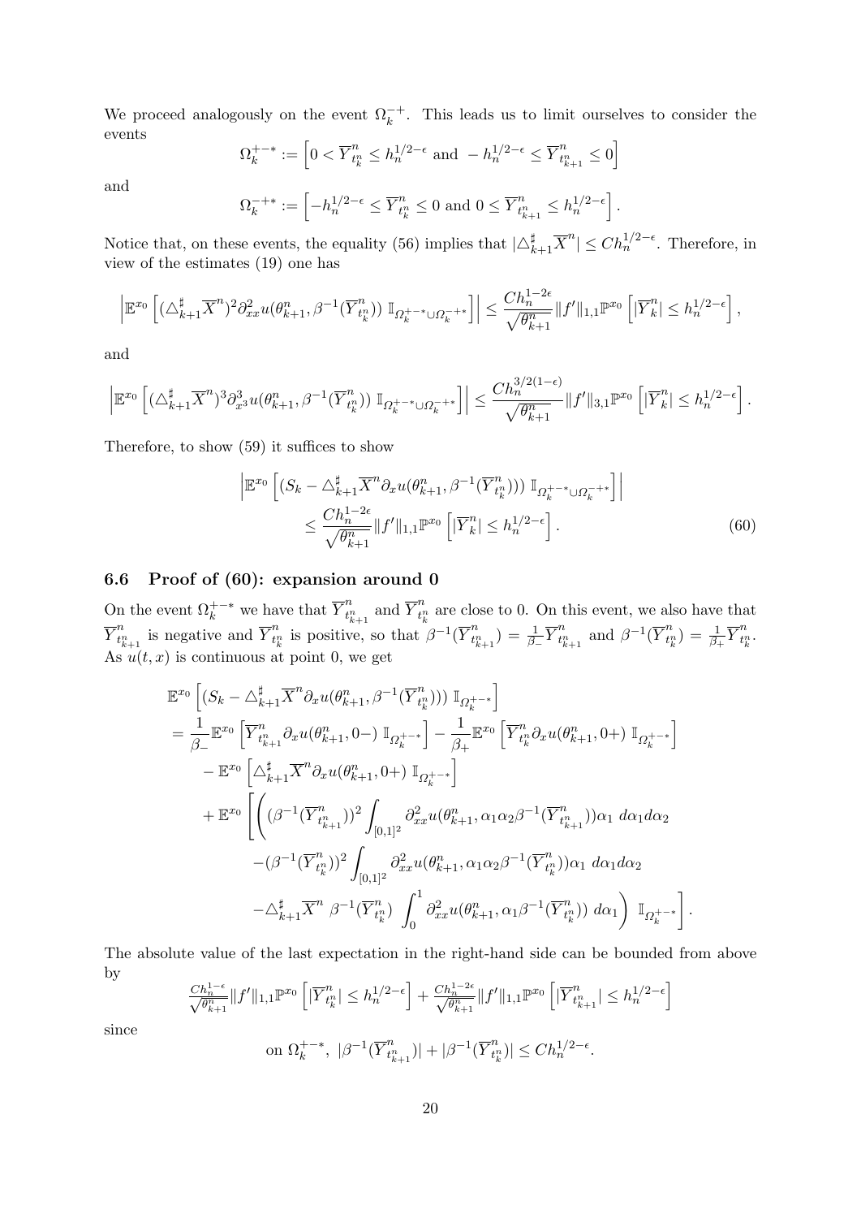We proceed analogously on the event $\Omega_k^{-+}$. This leads us to limit ourselves to consider the events

$$\Omega_k^{+-*} := \left[0 < \overline{Y}^n_{t^n_k} \le h_n^{1/2-\epsilon} \text{ and } -h_n^{1/2-\epsilon} \le \overline{Y}^n_{t^n_{k+1}} \le 0\right]$$

and

$$\Omega_k^{-+*} := \left[-h_n^{1/2-\epsilon} \le \overline{Y}^n_{t^n_k} \le 0 \text{ and } 0 \le \overline{Y}^n_{t^n_{k+1}} \le h_n^{1/2-\epsilon}\right].$$

Notice that, on these events, the equality (56) implies that $|\triangle^\sharp_{k+1}\overline{X}^n| \le Ch_n^{1/2-\epsilon}$. Therefore, in view of the estimates (19) one has

$$\left|\mathbb{E}^{x_0}\left[(\triangle^\sharp_{k+1}\overline{X}^n)^2\partial^2_{xx}u(\theta^n_{k+1},\beta^{-1}(\overline{Y}^n_{t^n_k}))\ \mathbb{I}_{\Omega_k^{+-*}\cup\Omega_k^{-+*}}\right]\right| \le \frac{Ch_n^{1-2\epsilon}}{\sqrt{\theta^n_{k+1}}}\|f'\|_{1,1}\mathbb{P}^{x_0}\left[|\overline{Y}^n_k| \le h_n^{1/2-\epsilon}\right],$$

and

$$\left|\mathbb{E}^{x_0}\left[(\triangle^\sharp_{k+1}\overline{X}^n)^3\partial^3_{x^3}u(\theta^n_{k+1},\beta^{-1}(\overline{Y}^n_{t^n_k}))\ \mathbb{I}_{\Omega_k^{+-*}\cup\Omega_k^{-+*}}\right]\right| \le \frac{Ch_n^{3/2(1-\epsilon)}}{\sqrt{\theta^n_{k+1}}}\|f'\|_{3,1}\mathbb{P}^{x_0}\left[|\overline{Y}^n_k| \le h_n^{1/2-\epsilon}\right].$$

Therefore, to show (59) it suffices to show

$$\begin{aligned}
&\left|\mathbb{E}^{x_0}\left[(S_k - \triangle^\sharp_{k+1}\overline{X}^n\partial_x u(\theta^n_{k+1},\beta^{-1}(\overline{Y}^n_{t^n_k})))\ \mathbb{I}_{\Omega_k^{+-*}\cup\Omega_k^{-+*}}\right]\right| \\
&\qquad \le \frac{Ch_n^{1-2\epsilon}}{\sqrt{\theta^n_{k+1}}}\|f'\|_{1,1}\mathbb{P}^{x_0}\left[|\overline{Y}^n_k| \le h_n^{1/2-\epsilon}\right]. \qquad (60)
\end{aligned}$$

### 6.6 Proof of (60): expansion around 0

On the event $\Omega_k^{+-*}$ we have that $\overline{Y}^n_{t^n_{k+1}}$ and $\overline{Y}^n_{t^n_k}$ are close to 0. On this event, we also have that $\overline{Y}^n_{t^n_{k+1}}$ is negative and $\overline{Y}^n_{t^n_k}$ is positive, so that $\beta^{-1}(\overline{Y}^n_{t^n_{k+1}}) = \frac{1}{\beta_-}\overline{Y}^n_{t^n_{k+1}}$ and $\beta^{-1}(\overline{Y}^n_{t^n_k}) = \frac{1}{\beta_+}\overline{Y}^n_{t^n_k}$. As $u(t,x)$ is continuous at point 0, we get

$$\begin{aligned}
&\mathbb{E}^{x_0}\left[(S_k - \triangle^\sharp_{k+1}\overline{X}^n\partial_x u(\theta^n_{k+1},\beta^{-1}(\overline{Y}^n_{t^n_k})))\ \mathbb{I}_{\Omega_k^{+-*}}\right] \\
&= \frac{1}{\beta_-}\mathbb{E}^{x_0}\left[\overline{Y}^n_{t^n_{k+1}}\partial_x u(\theta^n_{k+1},0-)\ \mathbb{I}_{\Omega_k^{+-*}}\right] - \frac{1}{\beta_+}\mathbb{E}^{x_0}\left[\overline{Y}^n_{t^n_k}\partial_x u(\theta^n_{k+1},0+)\ \mathbb{I}_{\Omega_k^{+-*}}\right] \\
&\quad - \mathbb{E}^{x_0}\left[\triangle^\sharp_{k+1}\overline{X}^n\partial_x u(\theta^n_{k+1},0+)\ \mathbb{I}_{\Omega_k^{+-*}}\right] \\
&\quad + \mathbb{E}^{x_0}\Bigg[\Bigg((\beta^{-1}(\overline{Y}^n_{t^n_{k+1}}))^2\int_{[0,1]^2}\partial^2_{xx}u(\theta^n_{k+1},\alpha_1\alpha_2\beta^{-1}(\overline{Y}^n_{t^n_{k+1}}))\alpha_1\ d\alpha_1 d\alpha_2 \\
&\qquad -(\beta^{-1}(\overline{Y}^n_{t^n_k}))^2\int_{[0,1]^2}\partial^2_{xx}u(\theta^n_{k+1},\alpha_1\alpha_2\beta^{-1}(\overline{Y}^n_{t^n_k}))\alpha_1\ d\alpha_1 d\alpha_2 \\
&\qquad -\triangle^\sharp_{k+1}\overline{X}^n\ \beta^{-1}(\overline{Y}^n_{t^n_k})\ \int_0^1\partial^2_{xx}u(\theta^n_{k+1},\alpha_1\beta^{-1}(\overline{Y}^n_{t^n_k}))\ d\alpha_1\Bigg)\ \mathbb{I}_{\Omega_k^{+-*}}\Bigg].
\end{aligned}$$

The absolute value of the last expectation in the right-hand side can be bounded from above by

$$\frac{Ch_n^{1-\epsilon}}{\sqrt{\theta^n_{k+1}}}\|f'\|_{1,1}\mathbb{P}^{x_0}\left[|\overline{Y}^n_{t^n_k}| \le h_n^{1/2-\epsilon}\right] + \frac{Ch_n^{1-2\epsilon}}{\sqrt{\theta^n_{k+1}}}\|f'\|_{1,1}\mathbb{P}^{x_0}\left[|\overline{Y}^n_{t^n_{k+1}}| \le h_n^{1/2-\epsilon}\right]$$

since

$$\text{on } \Omega_k^{+-*},\ |\beta^{-1}(\overline{Y}^n_{t^n_{k+1}})| + |\beta^{-1}(\overline{Y}^n_{t^n_k})| \le Ch_n^{1/2-\epsilon}.$$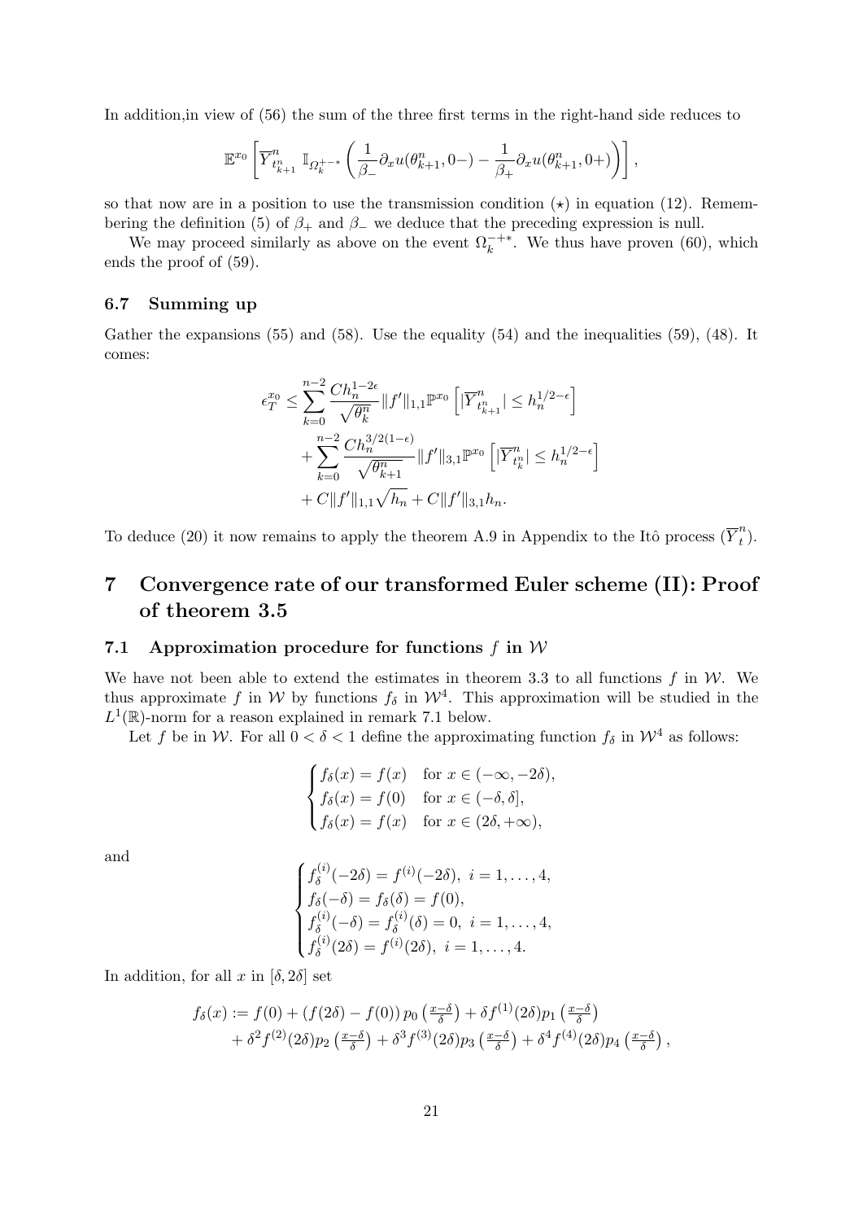In addition,in view of (56) the sum of the three first terms in the right-hand side reduces to

$$\mathbb{E}^{x_0}\left[\overline{Y}^n_{t^n_{k+1}}\ \mathbb{I}_{\Omega_k^{+-*}}\left(\frac{1}{\beta_-}\partial_x u(\theta^n_{k+1},0-)-\frac{1}{\beta_+}\partial_x u(\theta^n_{k+1},0+)\right)\right],$$

so that now are in a position to use the transmission condition $(\star)$ in equation (12). Remembering the definition (5) of $\beta_+$ and $\beta_-$ we deduce that the preceding expression is null.

We may proceed similarly as above on the event $\Omega_k^{-+*}$. We thus have proven (60), which ends the proof of (59).

### 6.7 Summing up

Gather the expansions (55) and (58). Use the equality (54) and the inequalities (59), (48). It comes:

$$\begin{aligned}
\epsilon_T^{x_0} \leq & \sum_{k=0}^{n-2}\frac{Ch_n^{1-2\epsilon}}{\sqrt{\theta^n_k}}\|f'\|_{1,1}\mathbb{P}^{x_0}\left[|\overline{Y}^n_{t^n_{k+1}}|\leq h_n^{1/2-\epsilon}\right] \\
&+\sum_{k=0}^{n-2}\frac{Ch_n^{3/2(1-\epsilon)}}{\sqrt{\theta^n_{k+1}}}\|f'\|_{3,1}\mathbb{P}^{x_0}\left[|\overline{Y}^n_{t^n_k}|\leq h_n^{1/2-\epsilon}\right] \\
&+C\|f'\|_{1,1}\sqrt{h_n}+C\|f'\|_{3,1}h_n.
\end{aligned}$$

To deduce (20) it now remains to apply the theorem A.9 in Appendix to the Itô process $(\overline{Y}^n_t)$.

## 7 Convergence rate of our transformed Euler scheme (II): Proof of theorem 3.5

### 7.1 Approximation procedure for functions $f$ in $\mathcal{W}$

We have not been able to extend the estimates in theorem 3.3 to all functions $f$ in $\mathcal{W}$. We thus approximate $f$ in $\mathcal{W}$ by functions $f_\delta$ in $\mathcal{W}^4$. This approximation will be studied in the $L^1(\mathbb{R})$-norm for a reason explained in remark 7.1 below.

Let $f$ be in $\mathcal{W}$. For all $0<\delta<1$ define the approximating function $f_\delta$ in $\mathcal{W}^4$ as follows:

$$\begin{cases}
f_\delta(x)=f(x) & \text{for } x\in(-\infty,-2\delta),\\
f_\delta(x)=f(0) & \text{for } x\in(-\delta,\delta],\\
f_\delta(x)=f(x) & \text{for } x\in(2\delta,+\infty),
\end{cases}$$

and

$$\begin{cases}
f_\delta^{(i)}(-2\delta)=f^{(i)}(-2\delta),\ i=1,\ldots,4,\\
f_\delta(-\delta)=f_\delta(\delta)=f(0),\\
f_\delta^{(i)}(-\delta)=f_\delta^{(i)}(\delta)=0,\ i=1,\ldots,4,\\
f_\delta^{(i)}(2\delta)=f^{(i)}(2\delta),\ i=1,\ldots,4.
\end{cases}$$

In addition, for all $x$ in $[\delta,2\delta]$ set

$$\begin{aligned}
f_\delta(x):=&\ f(0)+(f(2\delta)-f(0))\,p_0\left(\tfrac{x-\delta}{\delta}\right)+\delta f^{(1)}(2\delta)p_1\left(\tfrac{x-\delta}{\delta}\right)\\
&+\delta^2f^{(2)}(2\delta)p_2\left(\tfrac{x-\delta}{\delta}\right)+\delta^3f^{(3)}(2\delta)p_3\left(\tfrac{x-\delta}{\delta}\right)+\delta^4f^{(4)}(2\delta)p_4\left(\tfrac{x-\delta}{\delta}\right),
\end{aligned}$$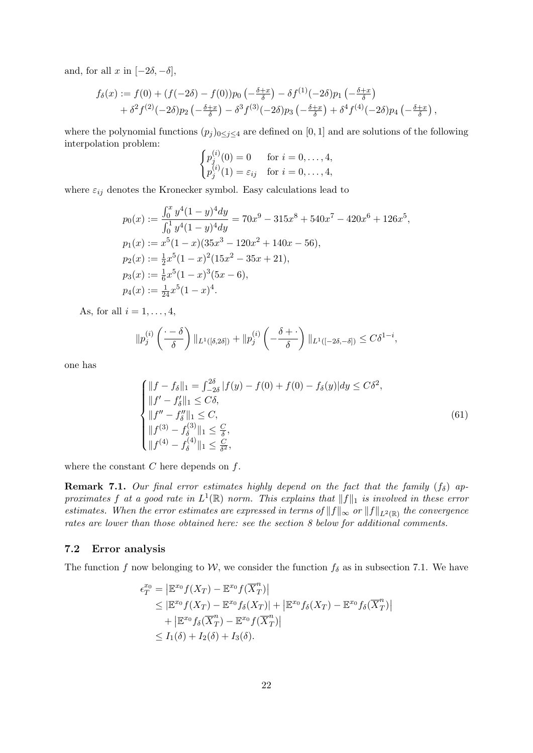and, for all $x$ in $[-2\delta, -\delta]$,

$$
\begin{aligned}
f_\delta(x) := f(0) &+ (f(-2\delta) - f(0)) p_0\left(-\tfrac{\delta+x}{\delta}\right) - \delta f^{(1)}(-2\delta) p_1\left(-\tfrac{\delta+x}{\delta}\right) \\
&+ \delta^2 f^{(2)}(-2\delta) p_2\left(-\tfrac{\delta+x}{\delta}\right) - \delta^3 f^{(3)}(-2\delta) p_3\left(-\tfrac{\delta+x}{\delta}\right) + \delta^4 f^{(4)}(-2\delta) p_4\left(-\tfrac{\delta+x}{\delta}\right),
\end{aligned}
$$

where the polynomial functions $(p_j)_{0\le j\le 4}$ are defined on $[0,1]$ and are solutions of the following interpolation problem:

$$
\begin{cases}
p_j^{(i)}(0) = 0 & \text{for } i = 0, \dots, 4, \\
p_j^{(i)}(1) = \varepsilon_{ij} & \text{for } i = 0, \dots, 4,
\end{cases}
$$

where $\varepsilon_{ij}$ denotes the Kronecker symbol. Easy calculations lead to

$$
\begin{aligned}
p_0(x) &:= \frac{\int_0^x y^4(1-y)^4 dy}{\int_0^1 y^4(1-y)^4 dy} = 70x^9 - 315x^8 + 540x^7 - 420x^6 + 126x^5, \\
p_1(x) &:= x^5(1-x)(35x^3 - 120x^2 + 140x - 56), \\
p_2(x) &:= \tfrac{1}{2}x^5(1-x)^2(15x^2 - 35x + 21), \\
p_3(x) &:= \tfrac{1}{6}x^5(1-x)^3(5x - 6), \\
p_4(x) &:= \tfrac{1}{24}x^5(1-x)^4.
\end{aligned}
$$

As, for all $i = 1, \dots, 4$,

$$
\|p_j^{(i)}\left(\frac{\cdot - \delta}{\delta}\right)\|_{L^1([\delta,2\delta])} + \|p_j^{(i)}\left(-\frac{\delta + \cdot}{\delta}\right)\|_{L^1([-2\delta,-\delta])} \le C\delta^{1-i},
$$

one has

$$
\begin{cases}
\|f - f_\delta\|_1 = \int_{-2\delta}^{2\delta} |f(y) - f(0) + f(0) - f_\delta(y)| dy \le C\delta^2, \\
\|f' - f_\delta'\|_1 \le C\delta, \\
\|f'' - f_\delta''\|_1 \le C, \\
\|f^{(3)} - f_\delta^{(3)}\|_1 \le \frac{C}{\delta}, \\
\|f^{(4)} - f_\delta^{(4)}\|_1 \le \frac{C}{\delta^2},
\end{cases}
\tag{61}
$$

where the constant $C$ here depends on $f$.

**Remark 7.1.** *Our final error estimates highly depend on the fact that the family $(f_\delta)$ approximates $f$ at a good rate in $L^1(\mathbb{R})$ norm. This explains that $\|f\|_1$ is involved in these error estimates. When the error estimates are expressed in terms of $\|f\|_\infty$ or $\|f\|_{L^2(\mathbb{R})}$ the convergence rates are lower than those obtained here: see the section 8 below for additional comments.*

### 7.2 Error analysis

The function $f$ now belonging to $\mathcal{W}$, we consider the function $f_\delta$ as in subsection 7.1. We have

$$
\begin{aligned}
\epsilon_T^{x_0} &= \left|\mathbb{E}^{x_0} f(X_T) - \mathbb{E}^{x_0} f(\overline{X}_T^n)\right| \\
&\le \left|\mathbb{E}^{x_0} f(X_T) - \mathbb{E}^{x_0} f_\delta(X_T)\right| + \left|\mathbb{E}^{x_0} f_\delta(X_T) - \mathbb{E}^{x_0} f_\delta(\overline{X}_T^n)\right| \\
&\quad + \left|\mathbb{E}^{x_0} f_\delta(\overline{X}_T^n) - \mathbb{E}^{x_0} f(\overline{X}_T^n)\right| \\
&\le I_1(\delta) + I_2(\delta) + I_3(\delta).
\end{aligned}
$$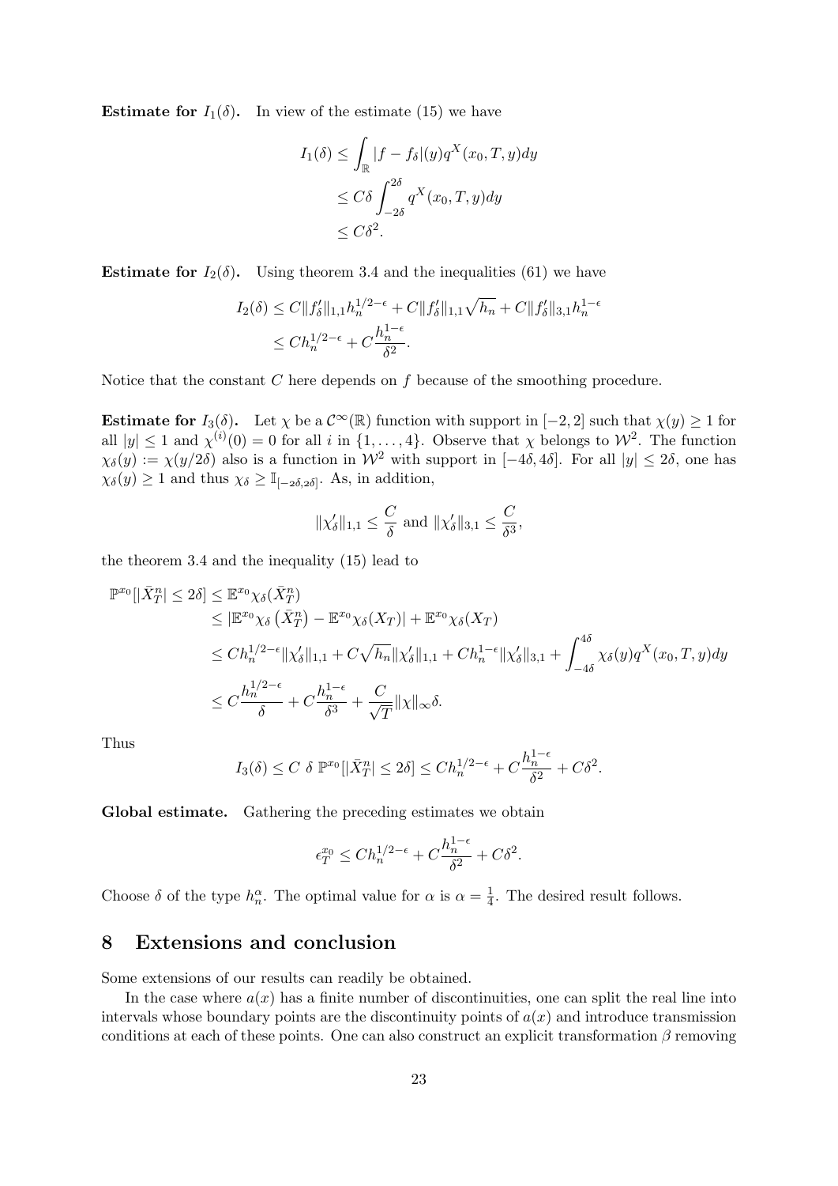**Estimate for $I_1(\delta)$.** In view of the estimate (15) we have

$$
\begin{aligned}
I_1(\delta) &\leq \int_{\mathbb{R}} |f - f_\delta|(y) q^X(x_0, T, y) dy \\
&\leq C\delta \int_{-2\delta}^{2\delta} q^X(x_0, T, y) dy \\
&\leq C\delta^2.
\end{aligned}
$$

**Estimate for $I_2(\delta)$.** Using theorem 3.4 and the inequalities (61) we have

$$
\begin{aligned}
I_2(\delta) &\leq C\|f'_\delta\|_{1,1} h_n^{1/2-\epsilon} + C\|f'_\delta\|_{1,1}\sqrt{h_n} + C\|f'_\delta\|_{3,1} h_n^{1-\epsilon} \\
&\leq C h_n^{1/2-\epsilon} + C\frac{h_n^{1-\epsilon}}{\delta^2}.
\end{aligned}
$$

Notice that the constant $C$ here depends on $f$ because of the smoothing procedure.

**Estimate for $I_3(\delta)$.** Let $\chi$ be a $\mathcal{C}^\infty(\mathbb{R})$ function with support in $[-2, 2]$ such that $\chi(y) \geq 1$ for all $|y| \leq 1$ and $\chi^{(i)}(0) = 0$ for all $i$ in $\{1, \ldots, 4\}$. Observe that $\chi$ belongs to $\mathcal{W}^2$. The function $\chi_\delta(y) := \chi(y/2\delta)$ also is a function in $\mathcal{W}^2$ with support in $[-4\delta, 4\delta]$. For all $|y| \leq 2\delta$, one has $\chi_\delta(y) \geq 1$ and thus $\chi_\delta \geq \mathbb{I}_{[-2\delta, 2\delta]}$. As, in addition,

$$
\|\chi'_\delta\|_{1,1} \leq \frac{C}{\delta} \text{ and } \|\chi'_\delta\|_{3,1} \leq \frac{C}{\delta^3},
$$

the theorem 3.4 and the inequality (15) lead to

$$
\begin{aligned}
\mathbb{P}^{x_0}[|\bar{X}^n_T| \leq 2\delta] &\leq \mathbb{E}^{x_0}\chi_\delta(\bar{X}^n_T) \\
&\leq |\mathbb{E}^{x_0}\chi_\delta\left(\bar{X}^n_T\right) - \mathbb{E}^{x_0}\chi_\delta(X_T)| + \mathbb{E}^{x_0}\chi_\delta(X_T) \\
&\leq C h_n^{1/2-\epsilon}\|\chi'_\delta\|_{1,1} + C\sqrt{h_n}\|\chi'_\delta\|_{1,1} + C h_n^{1-\epsilon}\|\chi'_\delta\|_{3,1} + \int_{-4\delta}^{4\delta} \chi_\delta(y) q^X(x_0, T, y) dy \\
&\leq C\frac{h_n^{1/2-\epsilon}}{\delta} + C\frac{h_n^{1-\epsilon}}{\delta^3} + \frac{C}{\sqrt{T}}\|\chi\|_\infty \delta.
\end{aligned}
$$

Thus

$$
I_3(\delta) \leq C\ \delta\ \mathbb{P}^{x_0}[|\bar{X}^n_T| \leq 2\delta] \leq C h_n^{1/2-\epsilon} + C\frac{h_n^{1-\epsilon}}{\delta^2} + C\delta^2.
$$

**Global estimate.** Gathering the preceding estimates we obtain

$$
\epsilon^{x_0}_T \leq C h_n^{1/2-\epsilon} + C\frac{h_n^{1-\epsilon}}{\delta^2} + C\delta^2.
$$

Choose $\delta$ of the type $h_n^\alpha$. The optimal value for $\alpha$ is $\alpha = \frac{1}{4}$. The desired result follows.

## 8 Extensions and conclusion

Some extensions of our results can readily be obtained.

In the case where $a(x)$ has a finite number of discontinuities, one can split the real line into intervals whose boundary points are the discontinuity points of $a(x)$ and introduce transmission conditions at each of these points. One can also construct an explicit transformation $\beta$ removing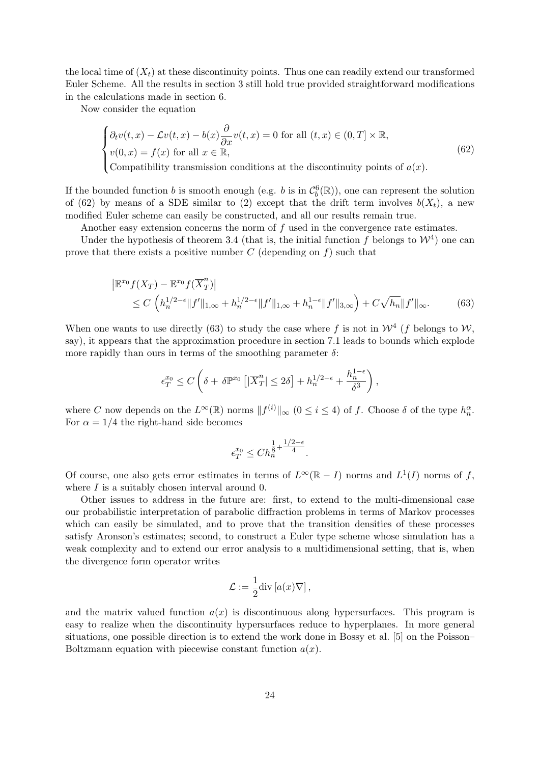the local time of $(X_t)$ at these discontinuity points. Thus one can readily extend our transformed Euler Scheme. All the results in section 3 still hold true provided straightforward modifications in the calculations made in section 6.

Now consider the equation

$$\begin{cases} \partial_t v(t,x) - \mathcal{L}v(t,x) - b(x)\dfrac{\partial}{\partial x}v(t,x) = 0 \text{ for all } (t,x) \in (0,T] \times \mathbb{R}, \\ v(0,x) = f(x) \text{ for all } x \in \mathbb{R}, \\ \text{Compatibility transmission conditions at the discontinuity points of } a(x). \end{cases} \tag{62}$$

If the bounded function $b$ is smooth enough (e.g. $b$ is in $\mathcal{C}_b^6(\mathbb{R})$), one can represent the solution of (62) by means of a SDE similar to (2) except that the drift term involves $b(X_t)$, a new modified Euler scheme can easily be constructed, and all our results remain true.

Another easy extension concerns the norm of $f$ used in the convergence rate estimates.

Under the hypothesis of theorem 3.4 (that is, the initial function $f$ belongs to $\mathcal{W}^4$) one can prove that there exists a positive number $C$ (depending on $f$) such that

$$\begin{aligned} &\left|\mathbb{E}^{x_0} f(X_T) - \mathbb{E}^{x_0} f(\overline{X}_T^n)\right| \\ &\quad \leq C\left(h_n^{1/2-\epsilon}\|f'\|_{1,\infty} + h_n^{1/2-\epsilon}\|f'\|_{1,\infty} + h_n^{1-\epsilon}\|f'\|_{3,\infty}\right) + C\sqrt{h_n}\|f'\|_\infty. \end{aligned} \tag{63}$$

When one wants to use directly (63) to study the case where $f$ is not in $\mathcal{W}^4$ ($f$ belongs to $\mathcal{W}$, say), it appears that the approximation procedure in section 7.1 leads to bounds which explode more rapidly than ours in terms of the smoothing parameter $\delta$:

$$\epsilon_T^{x_0} \leq C\left(\delta + \delta\mathbb{P}^{x_0}\left[|\overline{X}_T^n| \leq 2\delta\right] + h_n^{1/2-\epsilon} + \frac{h_n^{1-\epsilon}}{\delta^3}\right),$$

where $C$ now depends on the $L^\infty(\mathbb{R})$ norms $\|f^{(i)}\|_\infty$ $(0 \leq i \leq 4)$ of $f$. Choose $\delta$ of the type $h_n^\alpha$. For $\alpha = 1/4$ the right-hand side becomes

$$\epsilon_T^{x_0} \leq C h_n^{\frac{1}{8} + \frac{1/2-\epsilon}{4}}.$$

Of course, one also gets error estimates in terms of $L^\infty(\mathbb{R} - I)$ norms and $L^1(I)$ norms of $f$, where $I$ is a suitably chosen interval around 0.

Other issues to address in the future are: first, to extend to the multi-dimensional case our probabilistic interpretation of parabolic diffraction problems in terms of Markov processes which can easily be simulated, and to prove that the transition densities of these processes satisfy Aronson's estimates; second, to construct a Euler type scheme whose simulation has a weak complexity and to extend our error analysis to a multidimensional setting, that is, when the divergence form operator writes

$$\mathcal{L} := \frac{1}{2}\text{div}\left[a(x)\nabla\right],$$

and the matrix valued function $a(x)$ is discontinuous along hypersurfaces. This program is easy to realize when the discontinuity hypersurfaces reduce to hyperplanes. In more general situations, one possible direction is to extend the work done in Bossy et al. [5] on the Poisson–Boltzmann equation with piecewise constant function $a(x)$.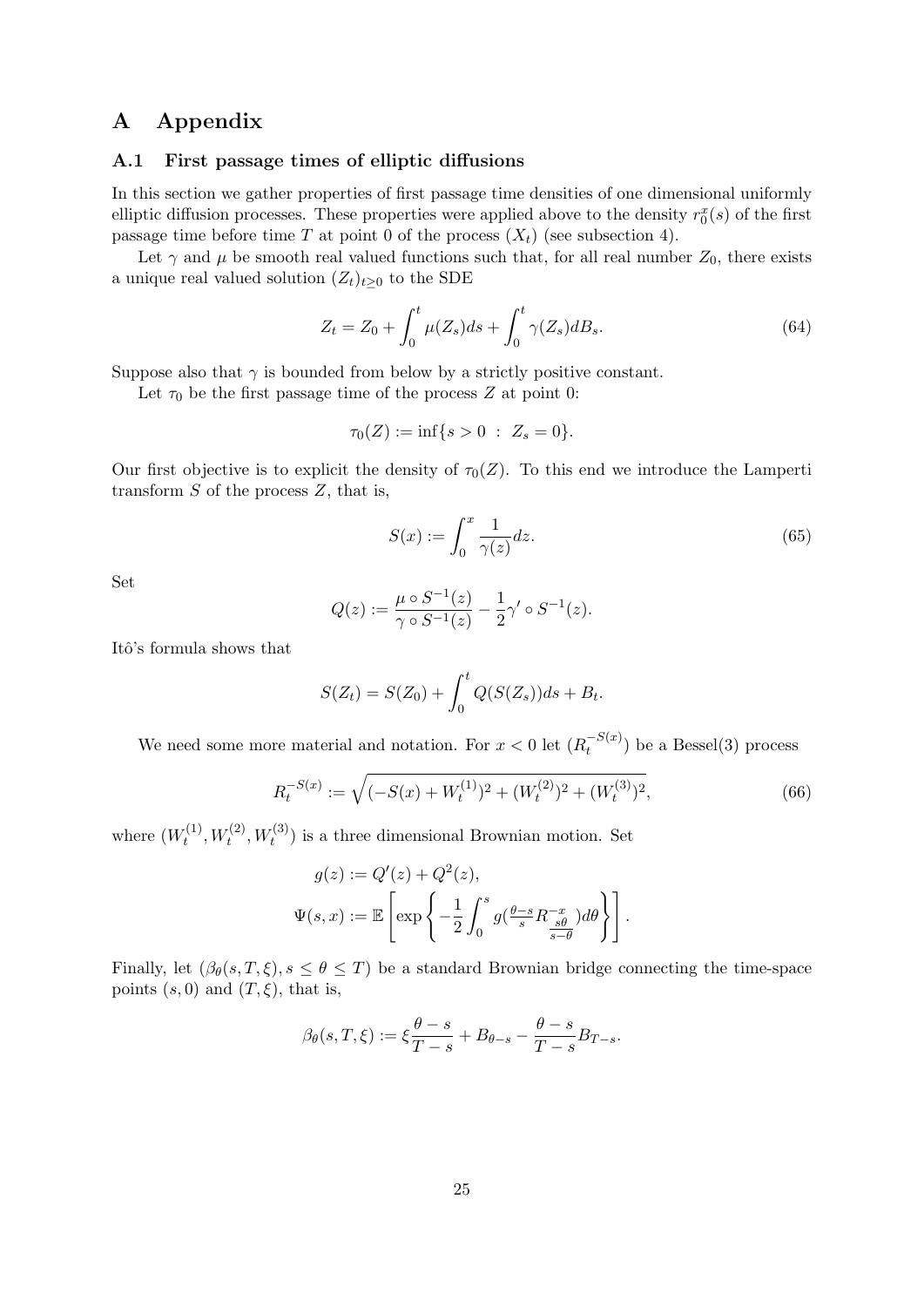# A Appendix

## A.1 First passage times of elliptic diffusions

In this section we gather properties of first passage time densities of one dimensional uniformly elliptic diffusion processes. These properties were applied above to the density $r_0^x(s)$ of the first passage time before time $T$ at point 0 of the process $(X_t)$ (see subsection 4).

Let $\gamma$ and $\mu$ be smooth real valued functions such that, for all real number $Z_0$, there exists a unique real valued solution $(Z_t)_{t\geq 0}$ to the SDE

$$Z_t = Z_0 + \int_0^t \mu(Z_s)ds + \int_0^t \gamma(Z_s)dB_s. \tag{64}$$

Suppose also that $\gamma$ is bounded from below by a strictly positive constant.

Let $\tau_0$ be the first passage time of the process $Z$ at point 0:

$$\tau_0(Z) := \inf\{s > 0 \ : \ Z_s = 0\}.$$

Our first objective is to explicit the density of $\tau_0(Z)$. To this end we introduce the Lamperti transform $S$ of the process $Z$, that is,

$$S(x) := \int_0^x \frac{1}{\gamma(z)}dz. \tag{65}$$

Set

$$Q(z) := \frac{\mu \circ S^{-1}(z)}{\gamma \circ S^{-1}(z)} - \frac{1}{2}\gamma' \circ S^{-1}(z).$$

Itô's formula shows that

$$S(Z_t) = S(Z_0) + \int_0^t Q(S(Z_s))ds + B_t.$$

We need some more material and notation. For $x < 0$ let $(R_t^{-S(x)})$ be a Bessel(3) process

$$R_t^{-S(x)} := \sqrt{(-S(x) + W_t^{(1)})^2 + (W_t^{(2)})^2 + (W_t^{(3)})^2}, \tag{66}$$

where $(W_t^{(1)}, W_t^{(2)}, W_t^{(3)})$ is a three dimensional Brownian motion. Set

$$g(z) := Q'(z) + Q^2(z),$$

$$\Psi(s,x) := \mathbb{E}\left[\exp\left\{-\frac{1}{2}\int_0^s g(\tfrac{\theta - s}{s}R^{-x}_{\frac{s\theta}{s-\theta}})d\theta\right\}\right].$$

Finally, let $(\beta_\theta(s,T,\xi), s \leq \theta \leq T)$ be a standard Brownian bridge connecting the time-space points $(s,0)$ and $(T,\xi)$, that is,

$$\beta_\theta(s,T,\xi) := \xi\frac{\theta - s}{T - s} + B_{\theta - s} - \frac{\theta - s}{T - s}B_{T-s}.$$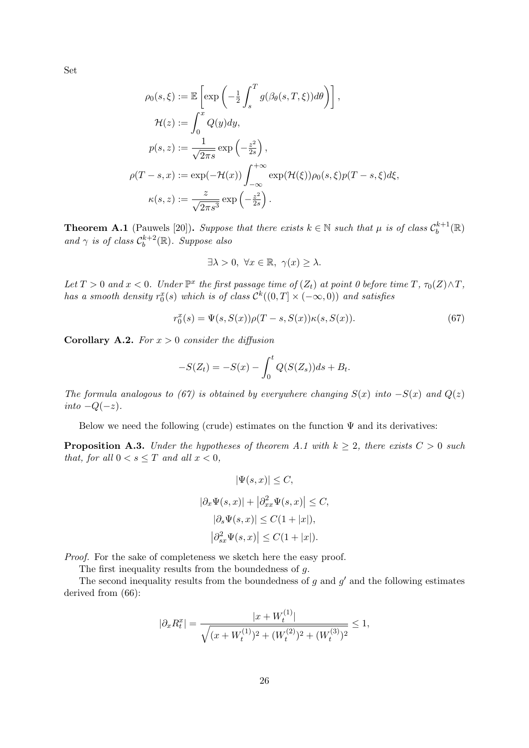Set

$$
\begin{aligned}
\rho_0(s,\xi) &:= \mathbb{E}\left[\exp\left(-\tfrac{1}{2}\int_s^T g(\beta_\theta(s,T,\xi))d\theta\right)\right], \\
\mathcal{H}(z) &:= \int_0^x Q(y)dy, \\
p(s,z) &:= \frac{1}{\sqrt{2\pi s}}\exp\left(-\tfrac{z^2}{2s}\right), \\
\rho(T-s,x) &:= \exp(-\mathcal{H}(x))\int_{-\infty}^{+\infty}\exp(\mathcal{H}(\xi))\rho_0(s,\xi)p(T-s,\xi)d\xi, \\
\kappa(s,z) &:= \frac{z}{\sqrt{2\pi s^3}}\exp\left(-\tfrac{z^2}{2s}\right).
\end{aligned}
$$

**Theorem A.1** (Pauwels [20]). *Suppose that there exists $k \in \mathbb{N}$ such that $\mu$ is of class $\mathcal{C}_b^{k+1}(\mathbb{R})$ and $\gamma$ is of class $\mathcal{C}_b^{k+2}(\mathbb{R})$. Suppose also*

$$
\exists \lambda > 0,\ \forall x \in \mathbb{R},\ \gamma(x) \geq \lambda.
$$

*Let $T > 0$ and $x < 0$. Under $\mathbb{P}^x$ the first passage time of $(Z_t)$ at point 0 before time $T$, $\tau_0(Z) \wedge T$, has a smooth density $r_0^x(s)$ which is of class $\mathcal{C}^k((0,T] \times (-\infty, 0))$ and satisfies*

$$
r_0^x(s) = \Psi(s, S(x))\rho(T-s, S(x))\kappa(s, S(x)). \tag{67}
$$

**Corollary A.2.** *For $x > 0$ consider the diffusion*

$$
-S(Z_t) = -S(x) - \int_0^t Q(S(Z_s))ds + B_t.
$$

*The formula analogous to (67) is obtained by everywhere changing $S(x)$ into $-S(x)$ and $Q(z)$ into $-Q(-z)$.*

Below we need the following (crude) estimates on the function $\Psi$ and its derivatives:

**Proposition A.3.** *Under the hypotheses of theorem A.1 with $k \geq 2$, there exists $C > 0$ such that, for all $0 < s \leq T$ and all $x < 0$,*

$$
|\Psi(s,x)| \leq C,
$$

$$
|\partial_x \Psi(s,x)| + \left|\partial_{xx}^2 \Psi(s,x)\right| \leq C,
$$

$$
|\partial_s \Psi(s,x)| \leq C(1+|x|),
$$

$$
\left|\partial_{sx}^2 \Psi(s,x)\right| \leq C(1+|x|).
$$

*Proof.* For the sake of completeness we sketch here the easy proof.

The first inequality results from the boundedness of $g$.

The second inequality results from the boundedness of $g$ and $g'$ and the following estimates derived from (66):

$$
|\partial_x R_t^x| = \frac{|x + W_t^{(1)}|}{\sqrt{(x+W_t^{(1)})^2 + (W_t^{(2)})^2 + (W_t^{(3)})^2}} \leq 1,
$$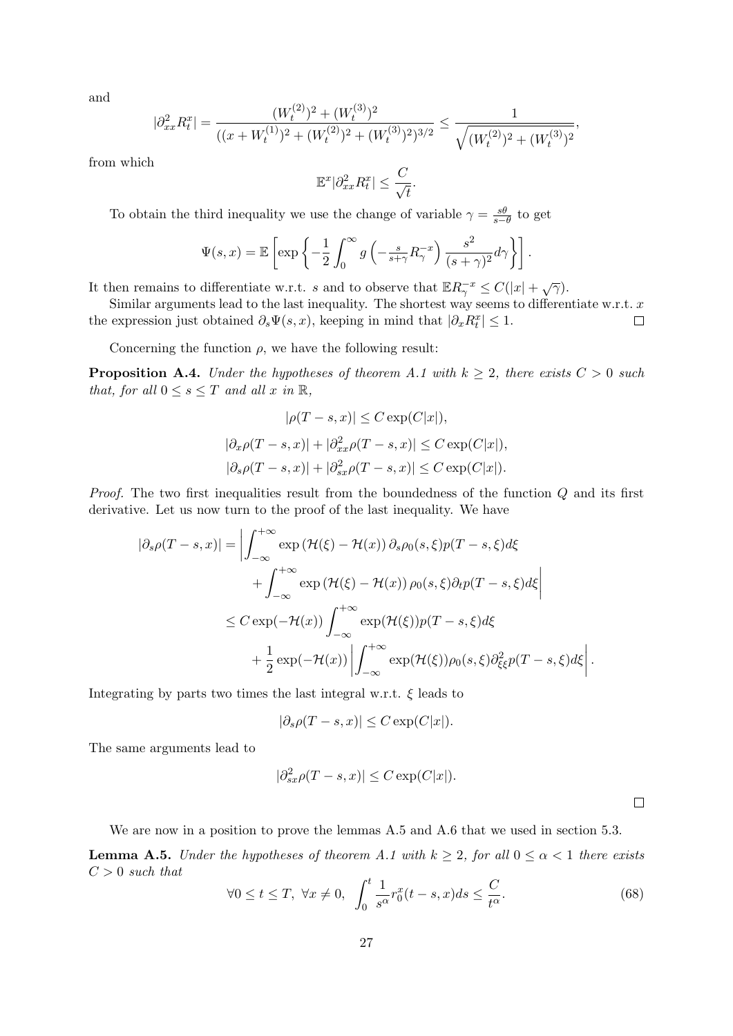and

$$
|\partial^2_{xx} R^x_t| = \frac{(W^{(2)}_t)^2 + (W^{(3)}_t)^2}{((x + W^{(1)}_t)^2 + (W^{(2)}_t)^2 + (W^{(3)}_t)^2)^{3/2}} \leq \frac{1}{\sqrt{(W^{(2)}_t)^2 + (W^{(3)}_t)^2}},
$$

from which

$$
\mathbb{E}^x |\partial^2_{xx} R^x_t| \leq \frac{C}{\sqrt{t}}.
$$

To obtain the third inequality we use the change of variable $\gamma = \frac{s\theta}{s-\theta}$ to get

$$
\Psi(s,x) = \mathbb{E}\left[\exp\left\{-\frac{1}{2}\int_0^\infty g\left(-\tfrac{s}{s+\gamma} R^{-x}_\gamma\right) \frac{s^2}{(s+\gamma)^2} d\gamma\right\}\right].
$$

It then remains to differentiate w.r.t. $s$ and to observe that $\mathbb{E} R^{-x}_\gamma \leq C(|x| + \sqrt{\gamma})$.

Similar arguments lead to the last inequality. The shortest way seems to differentiate w.r.t. $x$ the expression just obtained $\partial_s \Psi(s,x)$, keeping in mind that $|\partial_x R^x_t| \leq 1$. $\square$

Concerning the function $\rho$, we have the following result:

**Proposition A.4.** *Under the hypotheses of theorem A.1 with $k \geq 2$, there exists $C > 0$ such that, for all $0 \leq s \leq T$ and all $x$ in $\mathbb{R}$,*

$$
|\rho(T-s,x)| \leq C \exp(C|x|),
$$

$$
|\partial_x \rho(T-s,x)| + |\partial^2_{xx} \rho(T-s,x)| \leq C \exp(C|x|),
$$

$$
|\partial_s \rho(T-s,x)| + |\partial^2_{sx} \rho(T-s,x)| \leq C \exp(C|x|).
$$

*Proof.* The two first inequalities result from the boundedness of the function $Q$ and its first derivative. Let us now turn to the proof of the last inequality. We have

$$
\begin{aligned}
|\partial_s \rho(T-s,x)| &= \left| \int_{-\infty}^{+\infty} \exp\left(\mathcal{H}(\xi) - \mathcal{H}(x)\right) \partial_s \rho_0(s,\xi) p(T-s,\xi) d\xi \right. \\
&\quad \left. + \int_{-\infty}^{+\infty} \exp\left(\mathcal{H}(\xi) - \mathcal{H}(x)\right) \rho_0(s,\xi) \partial_t p(T-s,\xi) d\xi \right| \\
&\leq C \exp(-\mathcal{H}(x)) \int_{-\infty}^{+\infty} \exp(\mathcal{H}(\xi)) p(T-s,\xi) d\xi \\
&\quad + \frac{1}{2} \exp(-\mathcal{H}(x)) \left| \int_{-\infty}^{+\infty} \exp(\mathcal{H}(\xi)) \rho_0(s,\xi) \partial^2_{\xi\xi} p(T-s,\xi) d\xi \right|.
\end{aligned}
$$

Integrating by parts two times the last integral w.r.t. $\xi$ leads to

$$
|\partial_s \rho(T-s,x)| \leq C \exp(C|x|).
$$

The same arguments lead to

$$
|\partial^2_{sx} \rho(T-s,x)| \leq C \exp(C|x|).
$$

$\square$

We are now in a position to prove the lemmas A.5 and A.6 that we used in section 5.3.

**Lemma A.5.** *Under the hypotheses of theorem A.1 with $k \geq 2$, for all $0 \leq \alpha < 1$ there exists $C > 0$ such that*

$$
\forall 0 \leq t \leq T, \ \forall x \neq 0, \ \int_0^t \frac{1}{s^\alpha} r^x_0(t-s,x) ds \leq \frac{C}{t^\alpha}. \tag{68}
$$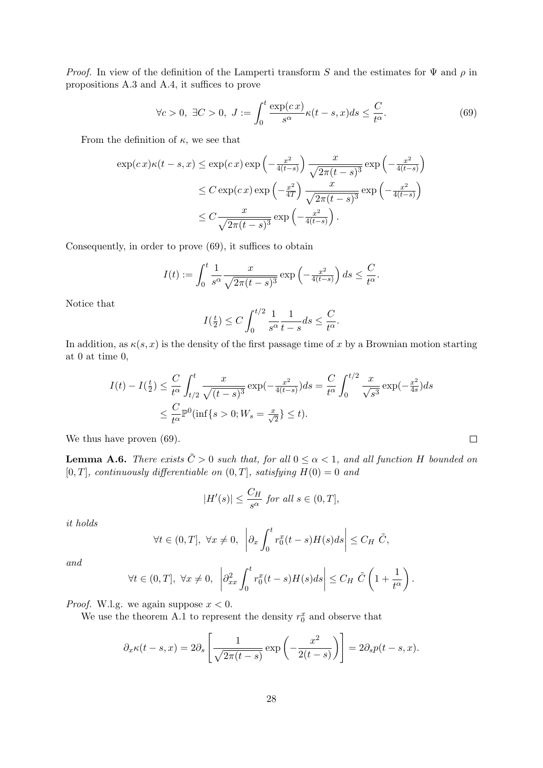*Proof.* In view of the definition of the Lamperti transform $S$ and the estimates for $\Psi$ and $\rho$ in propositions A.3 and A.4, it suffices to prove

$$\forall c > 0, \ \exists C > 0, \ J := \int_0^t \frac{\exp(c\, x)}{s^\alpha} \kappa(t-s,x) ds \leq \frac{C}{t^\alpha}. \tag{69}$$

From the definition of $\kappa$, we see that

$$\begin{aligned}
\exp(c\,x)\kappa(t-s,x) &\leq \exp(c\,x) \exp\left(-\tfrac{x^2}{4(t-s)}\right) \frac{x}{\sqrt{2\pi(t-s)^3}} \exp\left(-\tfrac{x^2}{4(t-s)}\right) \\
&\leq C \exp(c\,x) \exp\left(-\tfrac{x^2}{4T}\right) \frac{x}{\sqrt{2\pi(t-s)^3}} \exp\left(-\tfrac{x^2}{4(t-s)}\right) \\
&\leq C \frac{x}{\sqrt{2\pi(t-s)^3}} \exp\left(-\tfrac{x^2}{4(t-s)}\right).
\end{aligned}$$

Consequently, in order to prove (69), it suffices to obtain

$$I(t) := \int_0^t \frac{1}{s^\alpha} \frac{x}{\sqrt{2\pi(t-s)^3}} \exp\left(-\tfrac{x^2}{4(t-s)}\right) ds \leq \frac{C}{t^\alpha}.$$

Notice that

$$I(\tfrac{t}{2}) \leq C \int_0^{t/2} \frac{1}{s^\alpha} \frac{1}{t-s} ds \leq \frac{C}{t^\alpha}.$$

In addition, as $\kappa(s,x)$ is the density of the first passage time of $x$ by a Brownian motion starting at 0 at time 0,

$$\begin{aligned}
I(t) - I(\tfrac{t}{2}) &\leq \frac{C}{t^\alpha} \int_{t/2}^t \frac{x}{\sqrt{(t-s)^3}} \exp(-\tfrac{x^2}{4(t-s)}) ds = \frac{C}{t^\alpha} \int_0^{t/2} \frac{x}{\sqrt{s^3}} \exp(-\tfrac{x^2}{4s}) ds \\
&\leq \frac{C}{t^\alpha} \mathbb{P}^0(\inf\{s > 0; W_s = \tfrac{x}{\sqrt{2}}\} \leq t).
\end{aligned}$$

We thus have proven (69). $\square$

**Lemma A.6.** *There exists $\tilde{C} > 0$ such that, for all $0 \leq \alpha < 1$, and all function $H$ bounded on $[0,T]$, continuously differentiable on $(0,T]$, satisfying $H(0) = 0$ and*

$$|H'(s)| \leq \frac{C_H}{s^\alpha} \text{ for all } s \in (0,T],$$

*it holds*

$$\forall t \in (0,T], \ \forall x \neq 0, \ \left| \partial_x \int_0^t r_0^x(t-s) H(s) ds \right| \leq C_H \ \tilde{C},$$

*and*

$$\forall t \in (0,T], \ \forall x \neq 0, \ \left| \partial_{xx}^2 \int_0^t r_0^x(t-s) H(s) ds \right| \leq C_H \ \tilde{C} \left(1 + \frac{1}{t^\alpha}\right).$$

*Proof.* W.l.g. we again suppose $x < 0$.

We use the theorem A.1 to represent the density $r_0^x$ and observe that

$$\partial_x \kappa(t-s,x) = 2\partial_s \left[ \frac{1}{\sqrt{2\pi(t-s)}} \exp\left(-\frac{x^2}{2(t-s)}\right) \right] = 2\partial_s p(t-s,x).$$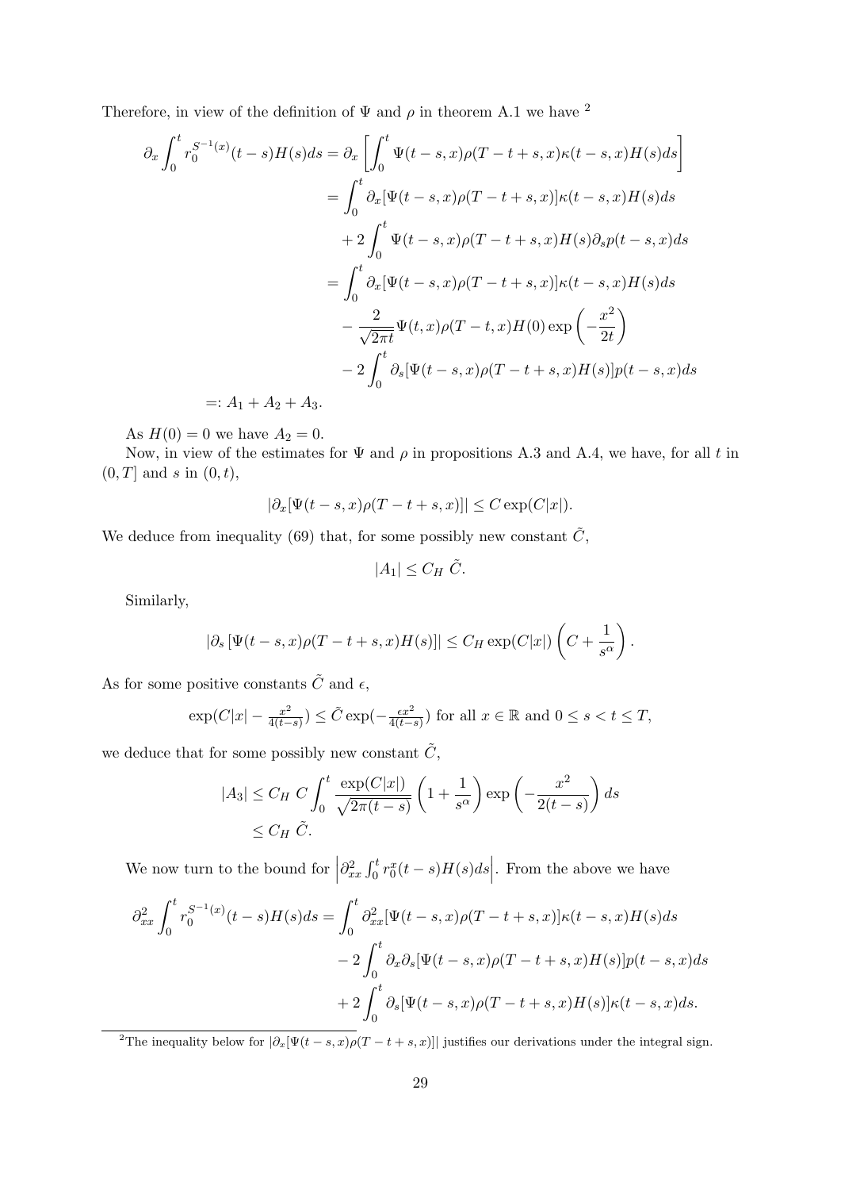Therefore, in view of the definition of $\Psi$ and $\rho$ in theorem A.1 we have [2]

$$
\begin{aligned}
\partial_x \int_0^t r_0^{S^{-1}(x)}(t-s)H(s)ds &= \partial_x \left[ \int_0^t \Psi(t-s,x)\rho(T-t+s,x)\kappa(t-s,x)H(s)ds \right] \\
&= \int_0^t \partial_x[\Psi(t-s,x)\rho(T-t+s,x)]\kappa(t-s,x)H(s)ds \\
&\quad + 2\int_0^t \Psi(t-s,x)\rho(T-t+s,x)H(s)\partial_s p(t-s,x)ds \\
&= \int_0^t \partial_x[\Psi(t-s,x)\rho(T-t+s,x)]\kappa(t-s,x)H(s)ds \\
&\quad - \frac{2}{\sqrt{2\pi t}}\Psi(t,x)\rho(T-t,x)H(0)\exp\left(-\frac{x^2}{2t}\right) \\
&\quad - 2\int_0^t \partial_s[\Psi(t-s,x)\rho(T-t+s,x)H(s)]p(t-s,x)ds \\
=: A_1 + A_2 + A_3.
\end{aligned}
$$

As $H(0) = 0$ we have $A_2 = 0$.

Now, in view of the estimates for $\Psi$ and $\rho$ in propositions A.3 and A.4, we have, for all $t$ in $(0,T]$ and $s$ in $(0,t)$,

$$
|\partial_x[\Psi(t-s,x)\rho(T-t+s,x)]| \leq C\exp(C|x|).
$$

We deduce from inequality (69) that, for some possibly new constant $\tilde{C}$,

$$
|A_1| \leq C_H\ \tilde{C}.
$$

Similarly,

$$
|\partial_s\left[\Psi(t-s,x)\rho(T-t+s,x)H(s)\right]| \leq C_H \exp(C|x|)\left(C + \frac{1}{s^\alpha}\right).
$$

As for some positive constants $\tilde{C}$ and $\epsilon$,

$$
\exp(C|x| - \tfrac{x^2}{4(t-s)}) \leq \tilde{C}\exp(-\tfrac{\epsilon x^2}{4(t-s)}) \text{ for all } x \in \mathbb{R} \text{ and } 0 \leq s < t \leq T,
$$

we deduce that for some possibly new constant $\tilde{C}$,

$$
\begin{aligned}
|A_3| &\leq C_H\ C\int_0^t \frac{\exp(C|x|)}{\sqrt{2\pi(t-s)}}\left(1 + \frac{1}{s^\alpha}\right)\exp\left(-\frac{x^2}{2(t-s)}\right)ds \\
&\leq C_H\ \tilde{C}.
\end{aligned}
$$

We now turn to the bound for $\left|\partial_{xx}^2 \int_0^t r_0^x(t-s)H(s)ds\right|$. From the above we have

$$
\begin{aligned}
\partial_{xx}^2 \int_0^t r_0^{S^{-1}(x)}(t-s)H(s)ds &= \int_0^t \partial_{xx}^2[\Psi(t-s,x)\rho(T-t+s,x)]\kappa(t-s,x)H(s)ds \\
&\quad - 2\int_0^t \partial_x\partial_s[\Psi(t-s,x)\rho(T-t+s,x)H(s)]p(t-s,x)ds \\
&\quad + 2\int_0^t \partial_s[\Psi(t-s,x)\rho(T-t+s,x)H(s)]\kappa(t-s,x)ds.
\end{aligned}
$$

[2] The inequality below for $|\partial_x[\Psi(t-s,x)\rho(T-t+s,x)]|$ justifies our derivations under the integral sign.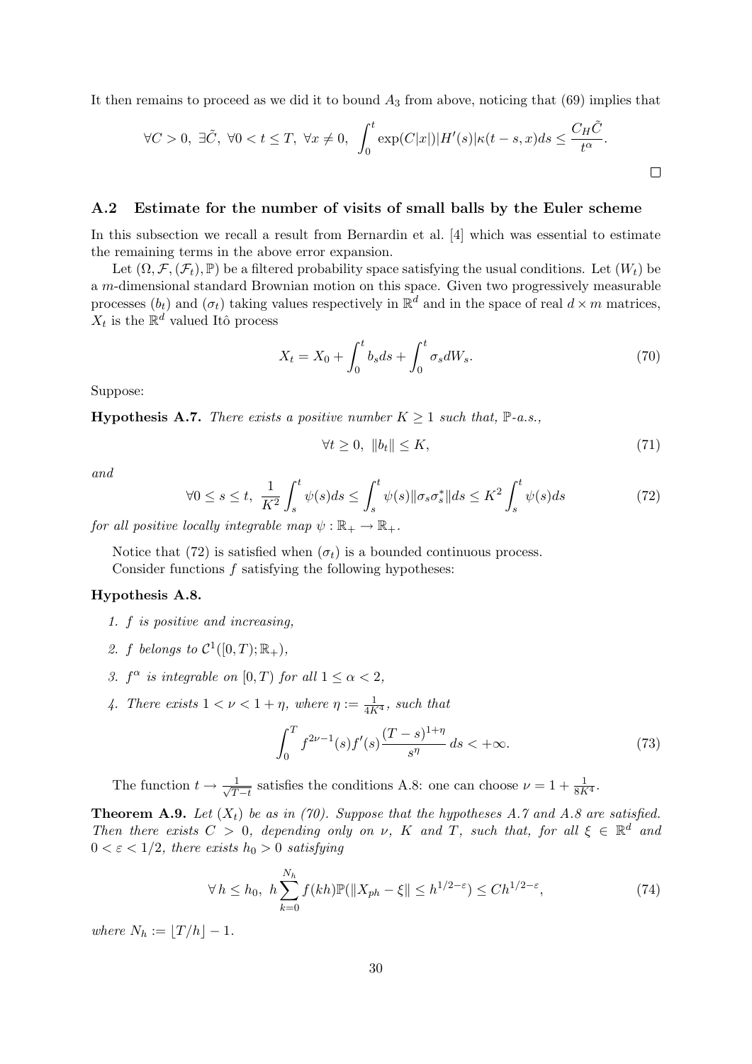It then remains to proceed as we did it to bound $A_3$ from above, noticing that (69) implies that

$$\forall C > 0,\ \exists \tilde{C},\ \forall 0 < t \leq T,\ \forall x \neq 0,\ \int_0^t \exp(C|x|)|H'(s)|\kappa(t-s,x)ds \leq \frac{C_H \tilde{C}}{t^\alpha}.$$

□

## A.2 Estimate for the number of visits of small balls by the Euler scheme

In this subsection we recall a result from Bernardin et al. [4] which was essential to estimate the remaining terms in the above error expansion.

Let $(\Omega, \mathcal{F}, (\mathcal{F}_t), \mathbb{P})$ be a filtered probability space satisfying the usual conditions. Let $(W_t)$ be a $m$-dimensional standard Brownian motion on this space. Given two progressively measurable processes $(b_t)$ and $(\sigma_t)$ taking values respectively in $\mathbb{R}^d$ and in the space of real $d \times m$ matrices, $X_t$ is the $\mathbb{R}^d$ valued Itô process

$$X_t = X_0 + \int_0^t b_s ds + \int_0^t \sigma_s dW_s. \tag{70}$$

Suppose:

**Hypothesis A.7.** *There exists a positive number $K \geq 1$ such that, $\mathbb{P}$-a.s.,*

$$\forall t \geq 0,\ \|b_t\| \leq K, \tag{71}$$

*and*

$$\forall 0 \leq s \leq t,\ \frac{1}{K^2}\int_s^t \psi(s)ds \leq \int_s^t \psi(s)\|\sigma_s\sigma_s^*\|ds \leq K^2 \int_s^t \psi(s)ds \tag{72}$$

*for all positive locally integrable map $\psi : \mathbb{R}_+ \to \mathbb{R}_+$.*

Notice that (72) is satisfied when $(\sigma_t)$ is a bounded continuous process.

Consider functions $f$ satisfying the following hypotheses:

**Hypothesis A.8.**

1. *$f$ is positive and increasing,*
2. *$f$ belongs to $\mathcal{C}^1([0,T);\mathbb{R}_+)$,*
3. *$f^\alpha$ is integrable on $[0,T)$ for all $1 \leq \alpha < 2$,*
4. *There exists $1 < \nu < 1 + \eta$, where $\eta := \frac{1}{4K^4}$, such that*

$$\int_0^T f^{2\nu-1}(s) f'(s) \frac{(T-s)^{1+\eta}}{s^\eta}\, ds < +\infty. \tag{73}$$

The function $t \to \frac{1}{\sqrt{T-t}}$ satisfies the conditions A.8: one can choose $\nu = 1 + \frac{1}{8K^4}$.

**Theorem A.9.** *Let $(X_t)$ be as in (70). Suppose that the hypotheses A.7 and A.8 are satisfied. Then there exists $C > 0$, depending only on $\nu$, $K$ and $T$, such that, for all $\xi \in \mathbb{R}^d$ and $0 < \varepsilon < 1/2$, there exists $h_0 > 0$ satisfying*

$$\forall\, h \leq h_0,\ h\sum_{k=0}^{N_h} f(kh)\mathbb{P}(\|X_{ph} - \xi\| \leq h^{1/2-\varepsilon}) \leq C h^{1/2-\varepsilon}, \tag{74}$$

*where $N_h := \lfloor T/h \rfloor - 1$.*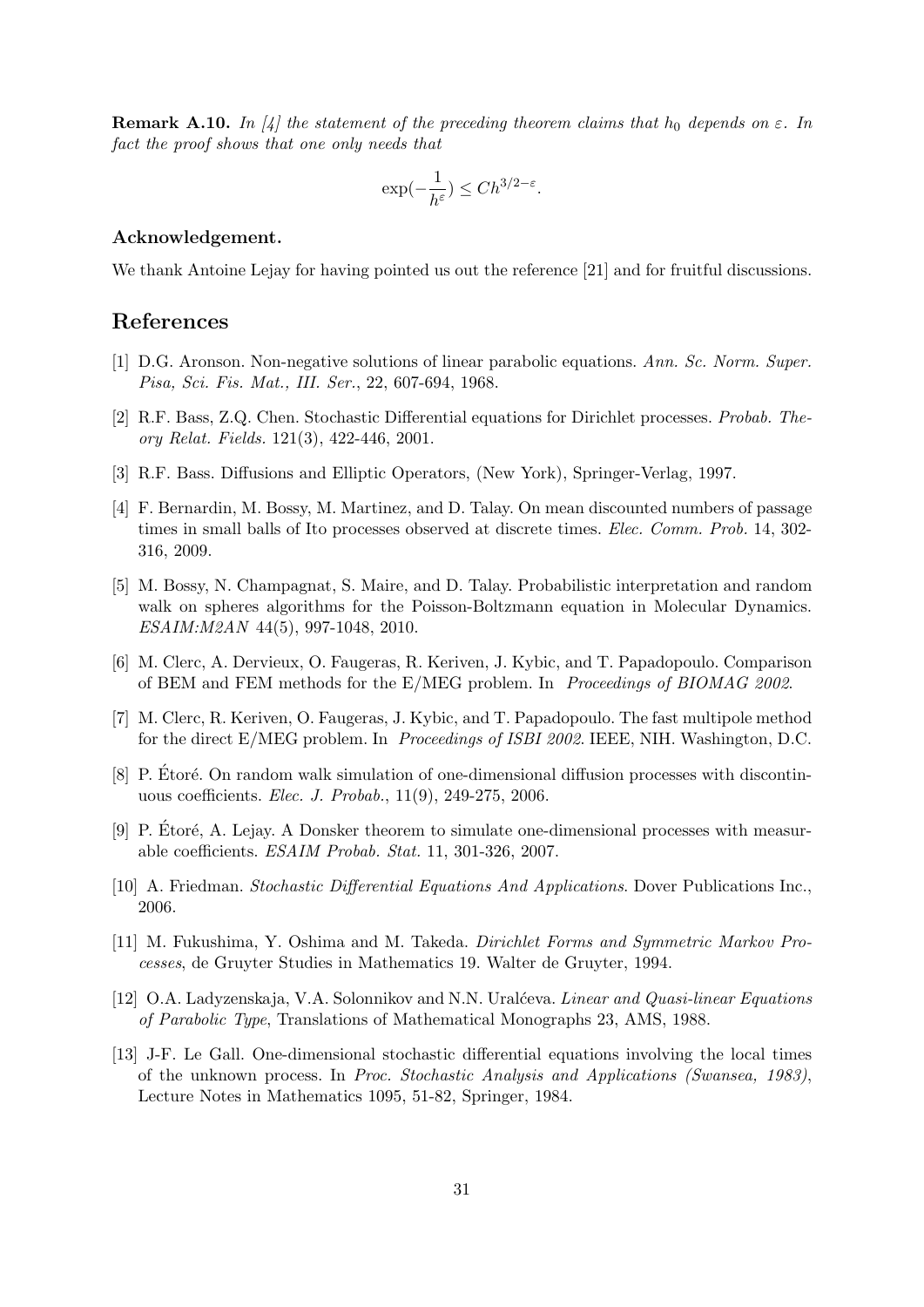**Remark A.10.** *In [4] the statement of the preceding theorem claims that $h_0$ depends on $\varepsilon$. In fact the proof shows that one only needs that*

$$\exp(-\frac{1}{h^{\varepsilon}}) \leq Ch^{3/2-\varepsilon}.$$

**Acknowledgement.**

We thank Antoine Lejay for having pointed us out the reference [21] and for fruitful discussions.

## References

[1] D.G. Aronson. Non-negative solutions of linear parabolic equations. *Ann. Sc. Norm. Super. Pisa, Sci. Fis. Mat., III. Ser.*, 22, 607-694, 1968.

[2] R.F. Bass, Z.Q. Chen. Stochastic Differential equations for Dirichlet processes. *Probab. Theory Relat. Fields.* 121(3), 422-446, 2001.

[3] R.F. Bass. Diffusions and Elliptic Operators, (New York), Springer-Verlag, 1997.

[4] F. Bernardin, M. Bossy, M. Martinez, and D. Talay. On mean discounted numbers of passage times in small balls of Ito processes observed at discrete times. *Elec. Comm. Prob.* 14, 302-316, 2009.

[5] M. Bossy, N. Champagnat, S. Maire, and D. Talay. Probabilistic interpretation and random walk on spheres algorithms for the Poisson-Boltzmann equation in Molecular Dynamics. *ESAIM:M2AN* 44(5), 997-1048, 2010.

[6] M. Clerc, A. Dervieux, O. Faugeras, R. Keriven, J. Kybic, and T. Papadopoulo. Comparison of BEM and FEM methods for the E/MEG problem. In *Proceedings of BIOMAG 2002*.

[7] M. Clerc, R. Keriven, O. Faugeras, J. Kybic, and T. Papadopoulo. The fast multipole method for the direct E/MEG problem. In *Proceedings of ISBI 2002*. IEEE, NIH. Washington, D.C.

[8] P. Étoré. On random walk simulation of one-dimensional diffusion processes with discontinuous coefficients. *Elec. J. Probab.*, 11(9), 249-275, 2006.

[9] P. Étoré, A. Lejay. A Donsker theorem to simulate one-dimensional processes with measurable coefficients. *ESAIM Probab. Stat.* 11, 301-326, 2007.

[10] A. Friedman. *Stochastic Differential Equations And Applications*. Dover Publications Inc., 2006.

[11] M. Fukushima, Y. Oshima and M. Takeda. *Dirichlet Forms and Symmetric Markov Processes*, de Gruyter Studies in Mathematics 19. Walter de Gruyter, 1994.

[12] O.A. Ladyzenskaja, V.A. Solonnikov and N.N. Uralćeva. *Linear and Quasi-linear Equations of Parabolic Type*, Translations of Mathematical Monographs 23, AMS, 1988.

[13] J-F. Le Gall. One-dimensional stochastic differential equations involving the local times of the unknown process. In *Proc. Stochastic Analysis and Applications (Swansea, 1983)*, Lecture Notes in Mathematics 1095, 51-82, Springer, 1984.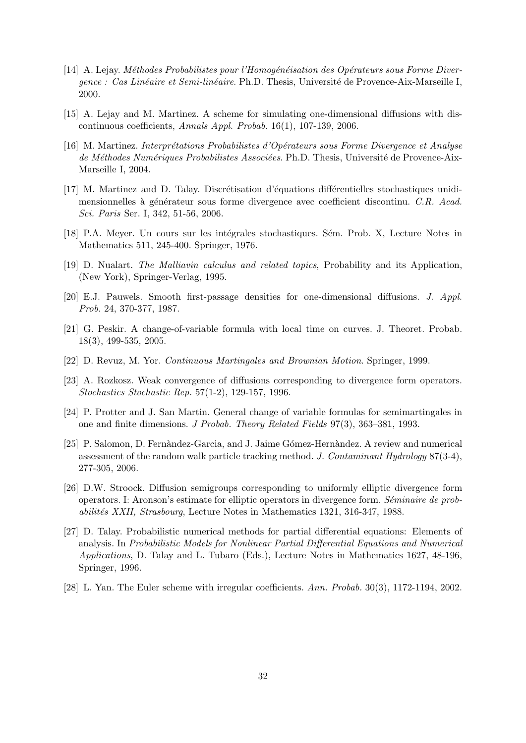[14] A. Lejay. *Méthodes Probabilistes pour l'Homogénéisation des Opérateurs sous Forme Divergence : Cas Linéaire et Semi-linéaire*. Ph.D. Thesis, Université de Provence-Aix-Marseille I, 2000.

[15] A. Lejay and M. Martinez. A scheme for simulating one-dimensional diffusions with discontinuous coefficients, *Annals Appl. Probab.* 16(1), 107-139, 2006.

[16] M. Martinez. *Interprétations Probabilistes d'Opérateurs sous Forme Divergence et Analyse de Méthodes Numériques Probabilistes Associées*. Ph.D. Thesis, Université de Provence-Aix-Marseille I, 2004.

[17] M. Martinez and D. Talay. Discrétisation d'équations différentielles stochastiques unidimensionnelles à générateur sous forme divergence avec coefficient discontinu. *C.R. Acad. Sci. Paris* Ser. I, 342, 51-56, 2006.

[18] P.A. Meyer. Un cours sur les intégrales stochastiques. Sém. Prob. X, Lecture Notes in Mathematics 511, 245-400. Springer, 1976.

[19] D. Nualart. *The Malliavin calculus and related topics*, Probability and its Application, (New York), Springer-Verlag, 1995.

[20] E.J. Pauwels. Smooth first-passage densities for one-dimensional diffusions. *J. Appl. Prob.* 24, 370-377, 1987.

[21] G. Peskir. A change-of-variable formula with local time on curves. J. Theoret. Probab. 18(3), 499-535, 2005.

[22] D. Revuz, M. Yor. *Continuous Martingales and Brownian Motion*. Springer, 1999.

[23] A. Rozkosz. Weak convergence of diffusions corresponding to divergence form operators. *Stochastics Stochastic Rep.* 57(1-2), 129-157, 1996.

[24] P. Protter and J. San Martin. General change of variable formulas for semimartingales in one and finite dimensions. *J Probab. Theory Related Fields* 97(3), 363–381, 1993.

[25] P. Salomon, D. Fernàndez-Garcia, and J. Jaime Gómez-Hernàndez. A review and numerical assessment of the random walk particle tracking method. *J. Contaminant Hydrology* 87(3-4), 277-305, 2006.

[26] D.W. Stroock. Diffusion semigroups corresponding to uniformly elliptic divergence form operators. I: Aronson's estimate for elliptic operators in divergence form. *Séminaire de probabilités XXII, Strasbourg*, Lecture Notes in Mathematics 1321, 316-347, 1988.

[27] D. Talay. Probabilistic numerical methods for partial differential equations: Elements of analysis. In *Probabilistic Models for Nonlinear Partial Differential Equations and Numerical Applications*, D. Talay and L. Tubaro (Eds.), Lecture Notes in Mathematics 1627, 48-196, Springer, 1996.

[28] L. Yan. The Euler scheme with irregular coefficients. *Ann. Probab.* 30(3), 1172-1194, 2002.